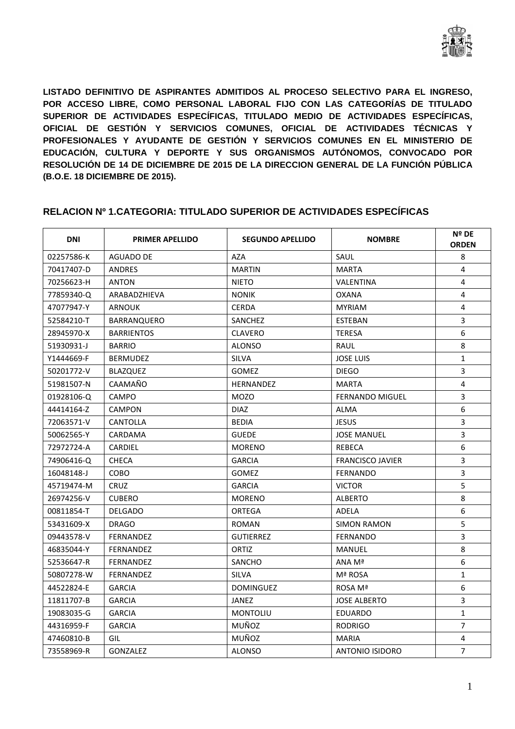**LISTADO DEFINITIVO DE ASPIRANTES ADMITIDOS AL PROCESO SELECTIVO PARA EL INGRESO, POR ACCESO LIBRE, COMO PERSONAL LABORAL FIJO CON LAS CATEGORÍAS DE TITULADO SUPERIOR DE ACTIVIDADES ESPECÍFICAS, TITULADO MEDIO DE ACTIVIDADES ESPECÍFICAS, OFICIAL DE GESTIÓN Y SERVICIOS COMUNES, OFICIAL DE ACTIVIDADES TÉCNICAS Y PROFESIONALES Y AYUDANTE DE GESTIÓN Y SERVICIOS COMUNES EN EL MINISTERIO DE EDUCACIÓN, CULTURA Y DEPORTE Y SUS ORGANISMOS AUTÓNOMOS, CONVOCADO POR RESOLUCIÓN DE 14 DE DICIEMBRE DE 2015 DE LA DIRECCION GENERAL DE LA FUNCIÓN PÚBLICA (B.O.E. 18 DICIEMBRE DE 2015).**

## RELACION Nº 1.CATEGORIA: TITULADO SUPERIOR DE ACTIVIDADES ESPECÍFICAS

| DNI | PRIMER APELLIDO | SEGUNDO APELLIDO | NOMBRE | Nº DE ORDEN |
|---|---|---|---|---|
| 02257586-K | AGUADO DE | AZA | SAUL | 8 |
| 70417407-D | ANDRES | MARTIN | MARTA | 4 |
| 70256623-H | ANTON | NIETO | VALENTINA | 4 |
| 77859340-Q | ARABADZHIEVA | NONIK | OXANA | 4 |
| 47077947-Y | ARNOUK | CERDA | MYRIAM | 4 |
| 52584210-T | BARRANQUERO | SANCHEZ | ESTEBAN | 3 |
| 28945970-X | BARRIENTOS | CLAVERO | TERESA | 6 |
| 51930931-J | BARRIO | ALONSO | RAUL | 8 |
| Y1444669-F | BERMUDEZ | SILVA | JOSE LUIS | 1 |
| 50201772-V | BLAZQUEZ | GOMEZ | DIEGO | 3 |
| 51981507-N | CAAMAÑO | HERNANDEZ | MARTA | 4 |
| 01928106-Q | CAMPO | MOZO | FERNANDO MIGUEL | 3 |
| 44414164-Z | CAMPON | DIAZ | ALMA | 6 |
| 72063571-V | CANTOLLA | BEDIA | JESUS | 3 |
| 50062565-Y | CARDAMA | GUEDE | JOSE MANUEL | 3 |
| 72972724-A | CARDIEL | MORENO | REBECA | 6 |
| 74906416-Q | CHECA | GARCIA | FRANCISCO JAVIER | 3 |
| 16048148-J | COBO | GOMEZ | FERNANDO | 3 |
| 45719474-M | CRUZ | GARCIA | VICTOR | 5 |
| 26974256-V | CUBERO | MORENO | ALBERTO | 8 |
| 00811854-T | DELGADO | ORTEGA | ADELA | 6 |
| 53431609-X | DRAGO | ROMAN | SIMON RAMON | 5 |
| 09443578-V | FERNANDEZ | GUTIERREZ | FERNANDO | 3 |
| 46835044-Y | FERNANDEZ | ORTIZ | MANUEL | 8 |
| 52536647-R | FERNANDEZ | SANCHO | ANA Mª | 6 |
| 50807278-W | FERNANDEZ | SILVA | Mª ROSA | 1 |
| 44522824-E | GARCIA | DOMINGUEZ | ROSA Mª | 6 |
| 11811707-B | GARCIA | JANEZ | JOSE ALBERTO | 3 |
| 19083035-G | GARCIA | MONTOLIU | EDUARDO | 1 |
| 44316959-F | GARCIA | MUÑOZ | RODRIGO | 7 |
| 47460810-B | GIL | MUÑOZ | MARIA | 4 |
| 73558969-R | GONZALEZ | ALONSO | ANTONIO ISIDORO | 7 |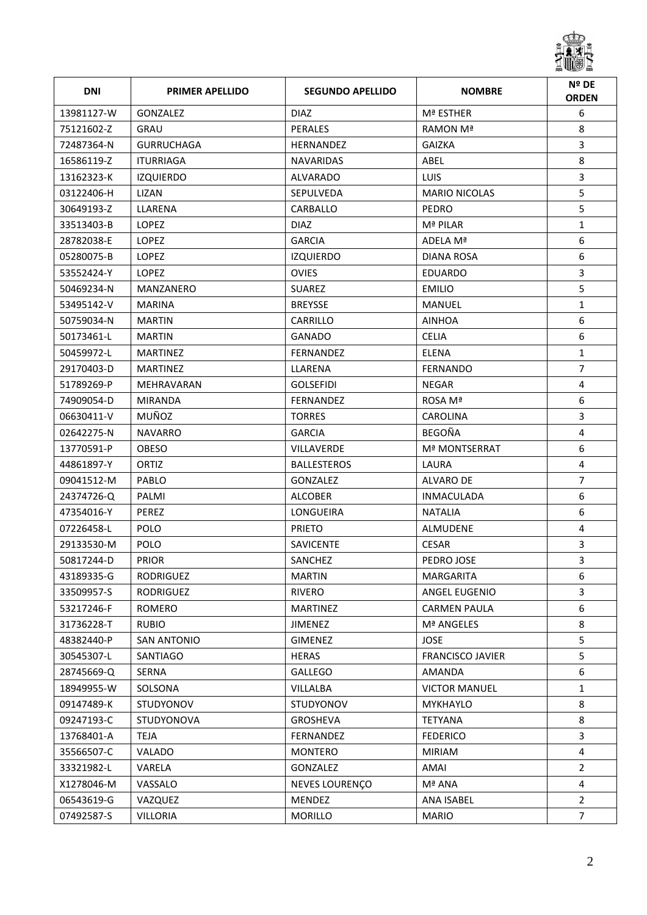| DNI | PRIMER APELLIDO | SEGUNDO APELLIDO | NOMBRE | Nº DE ORDEN |
|---|---|---|---|---|
| 13981127-W | GONZALEZ | DIAZ | Mª ESTHER | 6 |
| 75121602-Z | GRAU | PERALES | RAMON Mª | 8 |
| 72487364-N | GURRUCHAGA | HERNANDEZ | GAIZKA | 3 |
| 16586119-Z | ITURRIAGA | NAVARIDAS | ABEL | 8 |
| 13162323-K | IZQUIERDO | ALVARADO | LUIS | 3 |
| 03122406-H | LIZAN | SEPULVEDA | MARIO NICOLAS | 5 |
| 30649193-Z | LLARENA | CARBALLO | PEDRO | 5 |
| 33513403-B | LOPEZ | DIAZ | Mª PILAR | 1 |
| 28782038-E | LOPEZ | GARCIA | ADELA Mª | 6 |
| 05280075-B | LOPEZ | IZQUIERDO | DIANA ROSA | 6 |
| 53552424-Y | LOPEZ | OVIES | EDUARDO | 3 |
| 50469234-N | MANZANERO | SUAREZ | EMILIO | 5 |
| 53495142-V | MARINA | BREYSSE | MANUEL | 1 |
| 50759034-N | MARTIN | CARRILLO | AINHOA | 6 |
| 50173461-L | MARTIN | GANADO | CELIA | 6 |
| 50459972-L | MARTINEZ | FERNANDEZ | ELENA | 1 |
| 29170403-D | MARTINEZ | LLARENA | FERNANDO | 7 |
| 51789269-P | MEHRAVARAN | GOLSEFIDI | NEGAR | 4 |
| 74909054-D | MIRANDA | FERNANDEZ | ROSA Mª | 6 |
| 06630411-V | MUÑOZ | TORRES | CAROLINA | 3 |
| 02642275-N | NAVARRO | GARCIA | BEGOÑA | 4 |
| 13770591-P | OBESO | VILLAVERDE | Mª MONTSERRAT | 6 |
| 44861897-Y | ORTIZ | BALLESTEROS | LAURA | 4 |
| 09041512-M | PABLO | GONZALEZ | ALVARO DE | 7 |
| 24374726-Q | PALMI | ALCOBER | INMACULADA | 6 |
| 47354016-Y | PEREZ | LONGUEIRA | NATALIA | 6 |
| 07226458-L | POLO | PRIETO | ALMUDENE | 4 |
| 29133530-M | POLO | SAVICENTE | CESAR | 3 |
| 50817244-D | PRIOR | SANCHEZ | PEDRO JOSE | 3 |
| 43189335-G | RODRIGUEZ | MARTIN | MARGARITA | 6 |
| 33509957-S | RODRIGUEZ | RIVERO | ANGEL EUGENIO | 3 |
| 53217246-F | ROMERO | MARTINEZ | CARMEN PAULA | 6 |
| 31736228-T | RUBIO | JIMENEZ | Mª ANGELES | 8 |
| 48382440-P | SAN ANTONIO | GIMENEZ | JOSE | 5 |
| 30545307-L | SANTIAGO | HERAS | FRANCISCO JAVIER | 5 |
| 28745669-Q | SERNA | GALLEGO | AMANDA | 6 |
| 18949955-W | SOLSONA | VILLALBA | VICTOR MANUEL | 1 |
| 09147489-K | STUDYONOV | STUDYONOV | MYKHAYLO | 8 |
| 09247193-C | STUDYONOVA | GROSHEVA | TETYANA | 8 |
| 13768401-A | TEJA | FERNANDEZ | FEDERICO | 3 |
| 35566507-C | VALADO | MONTERO | MIRIAM | 4 |
| 33321982-L | VARELA | GONZALEZ | AMAI | 2 |
| X1278046-M | VASSALO | NEVES LOURENÇO | Mª ANA | 4 |
| 06543619-G | VAZQUEZ | MENDEZ | ANA ISABEL | 2 |
| 07492587-S | VILLORIA | MORILLO | MARIO | 7 |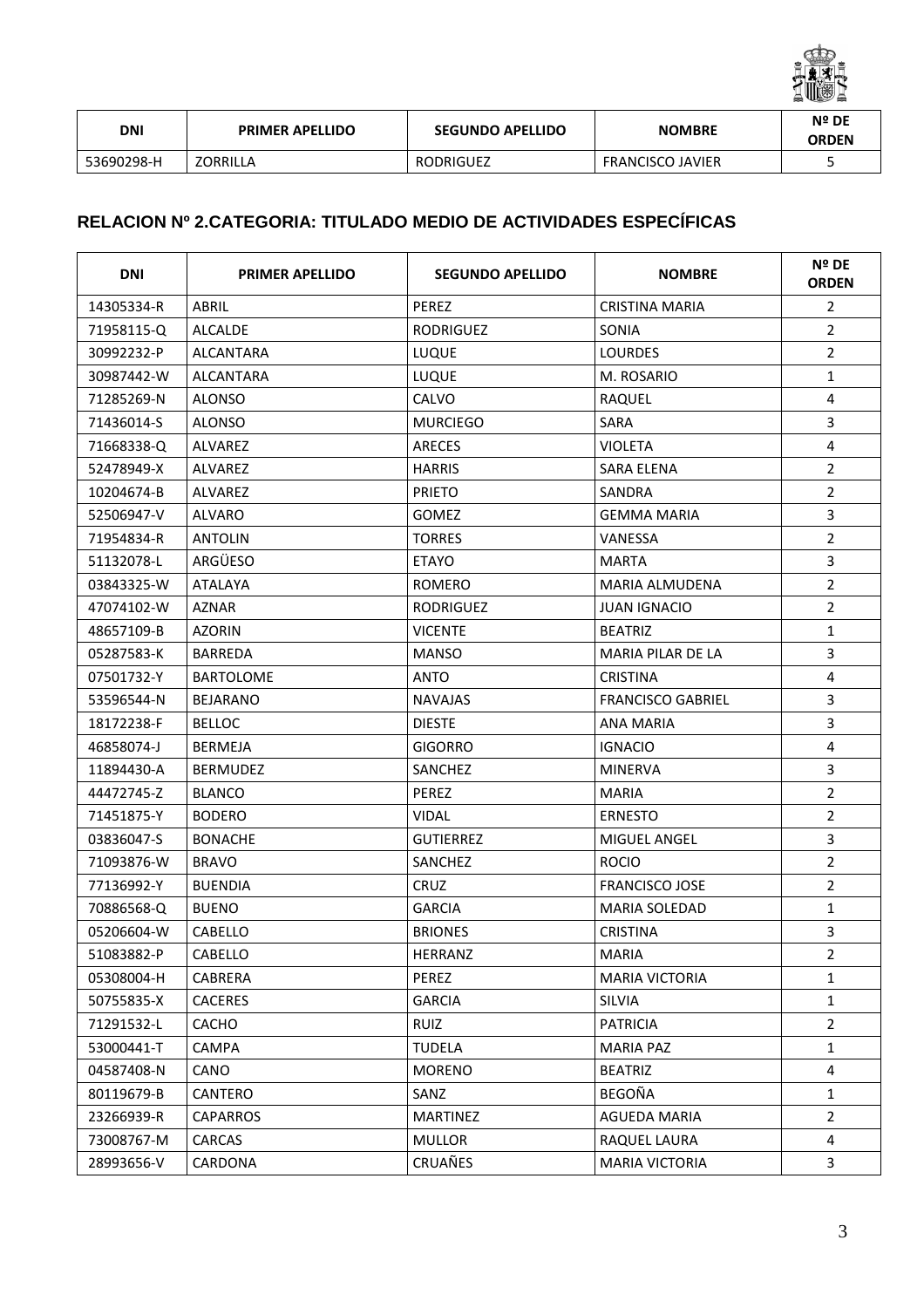| DNI | PRIMER APELLIDO | SEGUNDO APELLIDO | NOMBRE | Nº DE ORDEN |
|---|---|---|---|---|
| 53690298-H | ZORRILLA | RODRIGUEZ | FRANCISCO JAVIER | 5 |

## RELACION Nº 2.CATEGORIA: TITULADO MEDIO DE ACTIVIDADES ESPECÍFICAS

| DNI | PRIMER APELLIDO | SEGUNDO APELLIDO | NOMBRE | Nº DE ORDEN |
|---|---|---|---|---|
| 14305334-R | ABRIL | PEREZ | CRISTINA MARIA | 2 |
| 71958115-Q | ALCALDE | RODRIGUEZ | SONIA | 2 |
| 30992232-P | ALCANTARA | LUQUE | LOURDES | 2 |
| 30987442-W | ALCANTARA | LUQUE | M. ROSARIO | 1 |
| 71285269-N | ALONSO | CALVO | RAQUEL | 4 |
| 71436014-S | ALONSO | MURCIEGO | SARA | 3 |
| 71668338-Q | ALVAREZ | ARECES | VIOLETA | 4 |
| 52478949-X | ALVAREZ | HARRIS | SARA ELENA | 2 |
| 10204674-B | ALVAREZ | PRIETO | SANDRA | 2 |
| 52506947-V | ALVARO | GOMEZ | GEMMA MARIA | 3 |
| 71954834-R | ANTOLIN | TORRES | VANESSA | 2 |
| 51132078-L | ARGÜESO | ETAYO | MARTA | 3 |
| 03843325-W | ATALAYA | ROMERO | MARIA ALMUDENA | 2 |
| 47074102-W | AZNAR | RODRIGUEZ | JUAN IGNACIO | 2 |
| 48657109-B | AZORIN | VICENTE | BEATRIZ | 1 |
| 05287583-K | BARREDA | MANSO | MARIA PILAR DE LA | 3 |
| 07501732-Y | BARTOLOME | ANTO | CRISTINA | 4 |
| 53596544-N | BEJARANO | NAVAJAS | FRANCISCO GABRIEL | 3 |
| 18172238-F | BELLOC | DIESTE | ANA MARIA | 3 |
| 46858074-J | BERMEJA | GIGORRO | IGNACIO | 4 |
| 11894430-A | BERMUDEZ | SANCHEZ | MINERVA | 3 |
| 44472745-Z | BLANCO | PEREZ | MARIA | 2 |
| 71451875-Y | BODERO | VIDAL | ERNESTO | 2 |
| 03836047-S | BONACHE | GUTIERREZ | MIGUEL ANGEL | 3 |
| 71093876-W | BRAVO | SANCHEZ | ROCIO | 2 |
| 77136992-Y | BUENDIA | CRUZ | FRANCISCO JOSE | 2 |
| 70886568-Q | BUENO | GARCIA | MARIA SOLEDAD | 1 |
| 05206604-W | CABELLO | BRIONES | CRISTINA | 3 |
| 51083882-P | CABELLO | HERRANZ | MARIA | 2 |
| 05308004-H | CABRERA | PEREZ | MARIA VICTORIA | 1 |
| 50755835-X | CACERES | GARCIA | SILVIA | 1 |
| 71291532-L | CACHO | RUIZ | PATRICIA | 2 |
| 53000441-T | CAMPA | TUDELA | MARIA PAZ | 1 |
| 04587408-N | CANO | MORENO | BEATRIZ | 4 |
| 80119679-B | CANTERO | SANZ | BEGOÑA | 1 |
| 23266939-R | CAPARROS | MARTINEZ | AGUEDA MARIA | 2 |
| 73008767-M | CARCAS | MULLOR | RAQUEL LAURA | 4 |
| 28993656-V | CARDONA | CRUAÑES | MARIA VICTORIA | 3 |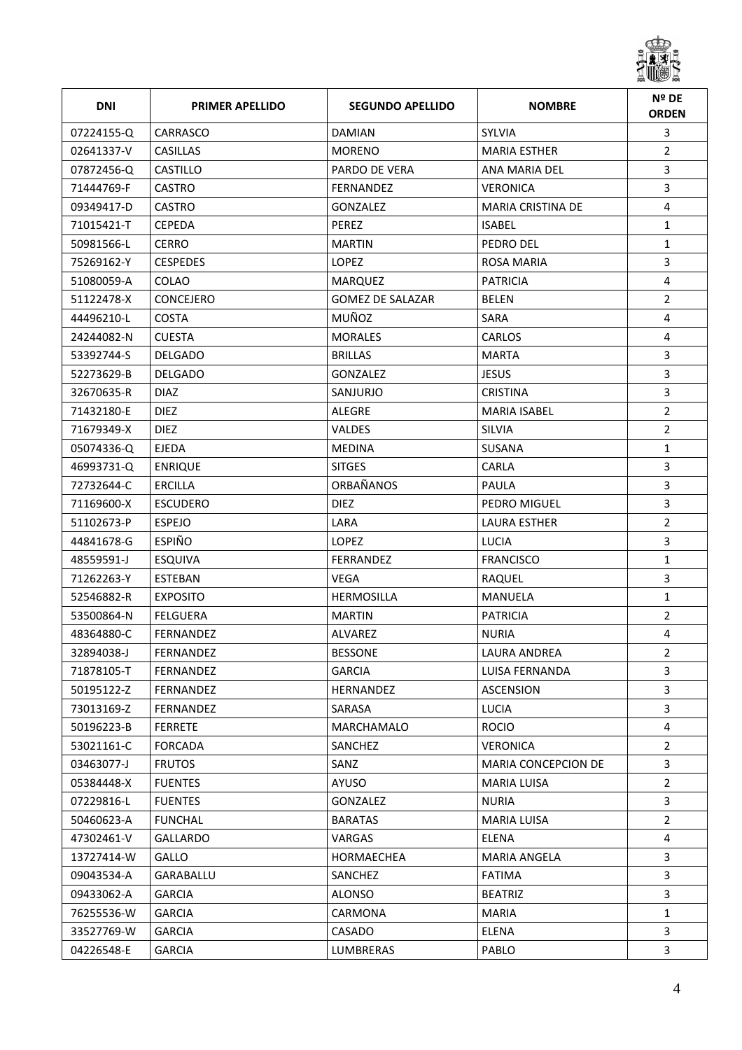| DNI | PRIMER APELLIDO | SEGUNDO APELLIDO | NOMBRE | Nº DE ORDEN |
|---|---|---|---|---|
| 07224155-Q | CARRASCO | DAMIAN | SYLVIA | 3 |
| 02641337-V | CASILLAS | MORENO | MARIA ESTHER | 2 |
| 07872456-Q | CASTILLO | PARDO DE VERA | ANA MARIA DEL | 3 |
| 71444769-F | CASTRO | FERNANDEZ | VERONICA | 3 |
| 09349417-D | CASTRO | GONZALEZ | MARIA CRISTINA DE | 4 |
| 71015421-T | CEPEDA | PEREZ | ISABEL | 1 |
| 50981566-L | CERRO | MARTIN | PEDRO DEL | 1 |
| 75269162-Y | CESPEDES | LOPEZ | ROSA MARIA | 3 |
| 51080059-A | COLAO | MARQUEZ | PATRICIA | 4 |
| 51122478-X | CONCEJERO | GOMEZ DE SALAZAR | BELEN | 2 |
| 44496210-L | COSTA | MUÑOZ | SARA | 4 |
| 24244082-N | CUESTA | MORALES | CARLOS | 4 |
| 53392744-S | DELGADO | BRILLAS | MARTA | 3 |
| 52273629-B | DELGADO | GONZALEZ | JESUS | 3 |
| 32670635-R | DIAZ | SANJURJO | CRISTINA | 3 |
| 71432180-E | DIEZ | ALEGRE | MARIA ISABEL | 2 |
| 71679349-X | DIEZ | VALDES | SILVIA | 2 |
| 05074336-Q | EJEDA | MEDINA | SUSANA | 1 |
| 46993731-Q | ENRIQUE | SITGES | CARLA | 3 |
| 72732644-C | ERCILLA | ORBAÑANOS | PAULA | 3 |
| 71169600-X | ESCUDERO | DIEZ | PEDRO MIGUEL | 3 |
| 51102673-P | ESPEJO | LARA | LAURA ESTHER | 2 |
| 44841678-G | ESPIÑO | LOPEZ | LUCIA | 3 |
| 48559591-J | ESQUIVA | FERRANDEZ | FRANCISCO | 1 |
| 71262263-Y | ESTEBAN | VEGA | RAQUEL | 3 |
| 52546882-R | EXPOSITO | HERMOSILLA | MANUELA | 1 |
| 53500864-N | FELGUERA | MARTIN | PATRICIA | 2 |
| 48364880-C | FERNANDEZ | ALVAREZ | NURIA | 4 |
| 32894038-J | FERNANDEZ | BESSONE | LAURA ANDREA | 2 |
| 71878105-T | FERNANDEZ | GARCIA | LUISA FERNANDA | 3 |
| 50195122-Z | FERNANDEZ | HERNANDEZ | ASCENSION | 3 |
| 73013169-Z | FERNANDEZ | SARASA | LUCIA | 3 |
| 50196223-B | FERRETE | MARCHAMALO | ROCIO | 4 |
| 53021161-C | FORCADA | SANCHEZ | VERONICA | 2 |
| 03463077-J | FRUTOS | SANZ | MARIA CONCEPCION DE | 3 |
| 05384448-X | FUENTES | AYUSO | MARIA LUISA | 2 |
| 07229816-L | FUENTES | GONZALEZ | NURIA | 3 |
| 50460623-A | FUNCHAL | BARATAS | MARIA LUISA | 2 |
| 47302461-V | GALLARDO | VARGAS | ELENA | 4 |
| 13727414-W | GALLO | HORMAECHEA | MARIA ANGELA | 3 |
| 09043534-A | GARABALLU | SANCHEZ | FATIMA | 3 |
| 09433062-A | GARCIA | ALONSO | BEATRIZ | 3 |
| 76255536-W | GARCIA | CARMONA | MARIA | 1 |
| 33527769-W | GARCIA | CASADO | ELENA | 3 |
| 04226548-E | GARCIA | LUMBRERAS | PABLO | 3 |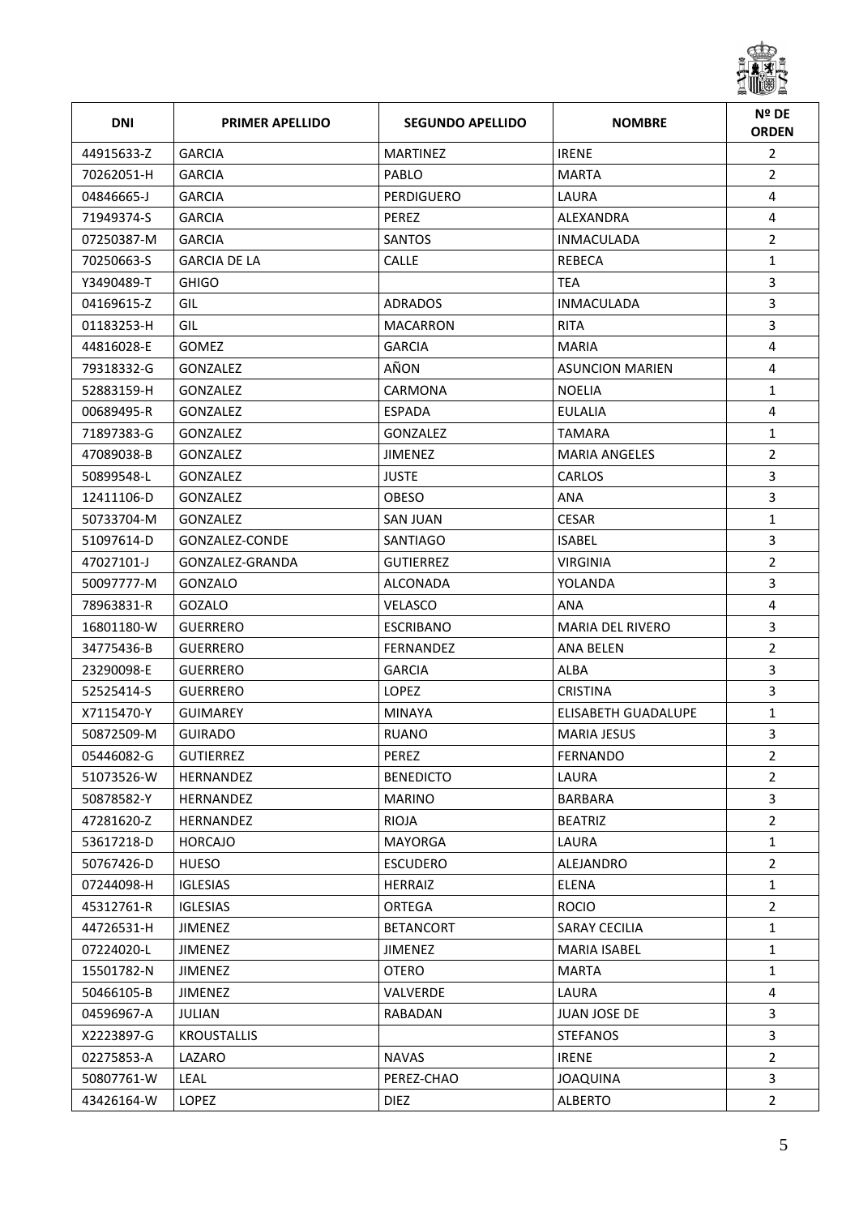| DNI | PRIMER APELLIDO | SEGUNDO APELLIDO | NOMBRE | Nº DE ORDEN |
|---|---|---|---|---|
| 44915633-Z | GARCIA | MARTINEZ | IRENE | 2 |
| 70262051-H | GARCIA | PABLO | MARTA | 2 |
| 04846665-J | GARCIA | PERDIGUERO | LAURA | 4 |
| 71949374-S | GARCIA | PEREZ | ALEXANDRA | 4 |
| 07250387-M | GARCIA | SANTOS | INMACULADA | 2 |
| 70250663-S | GARCIA DE LA | CALLE | REBECA | 1 |
| Y3490489-T | GHIGO | | TEA | 3 |
| 04169615-Z | GIL | ADRADOS | INMACULADA | 3 |
| 01183253-H | GIL | MACARRON | RITA | 3 |
| 44816028-E | GOMEZ | GARCIA | MARIA | 4 |
| 79318332-G | GONZALEZ | AÑON | ASUNCION MARIEN | 4 |
| 52883159-H | GONZALEZ | CARMONA | NOELIA | 1 |
| 00689495-R | GONZALEZ | ESPADA | EULALIA | 4 |
| 71897383-G | GONZALEZ | GONZALEZ | TAMARA | 1 |
| 47089038-B | GONZALEZ | JIMENEZ | MARIA ANGELES | 2 |
| 50899548-L | GONZALEZ | JUSTE | CARLOS | 3 |
| 12411106-D | GONZALEZ | OBESO | ANA | 3 |
| 50733704-M | GONZALEZ | SAN JUAN | CESAR | 1 |
| 51097614-D | GONZALEZ-CONDE | SANTIAGO | ISABEL | 3 |
| 47027101-J | GONZALEZ-GRANDA | GUTIERREZ | VIRGINIA | 2 |
| 50097777-M | GONZALO | ALCONADA | YOLANDA | 3 |
| 78963831-R | GOZALO | VELASCO | ANA | 4 |
| 16801180-W | GUERRERO | ESCRIBANO | MARIA DEL RIVERO | 3 |
| 34775436-B | GUERRERO | FERNANDEZ | ANA BELEN | 2 |
| 23290098-E | GUERRERO | GARCIA | ALBA | 3 |
| 52525414-S | GUERRERO | LOPEZ | CRISTINA | 3 |
| X7115470-Y | GUIMAREY | MINAYA | ELISABETH GUADALUPE | 1 |
| 50872509-M | GUIRADO | RUANO | MARIA JESUS | 3 |
| 05446082-G | GUTIERREZ | PEREZ | FERNANDO | 2 |
| 51073526-W | HERNANDEZ | BENEDICTO | LAURA | 2 |
| 50878582-Y | HERNANDEZ | MARINO | BARBARA | 3 |
| 47281620-Z | HERNANDEZ | RIOJA | BEATRIZ | 2 |
| 53617218-D | HORCAJO | MAYORGA | LAURA | 1 |
| 50767426-D | HUESO | ESCUDERO | ALEJANDRO | 2 |
| 07244098-H | IGLESIAS | HERRAIZ | ELENA | 1 |
| 45312761-R | IGLESIAS | ORTEGA | ROCIO | 2 |
| 44726531-H | JIMENEZ | BETANCORT | SARAY CECILIA | 1 |
| 07224020-L | JIMENEZ | JIMENEZ | MARIA ISABEL | 1 |
| 15501782-N | JIMENEZ | OTERO | MARTA | 1 |
| 50466105-B | JIMENEZ | VALVERDE | LAURA | 4 |
| 04596967-A | JULIAN | RABADAN | JUAN JOSE DE | 3 |
| X2223897-G | KROUSTALLIS | | STEFANOS | 3 |
| 02275853-A | LAZARO | NAVAS | IRENE | 2 |
| 50807761-W | LEAL | PEREZ-CHAO | JOAQUINA | 3 |
| 43426164-W | LOPEZ | DIEZ | ALBERTO | 2 |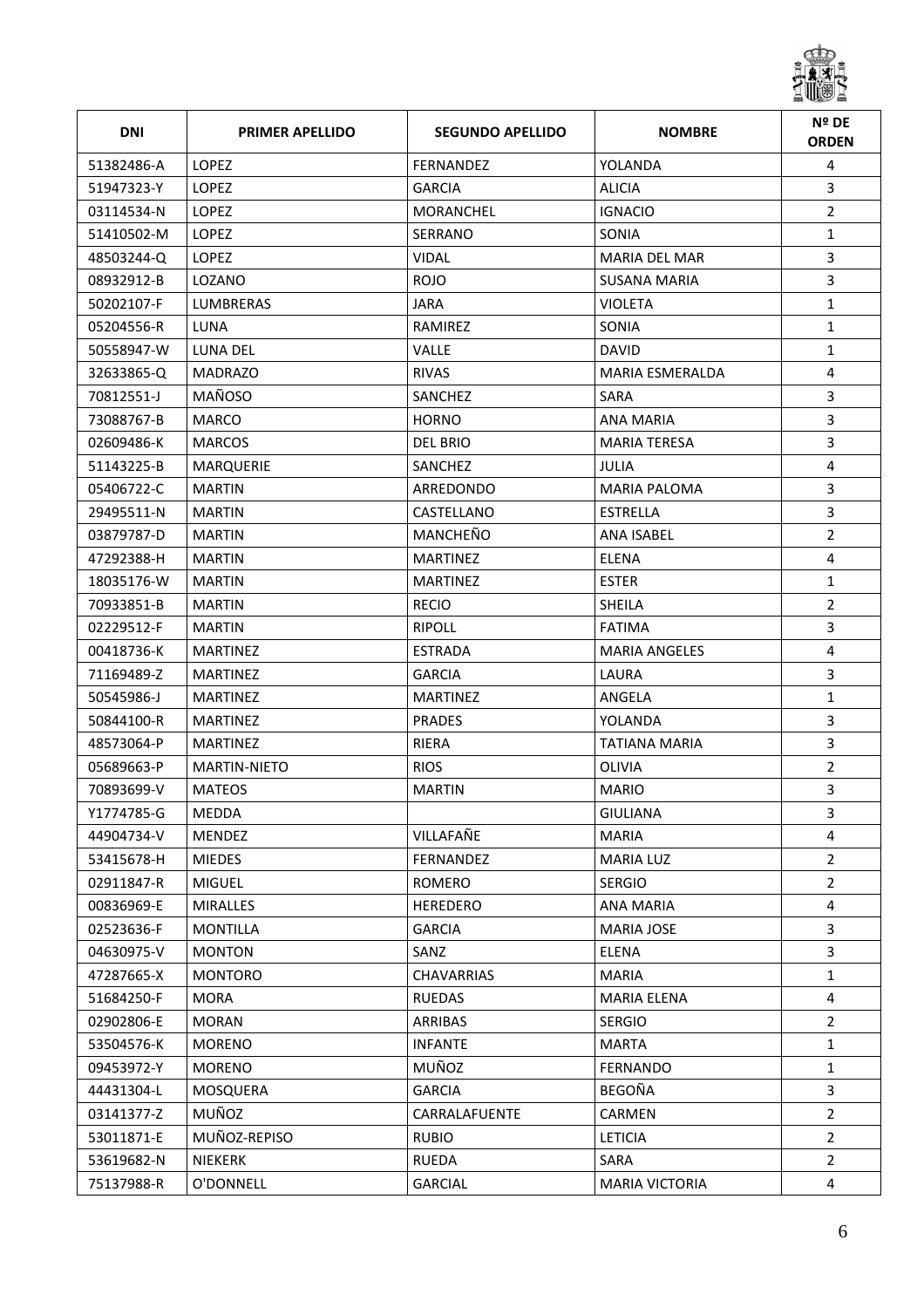| DNI | PRIMER APELLIDO | SEGUNDO APELLIDO | NOMBRE | Nº DE ORDEN |
|---|---|---|---|---|
| 51382486-A | LOPEZ | FERNANDEZ | YOLANDA | 4 |
| 51947323-Y | LOPEZ | GARCIA | ALICIA | 3 |
| 03114534-N | LOPEZ | MORANCHEL | IGNACIO | 2 |
| 51410502-M | LOPEZ | SERRANO | SONIA | 1 |
| 48503244-Q | LOPEZ | VIDAL | MARIA DEL MAR | 3 |
| 08932912-B | LOZANO | ROJO | SUSANA MARIA | 3 |
| 50202107-F | LUMBRERAS | JARA | VIOLETA | 1 |
| 05204556-R | LUNA | RAMIREZ | SONIA | 1 |
| 50558947-W | LUNA DEL | VALLE | DAVID | 1 |
| 32633865-Q | MADRAZO | RIVAS | MARIA ESMERALDA | 4 |
| 70812551-J | MAÑOSO | SANCHEZ | SARA | 3 |
| 73088767-B | MARCO | HORNO | ANA MARIA | 3 |
| 02609486-K | MARCOS | DEL BRIO | MARIA TERESA | 3 |
| 51143225-B | MARQUERIE | SANCHEZ | JULIA | 4 |
| 05406722-C | MARTIN | ARREDONDO | MARIA PALOMA | 3 |
| 29495511-N | MARTIN | CASTELLANO | ESTRELLA | 3 |
| 03879787-D | MARTIN | MANCHEÑO | ANA ISABEL | 2 |
| 47292388-H | MARTIN | MARTINEZ | ELENA | 4 |
| 18035176-W | MARTIN | MARTINEZ | ESTER | 1 |
| 70933851-B | MARTIN | RECIO | SHEILA | 2 |
| 02229512-F | MARTIN | RIPOLL | FATIMA | 3 |
| 00418736-K | MARTINEZ | ESTRADA | MARIA ANGELES | 4 |
| 71169489-Z | MARTINEZ | GARCIA | LAURA | 3 |
| 50545986-J | MARTINEZ | MARTINEZ | ANGELA | 1 |
| 50844100-R | MARTINEZ | PRADES | YOLANDA | 3 |
| 48573064-P | MARTINEZ | RIERA | TATIANA MARIA | 3 |
| 05689663-P | MARTIN-NIETO | RIOS | OLIVIA | 2 |
| 70893699-V | MATEOS | MARTIN | MARIO | 3 |
| Y1774785-G | MEDDA | | GIULIANA | 3 |
| 44904734-V | MENDEZ | VILLAFAÑE | MARIA | 4 |
| 53415678-H | MIEDES | FERNANDEZ | MARIA LUZ | 2 |
| 02911847-R | MIGUEL | ROMERO | SERGIO | 2 |
| 00836969-E | MIRALLES | HEREDERO | ANA MARIA | 4 |
| 02523636-F | MONTILLA | GARCIA | MARIA JOSE | 3 |
| 04630975-V | MONTON | SANZ | ELENA | 3 |
| 47287665-X | MONTORO | CHAVARRIAS | MARIA | 1 |
| 51684250-F | MORA | RUEDAS | MARIA ELENA | 4 |
| 02902806-E | MORAN | ARRIBAS | SERGIO | 2 |
| 53504576-K | MORENO | INFANTE | MARTA | 1 |
| 09453972-Y | MORENO | MUÑOZ | FERNANDO | 1 |
| 44431304-L | MOSQUERA | GARCIA | BEGOÑA | 3 |
| 03141377-Z | MUÑOZ | CARRALAFUENTE | CARMEN | 2 |
| 53011871-E | MUÑOZ-REPISO | RUBIO | LETICIA | 2 |
| 53619682-N | NIEKERK | RUEDA | SARA | 2 |
| 75137988-R | O'DONNELL | GARCIAL | MARIA VICTORIA | 4 |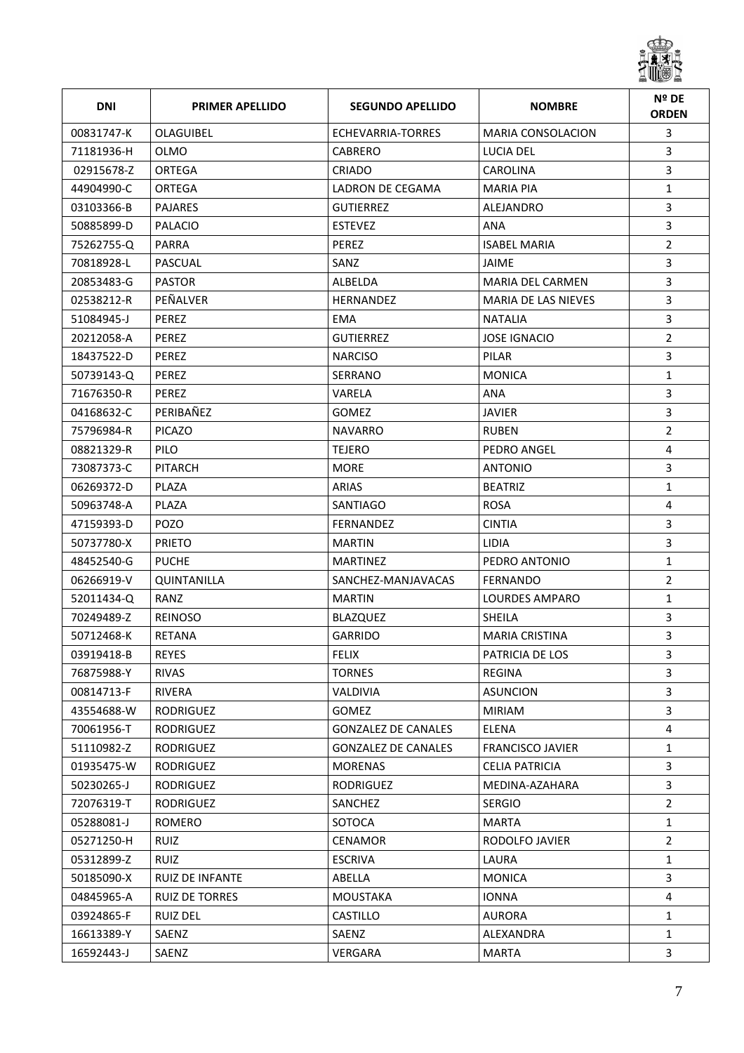| DNI | PRIMER APELLIDO | SEGUNDO APELLIDO | NOMBRE | Nº DE ORDEN |
|---|---|---|---|---|
| 00831747-K | OLAGUIBEL | ECHEVARRIA-TORRES | MARIA CONSOLACION | 3 |
| 71181936-H | OLMO | CABRERO | LUCIA DEL | 3 |
| 02915678-Z | ORTEGA | CRIADO | CAROLINA | 3 |
| 44904990-C | ORTEGA | LADRON DE CEGAMA | MARIA PIA | 1 |
| 03103366-B | PAJARES | GUTIERREZ | ALEJANDRO | 3 |
| 50885899-D | PALACIO | ESTEVEZ | ANA | 3 |
| 75262755-Q | PARRA | PEREZ | ISABEL MARIA | 2 |
| 70818928-L | PASCUAL | SANZ | JAIME | 3 |
| 20853483-G | PASTOR | ALBELDA | MARIA DEL CARMEN | 3 |
| 02538212-R | PEÑALVER | HERNANDEZ | MARIA DE LAS NIEVES | 3 |
| 51084945-J | PEREZ | EMA | NATALIA | 3 |
| 20212058-A | PEREZ | GUTIERREZ | JOSE IGNACIO | 2 |
| 18437522-D | PEREZ | NARCISO | PILAR | 3 |
| 50739143-Q | PEREZ | SERRANO | MONICA | 1 |
| 71676350-R | PEREZ | VARELA | ANA | 3 |
| 04168632-C | PERIBAÑEZ | GOMEZ | JAVIER | 3 |
| 75796984-R | PICAZO | NAVARRO | RUBEN | 2 |
| 08821329-R | PILO | TEJERO | PEDRO ANGEL | 4 |
| 73087373-C | PITARCH | MORE | ANTONIO | 3 |
| 06269372-D | PLAZA | ARIAS | BEATRIZ | 1 |
| 50963748-A | PLAZA | SANTIAGO | ROSA | 4 |
| 47159393-D | POZO | FERNANDEZ | CINTIA | 3 |
| 50737780-X | PRIETO | MARTIN | LIDIA | 3 |
| 48452540-G | PUCHE | MARTINEZ | PEDRO ANTONIO | 1 |
| 06266919-V | QUINTANILLA | SANCHEZ-MANJAVACAS | FERNANDO | 2 |
| 52011434-Q | RANZ | MARTIN | LOURDES AMPARO | 1 |
| 70249489-Z | REINOSO | BLAZQUEZ | SHEILA | 3 |
| 50712468-K | RETANA | GARRIDO | MARIA CRISTINA | 3 |
| 03919418-B | REYES | FELIX | PATRICIA DE LOS | 3 |
| 76875988-Y | RIVAS | TORNES | REGINA | 3 |
| 00814713-F | RIVERA | VALDIVIA | ASUNCION | 3 |
| 43554688-W | RODRIGUEZ | GOMEZ | MIRIAM | 3 |
| 70061956-T | RODRIGUEZ | GONZALEZ DE CANALES | ELENA | 4 |
| 51110982-Z | RODRIGUEZ | GONZALEZ DE CANALES | FRANCISCO JAVIER | 1 |
| 01935475-W | RODRIGUEZ | MORENAS | CELIA PATRICIA | 3 |
| 50230265-J | RODRIGUEZ | RODRIGUEZ | MEDINA-AZAHARA | 3 |
| 72076319-T | RODRIGUEZ | SANCHEZ | SERGIO | 2 |
| 05288081-J | ROMERO | SOTOCA | MARTA | 1 |
| 05271250-H | RUIZ | CENAMOR | RODOLFO JAVIER | 2 |
| 05312899-Z | RUIZ | ESCRIVA | LAURA | 1 |
| 50185090-X | RUIZ DE INFANTE | ABELLA | MONICA | 3 |
| 04845965-A | RUIZ DE TORRES | MOUSTAKA | IONNA | 4 |
| 03924865-F | RUIZ DEL | CASTILLO | AURORA | 1 |
| 16613389-Y | SAENZ | SAENZ | ALEXANDRA | 1 |
| 16592443-J | SAENZ | VERGARA | MARTA | 3 |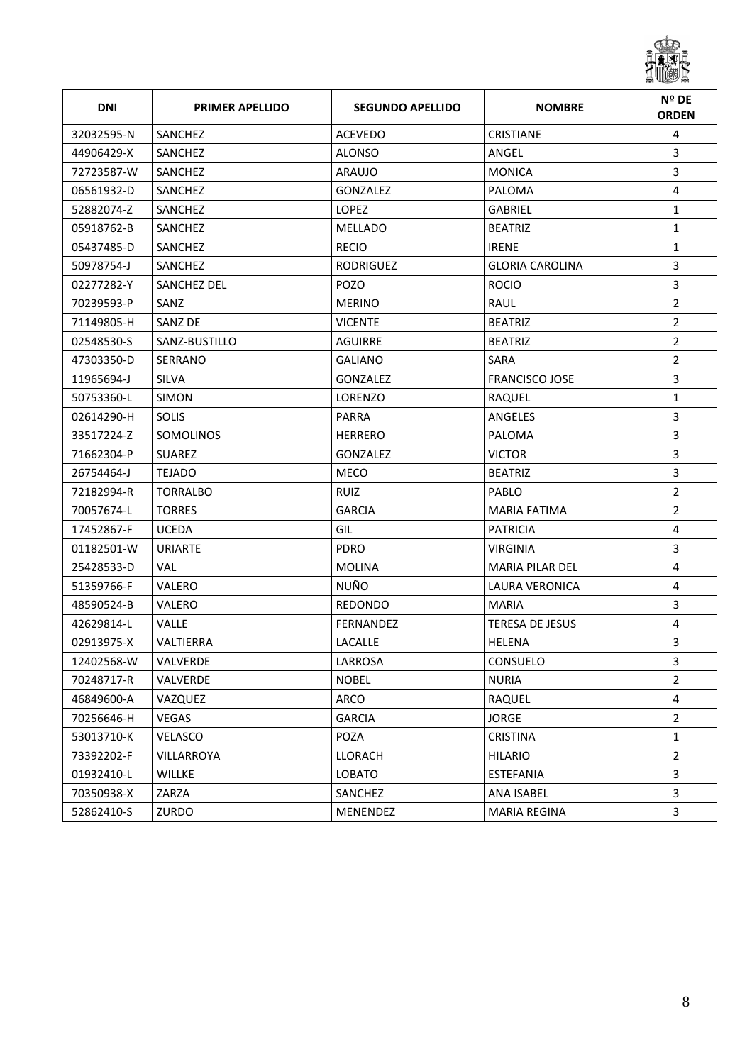| DNI | PRIMER APELLIDO | SEGUNDO APELLIDO | NOMBRE | Nº DE ORDEN |
|---|---|---|---|---|
| 32032595-N | SANCHEZ | ACEVEDO | CRISTIANE | 4 |
| 44906429-X | SANCHEZ | ALONSO | ANGEL | 3 |
| 72723587-W | SANCHEZ | ARAUJO | MONICA | 3 |
| 06561932-D | SANCHEZ | GONZALEZ | PALOMA | 4 |
| 52882074-Z | SANCHEZ | LOPEZ | GABRIEL | 1 |
| 05918762-B | SANCHEZ | MELLADO | BEATRIZ | 1 |
| 05437485-D | SANCHEZ | RECIO | IRENE | 1 |
| 50978754-J | SANCHEZ | RODRIGUEZ | GLORIA CAROLINA | 3 |
| 02277282-Y | SANCHEZ DEL | POZO | ROCIO | 3 |
| 70239593-P | SANZ | MERINO | RAUL | 2 |
| 71149805-H | SANZ DE | VICENTE | BEATRIZ | 2 |
| 02548530-S | SANZ-BUSTILLO | AGUIRRE | BEATRIZ | 2 |
| 47303350-D | SERRANO | GALIANO | SARA | 2 |
| 11965694-J | SILVA | GONZALEZ | FRANCISCO JOSE | 3 |
| 50753360-L | SIMON | LORENZO | RAQUEL | 1 |
| 02614290-H | SOLIS | PARRA | ANGELES | 3 |
| 33517224-Z | SOMOLINOS | HERRERO | PALOMA | 3 |
| 71662304-P | SUAREZ | GONZALEZ | VICTOR | 3 |
| 26754464-J | TEJADO | MECO | BEATRIZ | 3 |
| 72182994-R | TORRALBO | RUIZ | PABLO | 2 |
| 70057674-L | TORRES | GARCIA | MARIA FATIMA | 2 |
| 17452867-F | UCEDA | GIL | PATRICIA | 4 |
| 01182501-W | URIARTE | PDRO | VIRGINIA | 3 |
| 25428533-D | VAL | MOLINA | MARIA PILAR DEL | 4 |
| 51359766-F | VALERO | NUÑO | LAURA VERONICA | 4 |
| 48590524-B | VALERO | REDONDO | MARIA | 3 |
| 42629814-L | VALLE | FERNANDEZ | TERESA DE JESUS | 4 |
| 02913975-X | VALTIERRA | LACALLE | HELENA | 3 |
| 12402568-W | VALVERDE | LARROSA | CONSUELO | 3 |
| 70248717-R | VALVERDE | NOBEL | NURIA | 2 |
| 46849600-A | VAZQUEZ | ARCO | RAQUEL | 4 |
| 70256646-H | VEGAS | GARCIA | JORGE | 2 |
| 53013710-K | VELASCO | POZA | CRISTINA | 1 |
| 73392202-F | VILLARROYA | LLORACH | HILARIO | 2 |
| 01932410-L | WILLKE | LOBATO | ESTEFANIA | 3 |
| 70350938-X | ZARZA | SANCHEZ | ANA ISABEL | 3 |
| 52862410-S | ZURDO | MENENDEZ | MARIA REGINA | 3 |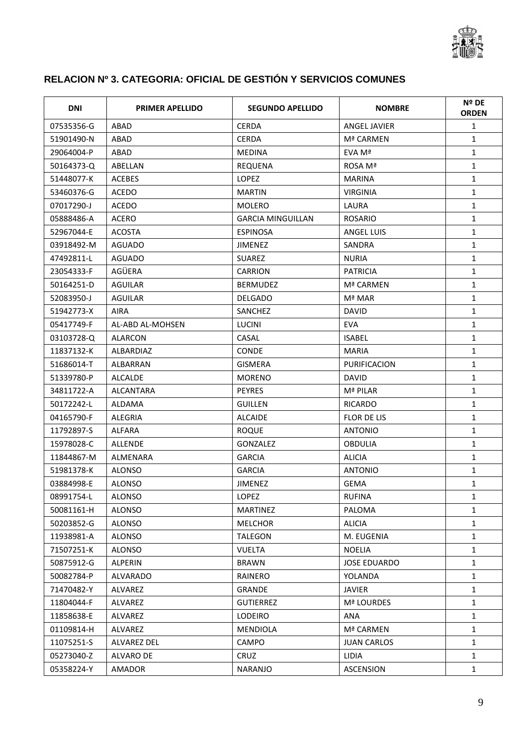## RELACION Nº 3. CATEGORIA: OFICIAL DE GESTIÓN Y SERVICIOS COMUNES

| DNI | PRIMER APELLIDO | SEGUNDO APELLIDO | NOMBRE | Nº DE ORDEN |
|---|---|---|---|---|
| 07535356-G | ABAD | CERDA | ANGEL JAVIER | 1 |
| 51901490-N | ABAD | CERDA | Mª CARMEN | 1 |
| 29064004-P | ABAD | MEDINA | EVA Mª | 1 |
| 50164373-Q | ABELLAN | REQUENA | ROSA Mª | 1 |
| 51448077-K | ACEBES | LOPEZ | MARINA | 1 |
| 53460376-G | ACEDO | MARTIN | VIRGINIA | 1 |
| 07017290-J | ACEDO | MOLERO | LAURA | 1 |
| 05888486-A | ACERO | GARCIA MINGUILLAN | ROSARIO | 1 |
| 52967044-E | ACOSTA | ESPINOSA | ANGEL LUIS | 1 |
| 03918492-M | AGUADO | JIMENEZ | SANDRA | 1 |
| 47492811-L | AGUADO | SUAREZ | NURIA | 1 |
| 23054333-F | AGÜERA | CARRION | PATRICIA | 1 |
| 50164251-D | AGUILAR | BERMUDEZ | Mª CARMEN | 1 |
| 52083950-J | AGUILAR | DELGADO | Mª MAR | 1 |
| 51942773-X | AIRA | SANCHEZ | DAVID | 1 |
| 05417749-F | AL-ABD AL-MOHSEN | LUCINI | EVA | 1 |
| 03103728-Q | ALARCON | CASAL | ISABEL | 1 |
| 11837132-K | ALBARDIAZ | CONDE | MARIA | 1 |
| 51686014-T | ALBARRAN | GISMERA | PURIFICACION | 1 |
| 51339780-P | ALCALDE | MORENO | DAVID | 1 |
| 34811722-A | ALCANTARA | PEYRES | Mª PILAR | 1 |
| 50172242-L | ALDAMA | GUILLEN | RICARDO | 1 |
| 04165790-F | ALEGRIA | ALCAIDE | FLOR DE LIS | 1 |
| 11792897-S | ALFARA | ROQUE | ANTONIO | 1 |
| 15978028-C | ALLENDE | GONZALEZ | OBDULIA | 1 |
| 11844867-M | ALMENARA | GARCIA | ALICIA | 1 |
| 51981378-K | ALONSO | GARCIA | ANTONIO | 1 |
| 03884998-E | ALONSO | JIMENEZ | GEMA | 1 |
| 08991754-L | ALONSO | LOPEZ | RUFINA | 1 |
| 50081161-H | ALONSO | MARTINEZ | PALOMA | 1 |
| 50203852-G | ALONSO | MELCHOR | ALICIA | 1 |
| 11938981-A | ALONSO | TALEGON | M. EUGENIA | 1 |
| 71507251-K | ALONSO | VUELTA | NOELIA | 1 |
| 50875912-G | ALPERIN | BRAWN | JOSE EDUARDO | 1 |
| 50082784-P | ALVARADO | RAINERO | YOLANDA | 1 |
| 71470482-Y | ALVAREZ | GRANDE | JAVIER | 1 |
| 11804044-F | ALVAREZ | GUTIERREZ | Mª LOURDES | 1 |
| 11858638-E | ALVAREZ | LODEIRO | ANA | 1 |
| 01109814-H | ALVAREZ | MENDIOLA | Mª CARMEN | 1 |
| 11075251-S | ALVAREZ DEL | CAMPO | JUAN CARLOS | 1 |
| 05273040-Z | ALVARO DE | CRUZ | LIDIA | 1 |
| 05358224-Y | AMADOR | NARANJO | ASCENSION | 1 |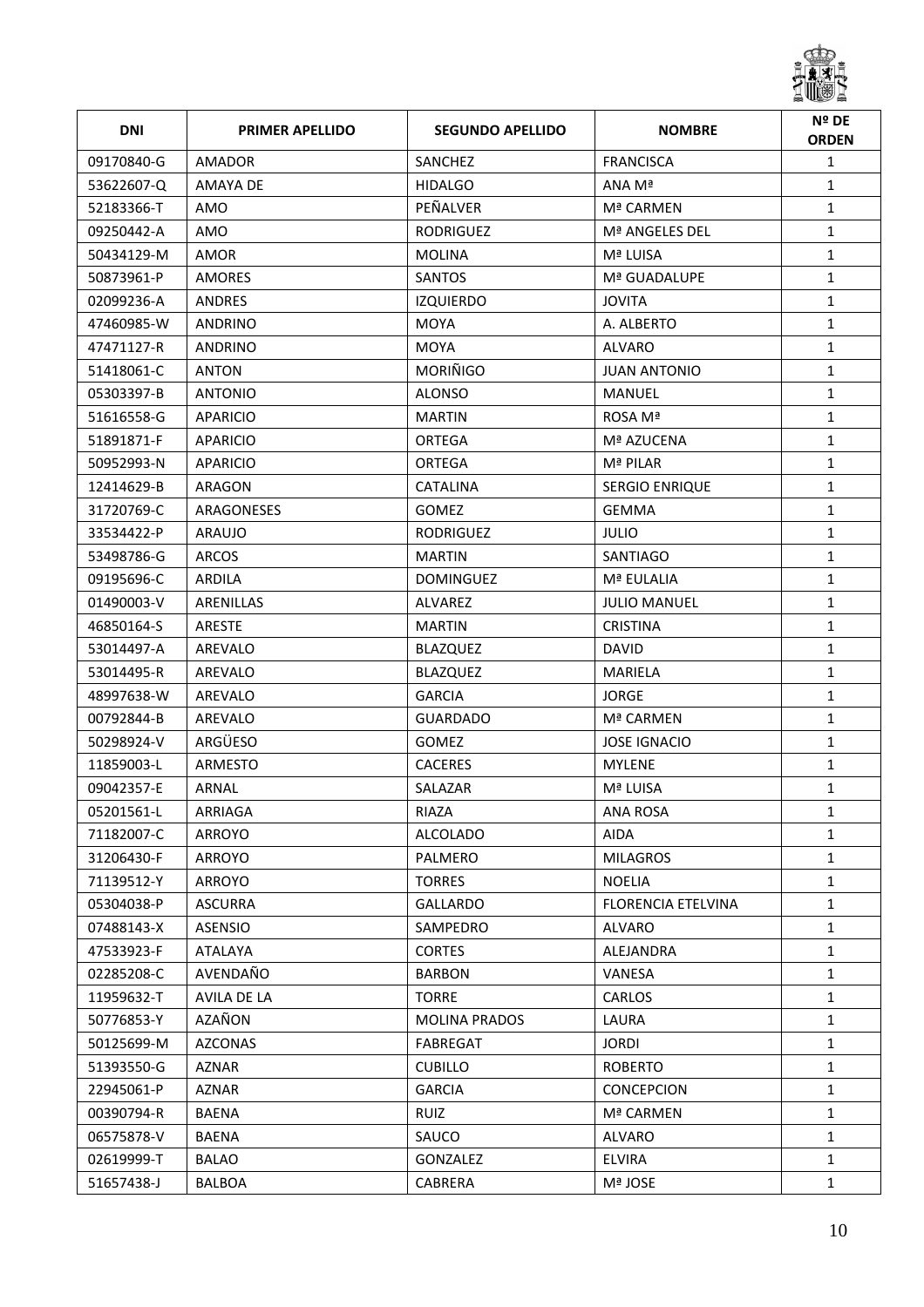| DNI | PRIMER APELLIDO | SEGUNDO APELLIDO | NOMBRE | Nº DE ORDEN |
|---|---|---|---|---|
| 09170840-G | AMADOR | SANCHEZ | FRANCISCA | 1 |
| 53622607-Q | AMAYA DE | HIDALGO | ANA Mª | 1 |
| 52183366-T | AMO | PEÑALVER | Mª CARMEN | 1 |
| 09250442-A | AMO | RODRIGUEZ | Mª ANGELES DEL | 1 |
| 50434129-M | AMOR | MOLINA | Mª LUISA | 1 |
| 50873961-P | AMORES | SANTOS | Mª GUADALUPE | 1 |
| 02099236-A | ANDRES | IZQUIERDO | JOVITA | 1 |
| 47460985-W | ANDRINO | MOYA | A. ALBERTO | 1 |
| 47471127-R | ANDRINO | MOYA | ALVARO | 1 |
| 51418061-C | ANTON | MORIÑIGO | JUAN ANTONIO | 1 |
| 05303397-B | ANTONIO | ALONSO | MANUEL | 1 |
| 51616558-G | APARICIO | MARTIN | ROSA Mª | 1 |
| 51891871-F | APARICIO | ORTEGA | Mª AZUCENA | 1 |
| 50952993-N | APARICIO | ORTEGA | Mª PILAR | 1 |
| 12414629-B | ARAGON | CATALINA | SERGIO ENRIQUE | 1 |
| 31720769-C | ARAGONESES | GOMEZ | GEMMA | 1 |
| 33534422-P | ARAUJO | RODRIGUEZ | JULIO | 1 |
| 53498786-G | ARCOS | MARTIN | SANTIAGO | 1 |
| 09195696-C | ARDILA | DOMINGUEZ | Mª EULALIA | 1 |
| 01490003-V | ARENILLAS | ALVAREZ | JULIO MANUEL | 1 |
| 46850164-S | ARESTE | MARTIN | CRISTINA | 1 |
| 53014497-A | AREVALO | BLAZQUEZ | DAVID | 1 |
| 53014495-R | AREVALO | BLAZQUEZ | MARIELA | 1 |
| 48997638-W | AREVALO | GARCIA | JORGE | 1 |
| 00792844-B | AREVALO | GUARDADO | Mª CARMEN | 1 |
| 50298924-V | ARGÜESO | GOMEZ | JOSE IGNACIO | 1 |
| 11859003-L | ARMESTO | CACERES | MYLENE | 1 |
| 09042357-E | ARNAL | SALAZAR | Mª LUISA | 1 |
| 05201561-L | ARRIAGA | RIAZA | ANA ROSA | 1 |
| 71182007-C | ARROYO | ALCOLADO | AIDA | 1 |
| 31206430-F | ARROYO | PALMERO | MILAGROS | 1 |
| 71139512-Y | ARROYO | TORRES | NOELIA | 1 |
| 05304038-P | ASCURRA | GALLARDO | FLORENCIA ETELVINA | 1 |
| 07488143-X | ASENSIO | SAMPEDRO | ALVARO | 1 |
| 47533923-F | ATALAYA | CORTES | ALEJANDRA | 1 |
| 02285208-C | AVENDAÑO | BARBON | VANESA | 1 |
| 11959632-T | AVILA DE LA | TORRE | CARLOS | 1 |
| 50776853-Y | AZAÑON | MOLINA PRADOS | LAURA | 1 |
| 50125699-M | AZCONAS | FABREGAT | JORDI | 1 |
| 51393550-G | AZNAR | CUBILLO | ROBERTO | 1 |
| 22945061-P | AZNAR | GARCIA | CONCEPCION | 1 |
| 00390794-R | BAENA | RUIZ | Mª CARMEN | 1 |
| 06575878-V | BAENA | SAUCO | ALVARO | 1 |
| 02619999-T | BALAO | GONZALEZ | ELVIRA | 1 |
| 51657438-J | BALBOA | CABRERA | Mª JOSE | 1 |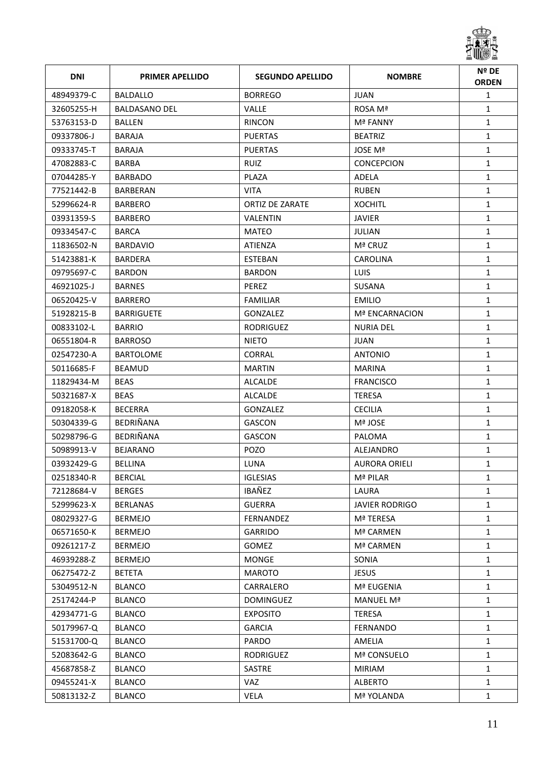| DNI | PRIMER APELLIDO | SEGUNDO APELLIDO | NOMBRE | Nº DE ORDEN |
|---|---|---|---|---|
| 48949379-C | BALDALLO | BORREGO | JUAN | 1 |
| 32605255-H | BALDASANO DEL | VALLE | ROSA Mª | 1 |
| 53763153-D | BALLEN | RINCON | Mª FANNY | 1 |
| 09337806-J | BARAJA | PUERTAS | BEATRIZ | 1 |
| 09333745-T | BARAJA | PUERTAS | JOSE Mª | 1 |
| 47082883-C | BARBA | RUIZ | CONCEPCION | 1 |
| 07044285-Y | BARBADO | PLAZA | ADELA | 1 |
| 77521442-B | BARBERAN | VITA | RUBEN | 1 |
| 52996624-R | BARBERO | ORTIZ DE ZARATE | XOCHITL | 1 |
| 03931359-S | BARBERO | VALENTIN | JAVIER | 1 |
| 09334547-C | BARCA | MATEO | JULIAN | 1 |
| 11836502-N | BARDAVIO | ATIENZA | Mª CRUZ | 1 |
| 51423881-K | BARDERA | ESTEBAN | CAROLINA | 1 |
| 09795697-C | BARDON | BARDON | LUIS | 1 |
| 46921025-J | BARNES | PEREZ | SUSANA | 1 |
| 06520425-V | BARRERO | FAMILIAR | EMILIO | 1 |
| 51928215-B | BARRIGUETE | GONZALEZ | Mª ENCARNACION | 1 |
| 00833102-L | BARRIO | RODRIGUEZ | NURIA DEL | 1 |
| 06551804-R | BARROSO | NIETO | JUAN | 1 |
| 02547230-A | BARTOLOME | CORRAL | ANTONIO | 1 |
| 50116685-F | BEAMUD | MARTIN | MARINA | 1 |
| 11829434-M | BEAS | ALCALDE | FRANCISCO | 1 |
| 50321687-X | BEAS | ALCALDE | TERESA | 1 |
| 09182058-K | BECERRA | GONZALEZ | CECILIA | 1 |
| 50304339-G | BEDRIÑANA | GASCON | Mª JOSE | 1 |
| 50298796-G | BEDRIÑANA | GASCON | PALOMA | 1 |
| 50989913-V | BEJARANO | POZO | ALEJANDRO | 1 |
| 03932429-G | BELLINA | LUNA | AURORA ORIELI | 1 |
| 02518340-R | BERCIAL | IGLESIAS | Mª PILAR | 1 |
| 72128684-V | BERGES | IBAÑEZ | LAURA | 1 |
| 52999623-X | BERLANAS | GUERRA | JAVIER RODRIGO | 1 |
| 08029327-G | BERMEJO | FERNANDEZ | Mª TERESA | 1 |
| 06571650-K | BERMEJO | GARRIDO | Mª CARMEN | 1 |
| 09261217-Z | BERMEJO | GOMEZ | Mª CARMEN | 1 |
| 46939288-Z | BERMEJO | MONGE | SONIA | 1 |
| 06275472-Z | BETETA | MAROTO | JESUS | 1 |
| 53049512-N | BLANCO | CARRALERO | Mª EUGENIA | 1 |
| 25174244-P | BLANCO | DOMINGUEZ | MANUEL Mª | 1 |
| 42934771-G | BLANCO | EXPOSITO | TERESA | 1 |
| 50179967-Q | BLANCO | GARCIA | FERNANDO | 1 |
| 51531700-Q | BLANCO | PARDO | AMELIA | 1 |
| 52083642-G | BLANCO | RODRIGUEZ | Mª CONSUELO | 1 |
| 45687858-Z | BLANCO | SASTRE | MIRIAM | 1 |
| 09455241-X | BLANCO | VAZ | ALBERTO | 1 |
| 50813132-Z | BLANCO | VELA | Mª YOLANDA | 1 |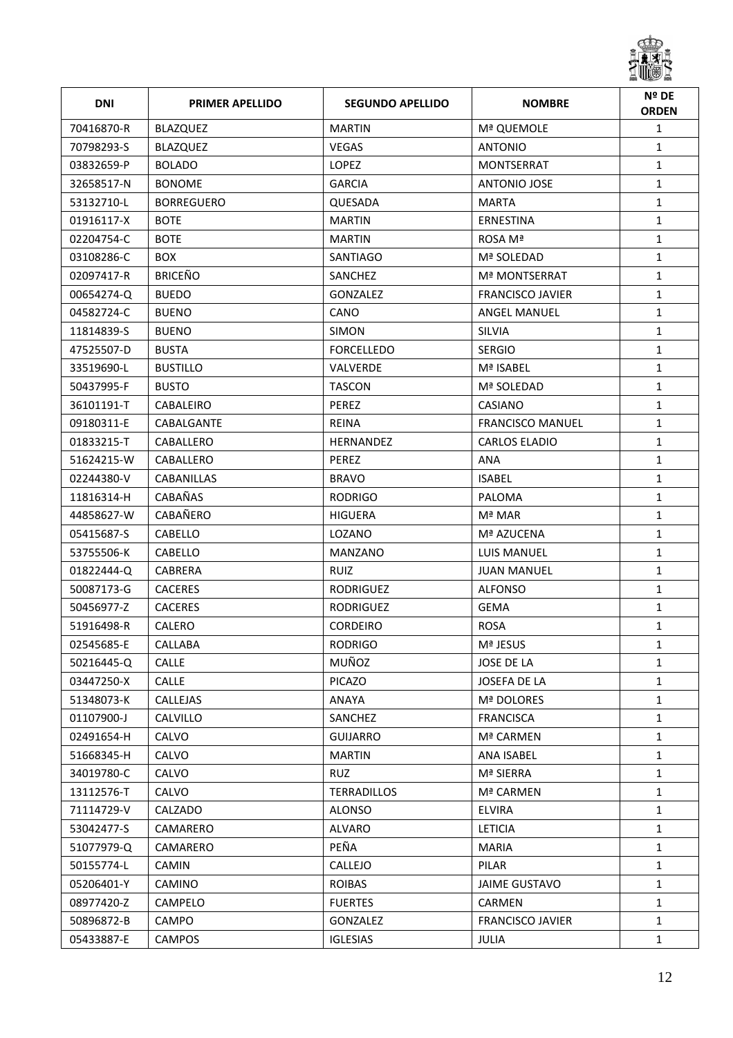| DNI | PRIMER APELLIDO | SEGUNDO APELLIDO | NOMBRE | Nº DE ORDEN |
|---|---|---|---|---|
| 70416870-R | BLAZQUEZ | MARTIN | Mª QUEMOLE | 1 |
| 70798293-S | BLAZQUEZ | VEGAS | ANTONIO | 1 |
| 03832659-P | BOLADO | LOPEZ | MONTSERRAT | 1 |
| 32658517-N | BONOME | GARCIA | ANTONIO JOSE | 1 |
| 53132710-L | BORREGUERO | QUESADA | MARTA | 1 |
| 01916117-X | BOTE | MARTIN | ERNESTINA | 1 |
| 02204754-C | BOTE | MARTIN | ROSA Mª | 1 |
| 03108286-C | BOX | SANTIAGO | Mª SOLEDAD | 1 |
| 02097417-R | BRICEÑO | SANCHEZ | Mª MONTSERRAT | 1 |
| 00654274-Q | BUEDO | GONZALEZ | FRANCISCO JAVIER | 1 |
| 04582724-C | BUENO | CANO | ANGEL MANUEL | 1 |
| 11814839-S | BUENO | SIMON | SILVIA | 1 |
| 47525507-D | BUSTA | FORCELLEDO | SERGIO | 1 |
| 33519690-L | BUSTILLO | VALVERDE | Mª ISABEL | 1 |
| 50437995-F | BUSTO | TASCON | Mª SOLEDAD | 1 |
| 36101191-T | CABALEIRO | PEREZ | CASIANO | 1 |
| 09180311-E | CABALGANTE | REINA | FRANCISCO MANUEL | 1 |
| 01833215-T | CABALLERO | HERNANDEZ | CARLOS ELADIO | 1 |
| 51624215-W | CABALLERO | PEREZ | ANA | 1 |
| 02244380-V | CABANILLAS | BRAVO | ISABEL | 1 |
| 11816314-H | CABAÑAS | RODRIGO | PALOMA | 1 |
| 44858627-W | CABAÑERO | HIGUERA | Mª MAR | 1 |
| 05415687-S | CABELLO | LOZANO | Mª AZUCENA | 1 |
| 53755506-K | CABELLO | MANZANO | LUIS MANUEL | 1 |
| 01822444-Q | CABRERA | RUIZ | JUAN MANUEL | 1 |
| 50087173-G | CACERES | RODRIGUEZ | ALFONSO | 1 |
| 50456977-Z | CACERES | RODRIGUEZ | GEMA | 1 |
| 51916498-R | CALERO | CORDEIRO | ROSA | 1 |
| 02545685-E | CALLABA | RODRIGO | Mª JESUS | 1 |
| 50216445-Q | CALLE | MUÑOZ | JOSE DE LA | 1 |
| 03447250-X | CALLE | PICAZO | JOSEFA DE LA | 1 |
| 51348073-K | CALLEJAS | ANAYA | Mª DOLORES | 1 |
| 01107900-J | CALVILLO | SANCHEZ | FRANCISCA | 1 |
| 02491654-H | CALVO | GUIJARRO | Mª CARMEN | 1 |
| 51668345-H | CALVO | MARTIN | ANA ISABEL | 1 |
| 34019780-C | CALVO | RUZ | Mª SIERRA | 1 |
| 13112576-T | CALVO | TERRADILLOS | Mª CARMEN | 1 |
| 71114729-V | CALZADO | ALONSO | ELVIRA | 1 |
| 53042477-S | CAMARERO | ALVARO | LETICIA | 1 |
| 51077979-Q | CAMARERO | PEÑA | MARIA | 1 |
| 50155774-L | CAMIN | CALLEJO | PILAR | 1 |
| 05206401-Y | CAMINO | ROIBAS | JAIME GUSTAVO | 1 |
| 08977420-Z | CAMPELO | FUERTES | CARMEN | 1 |
| 50896872-B | CAMPO | GONZALEZ | FRANCISCO JAVIER | 1 |
| 05433887-E | CAMPOS | IGLESIAS | JULIA | 1 |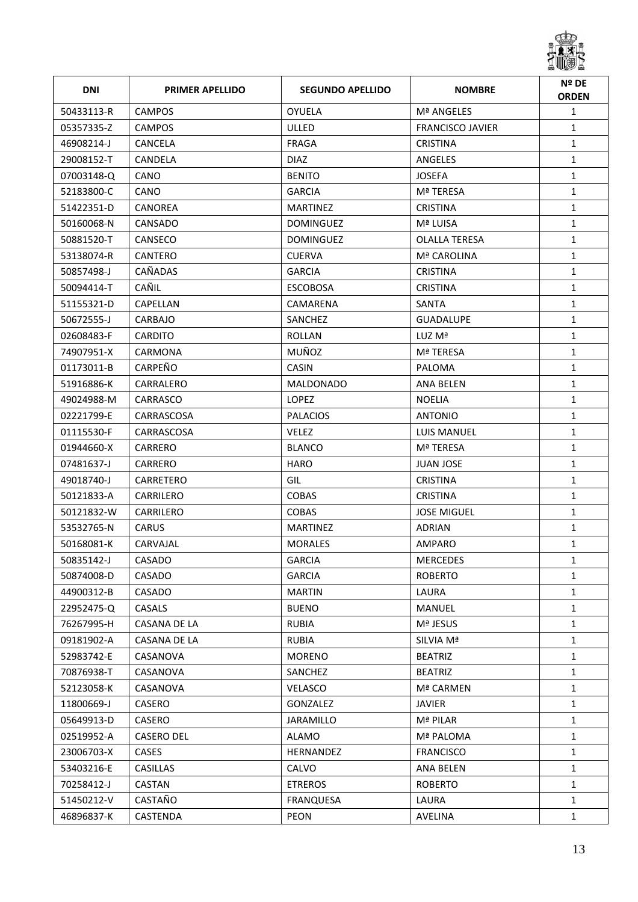| DNI | PRIMER APELLIDO | SEGUNDO APELLIDO | NOMBRE | Nº DE ORDEN |
|---|---|---|---|---|
| 50433113-R | CAMPOS | OYUELA | Mª ANGELES | 1 |
| 05357335-Z | CAMPOS | ULLED | FRANCISCO JAVIER | 1 |
| 46908214-J | CANCELA | FRAGA | CRISTINA | 1 |
| 29008152-T | CANDELA | DIAZ | ANGELES | 1 |
| 07003148-Q | CANO | BENITO | JOSEFA | 1 |
| 52183800-C | CANO | GARCIA | Mª TERESA | 1 |
| 51422351-D | CANOREA | MARTINEZ | CRISTINA | 1 |
| 50160068-N | CANSADO | DOMINGUEZ | Mª LUISA | 1 |
| 50881520-T | CANSECO | DOMINGUEZ | OLALLA TERESA | 1 |
| 53138074-R | CANTERO | CUERVA | Mª CAROLINA | 1 |
| 50857498-J | CAÑADAS | GARCIA | CRISTINA | 1 |
| 50094414-T | CAÑIL | ESCOBOSA | CRISTINA | 1 |
| 51155321-D | CAPELLAN | CAMARENA | SANTA | 1 |
| 50672555-J | CARBAJO | SANCHEZ | GUADALUPE | 1 |
| 02608483-F | CARDITO | ROLLAN | LUZ Mª | 1 |
| 74907951-X | CARMONA | MUÑOZ | Mª TERESA | 1 |
| 01173011-B | CARPEÑO | CASIN | PALOMA | 1 |
| 51916886-K | CARRALERO | MALDONADO | ANA BELEN | 1 |
| 49024988-M | CARRASCO | LOPEZ | NOELIA | 1 |
| 02221799-E | CARRASCOSA | PALACIOS | ANTONIO | 1 |
| 01115530-F | CARRASCOSA | VELEZ | LUIS MANUEL | 1 |
| 01944660-X | CARRERO | BLANCO | Mª TERESA | 1 |
| 07481637-J | CARRERO | HARO | JUAN JOSE | 1 |
| 49018740-J | CARRETERO | GIL | CRISTINA | 1 |
| 50121833-A | CARRILERO | COBAS | CRISTINA | 1 |
| 50121832-W | CARRILERO | COBAS | JOSE MIGUEL | 1 |
| 53532765-N | CARUS | MARTINEZ | ADRIAN | 1 |
| 50168081-K | CARVAJAL | MORALES | AMPARO | 1 |
| 50835142-J | CASADO | GARCIA | MERCEDES | 1 |
| 50874008-D | CASADO | GARCIA | ROBERTO | 1 |
| 44900312-B | CASADO | MARTIN | LAURA | 1 |
| 22952475-Q | CASALS | BUENO | MANUEL | 1 |
| 76267995-H | CASANA DE LA | RUBIA | Mª JESUS | 1 |
| 09181902-A | CASANA DE LA | RUBIA | SILVIA Mª | 1 |
| 52983742-E | CASANOVA | MORENO | BEATRIZ | 1 |
| 70876938-T | CASANOVA | SANCHEZ | BEATRIZ | 1 |
| 52123058-K | CASANOVA | VELASCO | Mª CARMEN | 1 |
| 11800669-J | CASERO | GONZALEZ | JAVIER | 1 |
| 05649913-D | CASERO | JARAMILLO | Mª PILAR | 1 |
| 02519952-A | CASERO DEL | ALAMO | Mª PALOMA | 1 |
| 23006703-X | CASES | HERNANDEZ | FRANCISCO | 1 |
| 53403216-E | CASILLAS | CALVO | ANA BELEN | 1 |
| 70258412-J | CASTAN | ETREROS | ROBERTO | 1 |
| 51450212-V | CASTAÑO | FRANQUESA | LAURA | 1 |
| 46896837-K | CASTENDA | PEON | AVELINA | 1 |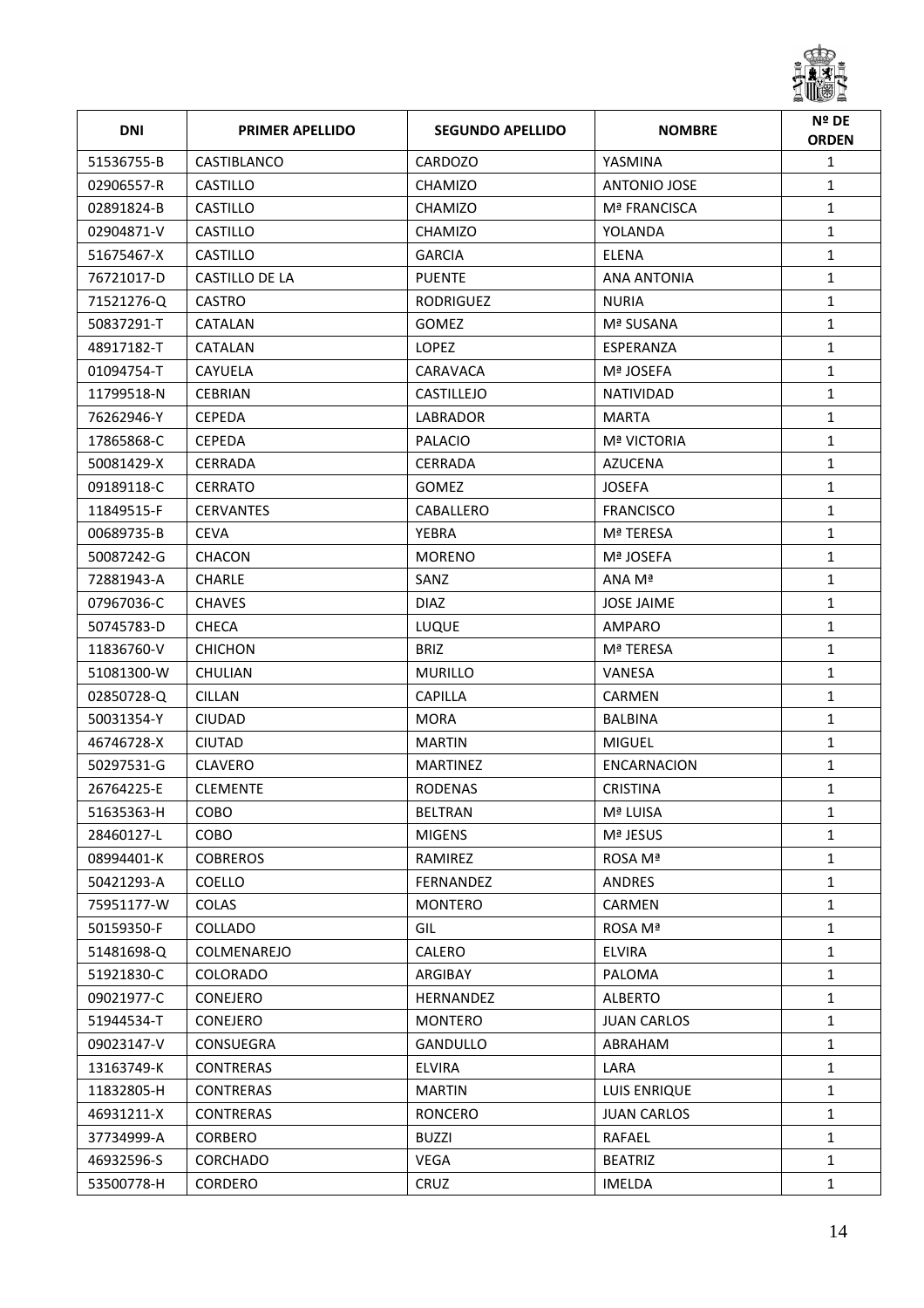| DNI | PRIMER APELLIDO | SEGUNDO APELLIDO | NOMBRE | Nº DE ORDEN |
|---|---|---|---|---|
| 51536755-B | CASTIBLANCO | CARDOZO | YASMINA | 1 |
| 02906557-R | CASTILLO | CHAMIZO | ANTONIO JOSE | 1 |
| 02891824-B | CASTILLO | CHAMIZO | Mª FRANCISCA | 1 |
| 02904871-V | CASTILLO | CHAMIZO | YOLANDA | 1 |
| 51675467-X | CASTILLO | GARCIA | ELENA | 1 |
| 76721017-D | CASTILLO DE LA | PUENTE | ANA ANTONIA | 1 |
| 71521276-Q | CASTRO | RODRIGUEZ | NURIA | 1 |
| 50837291-T | CATALAN | GOMEZ | Mª SUSANA | 1 |
| 48917182-T | CATALAN | LOPEZ | ESPERANZA | 1 |
| 01094754-T | CAYUELA | CARAVACA | Mª JOSEFA | 1 |
| 11799518-N | CEBRIAN | CASTILLEJO | NATIVIDAD | 1 |
| 76262946-Y | CEPEDA | LABRADOR | MARTA | 1 |
| 17865868-C | CEPEDA | PALACIO | Mª VICTORIA | 1 |
| 50081429-X | CERRADA | CERRADA | AZUCENA | 1 |
| 09189118-C | CERRATO | GOMEZ | JOSEFA | 1 |
| 11849515-F | CERVANTES | CABALLERO | FRANCISCO | 1 |
| 00689735-B | CEVA | YEBRA | Mª TERESA | 1 |
| 50087242-G | CHACON | MORENO | Mª JOSEFA | 1 |
| 72881943-A | CHARLE | SANZ | ANA Mª | 1 |
| 07967036-C | CHAVES | DIAZ | JOSE JAIME | 1 |
| 50745783-D | CHECA | LUQUE | AMPARO | 1 |
| 11836760-V | CHICHON | BRIZ | Mª TERESA | 1 |
| 51081300-W | CHULIAN | MURILLO | VANESA | 1 |
| 02850728-Q | CILLAN | CAPILLA | CARMEN | 1 |
| 50031354-Y | CIUDAD | MORA | BALBINA | 1 |
| 46746728-X | CIUTAD | MARTIN | MIGUEL | 1 |
| 50297531-G | CLAVERO | MARTINEZ | ENCARNACION | 1 |
| 26764225-E | CLEMENTE | RODENAS | CRISTINA | 1 |
| 51635363-H | COBO | BELTRAN | Mª LUISA | 1 |
| 28460127-L | COBO | MIGENS | Mª JESUS | 1 |
| 08994401-K | COBREROS | RAMIREZ | ROSA Mª | 1 |
| 50421293-A | COELLO | FERNANDEZ | ANDRES | 1 |
| 75951177-W | COLAS | MONTERO | CARMEN | 1 |
| 50159350-F | COLLADO | GIL | ROSA Mª | 1 |
| 51481698-Q | COLMENAREJO | CALERO | ELVIRA | 1 |
| 51921830-C | COLORADO | ARGIBAY | PALOMA | 1 |
| 09021977-C | CONEJERO | HERNANDEZ | ALBERTO | 1 |
| 51944534-T | CONEJERO | MONTERO | JUAN CARLOS | 1 |
| 09023147-V | CONSUEGRA | GANDULLO | ABRAHAM | 1 |
| 13163749-K | CONTRERAS | ELVIRA | LARA | 1 |
| 11832805-H | CONTRERAS | MARTIN | LUIS ENRIQUE | 1 |
| 46931211-X | CONTRERAS | RONCERO | JUAN CARLOS | 1 |
| 37734999-A | CORBERO | BUZZI | RAFAEL | 1 |
| 46932596-S | CORCHADO | VEGA | BEATRIZ | 1 |
| 53500778-H | CORDERO | CRUZ | IMELDA | 1 |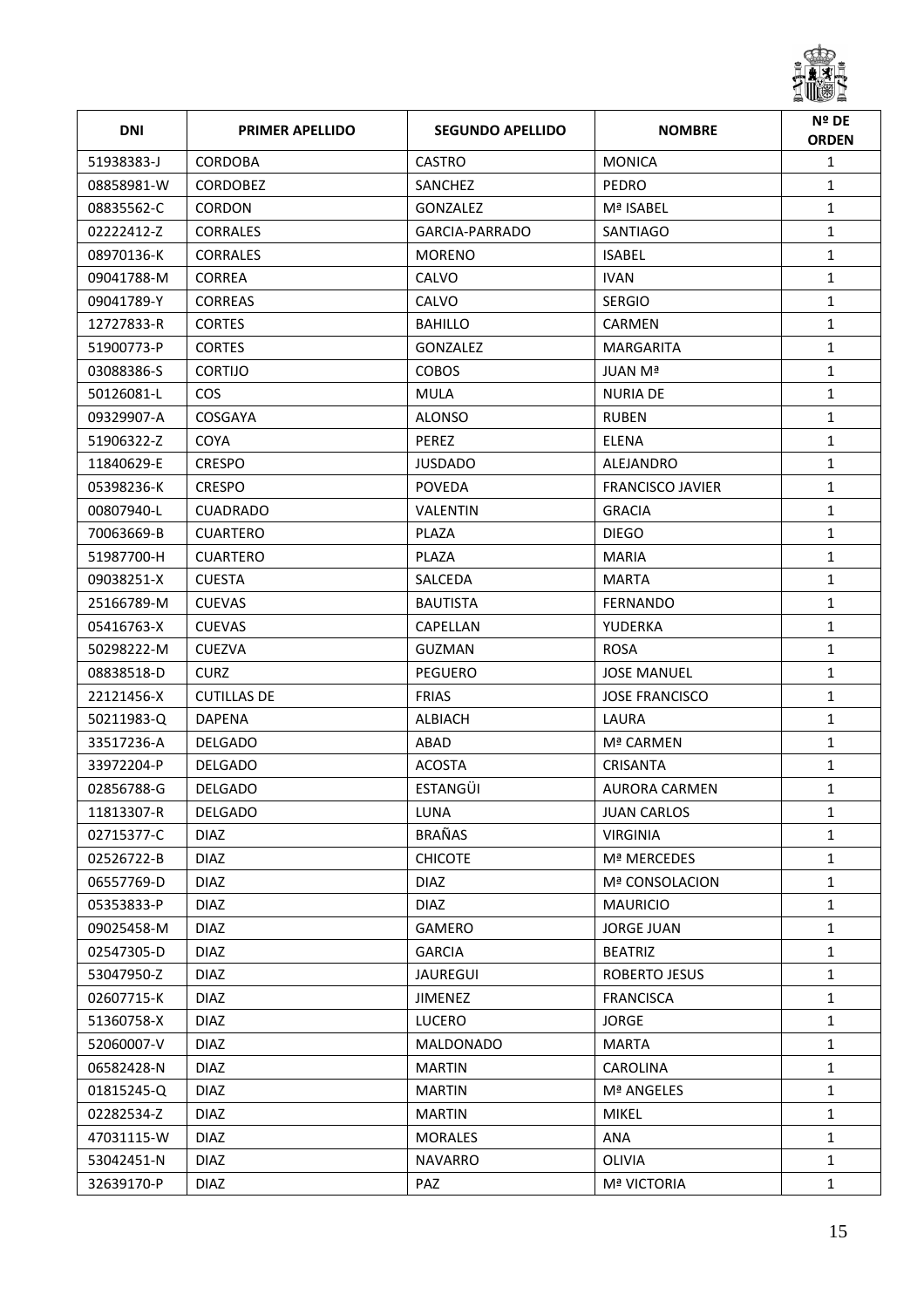| DNI | PRIMER APELLIDO | SEGUNDO APELLIDO | NOMBRE | Nº DE ORDEN |
|---|---|---|---|---|
| 51938383-J | CORDOBA | CASTRO | MONICA | 1 |
| 08858981-W | CORDOBEZ | SANCHEZ | PEDRO | 1 |
| 08835562-C | CORDON | GONZALEZ | Mª ISABEL | 1 |
| 02222412-Z | CORRALES | GARCIA-PARRADO | SANTIAGO | 1 |
| 08970136-K | CORRALES | MORENO | ISABEL | 1 |
| 09041788-M | CORREA | CALVO | IVAN | 1 |
| 09041789-Y | CORREAS | CALVO | SERGIO | 1 |
| 12727833-R | CORTES | BAHILLO | CARMEN | 1 |
| 51900773-P | CORTES | GONZALEZ | MARGARITA | 1 |
| 03088386-S | CORTIJO | COBOS | JUAN Mª | 1 |
| 50126081-L | COS | MULA | NURIA DE | 1 |
| 09329907-A | COSGAYA | ALONSO | RUBEN | 1 |
| 51906322-Z | COYA | PEREZ | ELENA | 1 |
| 11840629-E | CRESPO | JUSDADO | ALEJANDRO | 1 |
| 05398236-K | CRESPO | POVEDA | FRANCISCO JAVIER | 1 |
| 00807940-L | CUADRADO | VALENTIN | GRACIA | 1 |
| 70063669-B | CUARTERO | PLAZA | DIEGO | 1 |
| 51987700-H | CUARTERO | PLAZA | MARIA | 1 |
| 09038251-X | CUESTA | SALCEDA | MARTA | 1 |
| 25166789-M | CUEVAS | BAUTISTA | FERNANDO | 1 |
| 05416763-X | CUEVAS | CAPELLAN | YUDERKA | 1 |
| 50298222-M | CUEZVA | GUZMAN | ROSA | 1 |
| 08838518-D | CURZ | PEGUERO | JOSE MANUEL | 1 |
| 22121456-X | CUTILLAS DE | FRIAS | JOSE FRANCISCO | 1 |
| 50211983-Q | DAPENA | ALBIACH | LAURA | 1 |
| 33517236-A | DELGADO | ABAD | Mª CARMEN | 1 |
| 33972204-P | DELGADO | ACOSTA | CRISANTA | 1 |
| 02856788-G | DELGADO | ESTANGÜI | AURORA CARMEN | 1 |
| 11813307-R | DELGADO | LUNA | JUAN CARLOS | 1 |
| 02715377-C | DIAZ | BRAÑAS | VIRGINIA | 1 |
| 02526722-B | DIAZ | CHICOTE | Mª MERCEDES | 1 |
| 06557769-D | DIAZ | DIAZ | Mª CONSOLACION | 1 |
| 05353833-P | DIAZ | DIAZ | MAURICIO | 1 |
| 09025458-M | DIAZ | GAMERO | JORGE JUAN | 1 |
| 02547305-D | DIAZ | GARCIA | BEATRIZ | 1 |
| 53047950-Z | DIAZ | JAUREGUI | ROBERTO JESUS | 1 |
| 02607715-K | DIAZ | JIMENEZ | FRANCISCA | 1 |
| 51360758-X | DIAZ | LUCERO | JORGE | 1 |
| 52060007-V | DIAZ | MALDONADO | MARTA | 1 |
| 06582428-N | DIAZ | MARTIN | CAROLINA | 1 |
| 01815245-Q | DIAZ | MARTIN | Mª ANGELES | 1 |
| 02282534-Z | DIAZ | MARTIN | MIKEL | 1 |
| 47031115-W | DIAZ | MORALES | ANA | 1 |
| 53042451-N | DIAZ | NAVARRO | OLIVIA | 1 |
| 32639170-P | DIAZ | PAZ | Mª VICTORIA | 1 |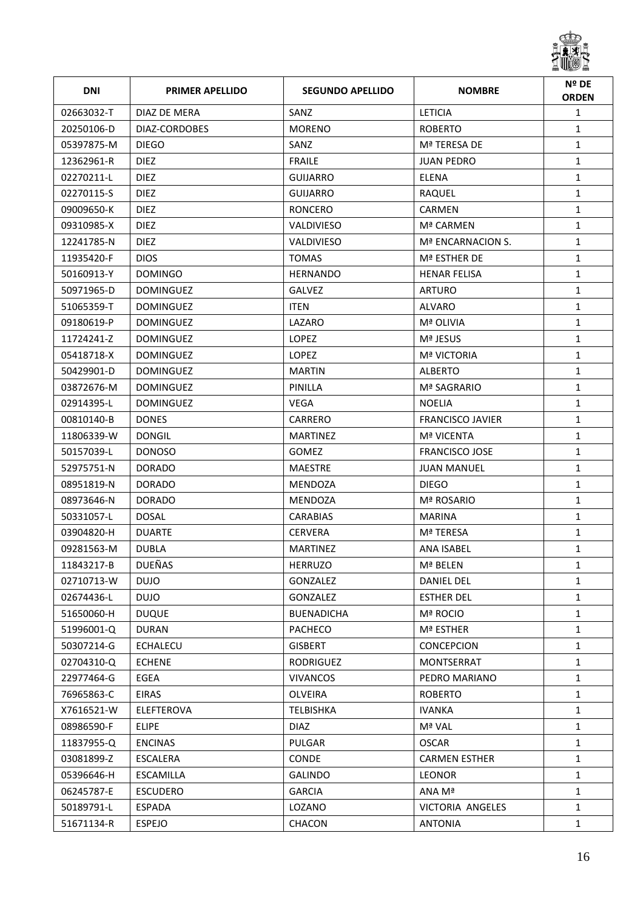| DNI | PRIMER APELLIDO | SEGUNDO APELLIDO | NOMBRE | Nº DE ORDEN |
|---|---|---|---|---|
| 02663032-T | DIAZ DE MERA | SANZ | LETICIA | 1 |
| 20250106-D | DIAZ-CORDOBES | MORENO | ROBERTO | 1 |
| 05397875-M | DIEGO | SANZ | Mª TERESA DE | 1 |
| 12362961-R | DIEZ | FRAILE | JUAN PEDRO | 1 |
| 02270211-L | DIEZ | GUIJARRO | ELENA | 1 |
| 02270115-S | DIEZ | GUIJARRO | RAQUEL | 1 |
| 09009650-K | DIEZ | RONCERO | CARMEN | 1 |
| 09310985-X | DIEZ | VALDIVIESO | Mª CARMEN | 1 |
| 12241785-N | DIEZ | VALDIVIESO | Mª ENCARNACION S. | 1 |
| 11935420-F | DIOS | TOMAS | Mª ESTHER DE | 1 |
| 50160913-Y | DOMINGO | HERNANDO | HENAR FELISA | 1 |
| 50971965-D | DOMINGUEZ | GALVEZ | ARTURO | 1 |
| 51065359-T | DOMINGUEZ | ITEN | ALVARO | 1 |
| 09180619-P | DOMINGUEZ | LAZARO | Mª OLIVIA | 1 |
| 11724241-Z | DOMINGUEZ | LOPEZ | Mª JESUS | 1 |
| 05418718-X | DOMINGUEZ | LOPEZ | Mª VICTORIA | 1 |
| 50429901-D | DOMINGUEZ | MARTIN | ALBERTO | 1 |
| 03872676-M | DOMINGUEZ | PINILLA | Mª SAGRARIO | 1 |
| 02914395-L | DOMINGUEZ | VEGA | NOELIA | 1 |
| 00810140-B | DONES | CARRERO | FRANCISCO JAVIER | 1 |
| 11806339-W | DONGIL | MARTINEZ | Mª VICENTA | 1 |
| 50157039-L | DONOSO | GOMEZ | FRANCISCO JOSE | 1 |
| 52975751-N | DORADO | MAESTRE | JUAN MANUEL | 1 |
| 08951819-N | DORADO | MENDOZA | DIEGO | 1 |
| 08973646-N | DORADO | MENDOZA | Mª ROSARIO | 1 |
| 50331057-L | DOSAL | CARABIAS | MARINA | 1 |
| 03904820-H | DUARTE | CERVERA | Mª TERESA | 1 |
| 09281563-M | DUBLA | MARTINEZ | ANA ISABEL | 1 |
| 11843217-B | DUEÑAS | HERRUZO | Mª BELEN | 1 |
| 02710713-W | DUJO | GONZALEZ | DANIEL DEL | 1 |
| 02674436-L | DUJO | GONZALEZ | ESTHER DEL | 1 |
| 51650060-H | DUQUE | BUENADICHA | Mª ROCIO | 1 |
| 51996001-Q | DURAN | PACHECO | Mª ESTHER | 1 |
| 50307214-G | ECHALECU | GISBERT | CONCEPCION | 1 |
| 02704310-Q | ECHENE | RODRIGUEZ | MONTSERRAT | 1 |
| 22977464-G | EGEA | VIVANCOS | PEDRO MARIANO | 1 |
| 76965863-C | EIRAS | OLVEIRA | ROBERTO | 1 |
| X7616521-W | ELEFTEROVA | TELBISHKA | IVANKA | 1 |
| 08986590-F | ELIPE | DIAZ | Mª VAL | 1 |
| 11837955-Q | ENCINAS | PULGAR | OSCAR | 1 |
| 03081899-Z | ESCALERA | CONDE | CARMEN ESTHER | 1 |
| 05396646-H | ESCAMILLA | GALINDO | LEONOR | 1 |
| 06245787-E | ESCUDERO | GARCIA | ANA Mª | 1 |
| 50189791-L | ESPADA | LOZANO | VICTORIA ANGELES | 1 |
| 51671134-R | ESPEJO | CHACON | ANTONIA | 1 |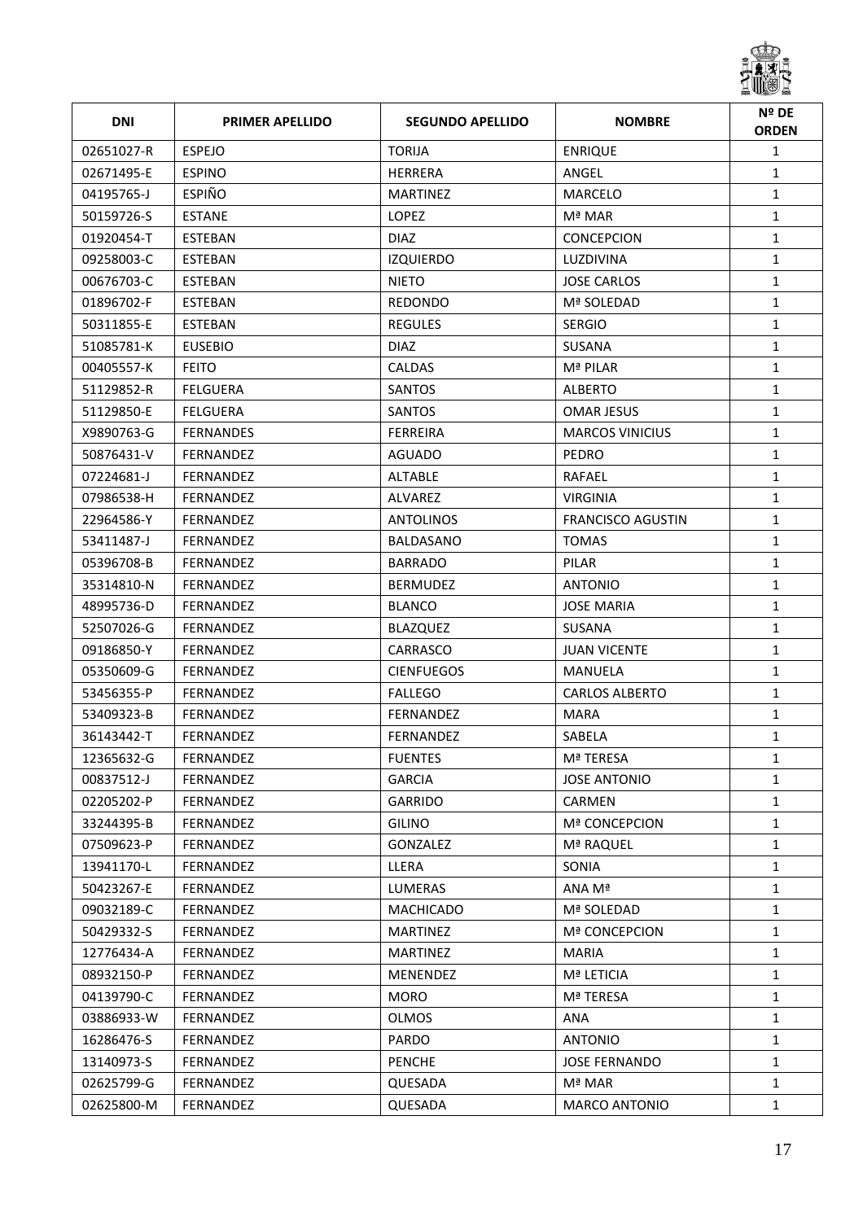| DNI | PRIMER APELLIDO | SEGUNDO APELLIDO | NOMBRE | Nº DE ORDEN |
|---|---|---|---|---|
| 02651027-R | ESPEJO | TORIJA | ENRIQUE | 1 |
| 02671495-E | ESPINO | HERRERA | ANGEL | 1 |
| 04195765-J | ESPIÑO | MARTINEZ | MARCELO | 1 |
| 50159726-S | ESTANE | LOPEZ | Mª MAR | 1 |
| 01920454-T | ESTEBAN | DIAZ | CONCEPCION | 1 |
| 09258003-C | ESTEBAN | IZQUIERDO | LUZDIVINA | 1 |
| 00676703-C | ESTEBAN | NIETO | JOSE CARLOS | 1 |
| 01896702-F | ESTEBAN | REDONDO | Mª SOLEDAD | 1 |
| 50311855-E | ESTEBAN | REGULES | SERGIO | 1 |
| 51085781-K | EUSEBIO | DIAZ | SUSANA | 1 |
| 00405557-K | FEITO | CALDAS | Mª PILAR | 1 |
| 51129852-R | FELGUERA | SANTOS | ALBERTO | 1 |
| 51129850-E | FELGUERA | SANTOS | OMAR JESUS | 1 |
| X9890763-G | FERNANDES | FERREIRA | MARCOS VINICIUS | 1 |
| 50876431-V | FERNANDEZ | AGUADO | PEDRO | 1 |
| 07224681-J | FERNANDEZ | ALTABLE | RAFAEL | 1 |
| 07986538-H | FERNANDEZ | ALVAREZ | VIRGINIA | 1 |
| 22964586-Y | FERNANDEZ | ANTOLINOS | FRANCISCO AGUSTIN | 1 |
| 53411487-J | FERNANDEZ | BALDASANO | TOMAS | 1 |
| 05396708-B | FERNANDEZ | BARRADO | PILAR | 1 |
| 35314810-N | FERNANDEZ | BERMUDEZ | ANTONIO | 1 |
| 48995736-D | FERNANDEZ | BLANCO | JOSE MARIA | 1 |
| 52507026-G | FERNANDEZ | BLAZQUEZ | SUSANA | 1 |
| 09186850-Y | FERNANDEZ | CARRASCO | JUAN VICENTE | 1 |
| 05350609-G | FERNANDEZ | CIENFUEGOS | MANUELA | 1 |
| 53456355-P | FERNANDEZ | FALLEGO | CARLOS ALBERTO | 1 |
| 53409323-B | FERNANDEZ | FERNANDEZ | MARA | 1 |
| 36143442-T | FERNANDEZ | FERNANDEZ | SABELA | 1 |
| 12365632-G | FERNANDEZ | FUENTES | Mª TERESA | 1 |
| 00837512-J | FERNANDEZ | GARCIA | JOSE ANTONIO | 1 |
| 02205202-P | FERNANDEZ | GARRIDO | CARMEN | 1 |
| 33244395-B | FERNANDEZ | GILINO | Mª CONCEPCION | 1 |
| 07509623-P | FERNANDEZ | GONZALEZ | Mª RAQUEL | 1 |
| 13941170-L | FERNANDEZ | LLERA | SONIA | 1 |
| 50423267-E | FERNANDEZ | LUMERAS | ANA Mª | 1 |
| 09032189-C | FERNANDEZ | MACHICADO | Mª SOLEDAD | 1 |
| 50429332-S | FERNANDEZ | MARTINEZ | Mª CONCEPCION | 1 |
| 12776434-A | FERNANDEZ | MARTINEZ | MARIA | 1 |
| 08932150-P | FERNANDEZ | MENENDEZ | Mª LETICIA | 1 |
| 04139790-C | FERNANDEZ | MORO | Mª TERESA | 1 |
| 03886933-W | FERNANDEZ | OLMOS | ANA | 1 |
| 16286476-S | FERNANDEZ | PARDO | ANTONIO | 1 |
| 13140973-S | FERNANDEZ | PENCHE | JOSE FERNANDO | 1 |
| 02625799-G | FERNANDEZ | QUESADA | Mª MAR | 1 |
| 02625800-M | FERNANDEZ | QUESADA | MARCO ANTONIO | 1 |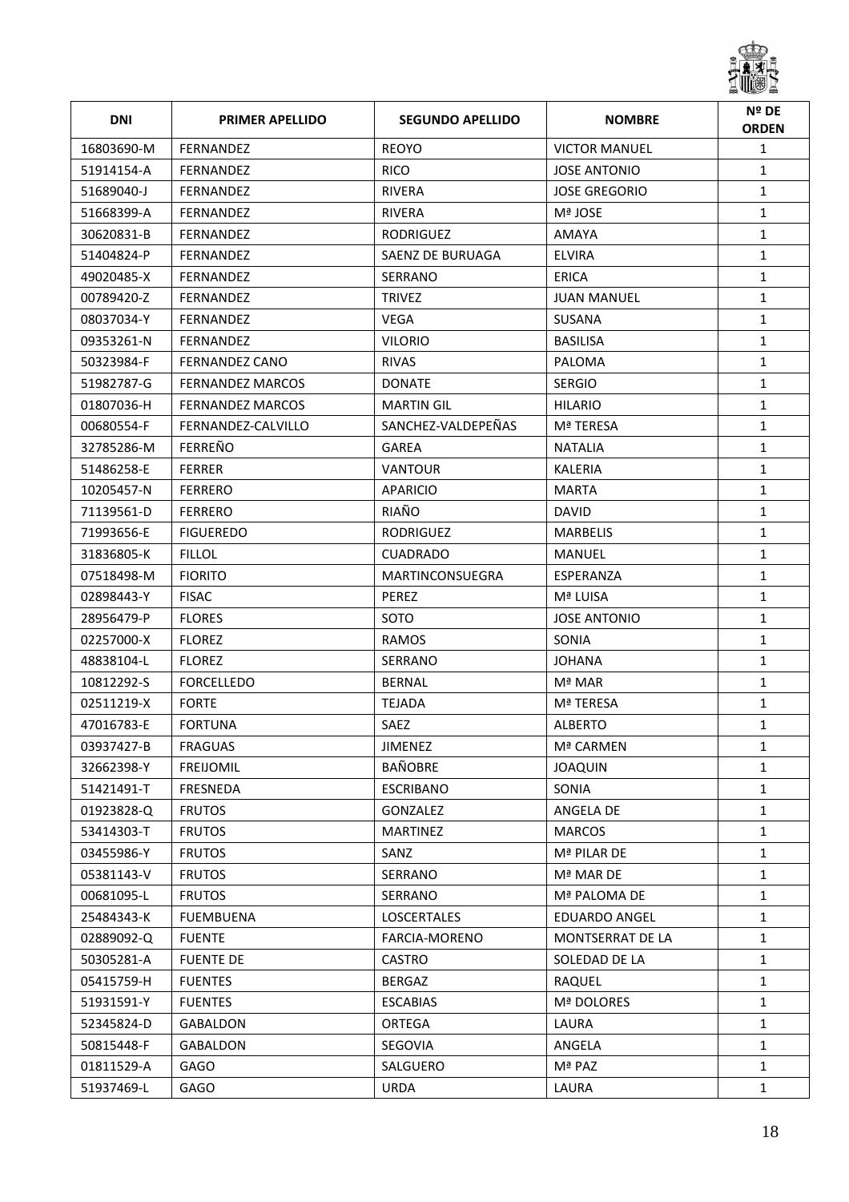| DNI | PRIMER APELLIDO | SEGUNDO APELLIDO | NOMBRE | Nº DE ORDEN |
|---|---|---|---|---|
| 16803690-M | FERNANDEZ | REOYO | VICTOR MANUEL | 1 |
| 51914154-A | FERNANDEZ | RICO | JOSE ANTONIO | 1 |
| 51689040-J | FERNANDEZ | RIVERA | JOSE GREGORIO | 1 |
| 51668399-A | FERNANDEZ | RIVERA | Mª JOSE | 1 |
| 30620831-B | FERNANDEZ | RODRIGUEZ | AMAYA | 1 |
| 51404824-P | FERNANDEZ | SAENZ DE BURUAGA | ELVIRA | 1 |
| 49020485-X | FERNANDEZ | SERRANO | ERICA | 1 |
| 00789420-Z | FERNANDEZ | TRIVEZ | JUAN MANUEL | 1 |
| 08037034-Y | FERNANDEZ | VEGA | SUSANA | 1 |
| 09353261-N | FERNANDEZ | VILORIO | BASILISA | 1 |
| 50323984-F | FERNANDEZ CANO | RIVAS | PALOMA | 1 |
| 51982787-G | FERNANDEZ MARCOS | DONATE | SERGIO | 1 |
| 01807036-H | FERNANDEZ MARCOS | MARTIN GIL | HILARIO | 1 |
| 00680554-F | FERNANDEZ-CALVILLO | SANCHEZ-VALDEPEÑAS | Mª TERESA | 1 |
| 32785286-M | FERREÑO | GAREA | NATALIA | 1 |
| 51486258-E | FERRER | VANTOUR | KALERIA | 1 |
| 10205457-N | FERRERO | APARICIO | MARTA | 1 |
| 71139561-D | FERRERO | RIAÑO | DAVID | 1 |
| 71993656-E | FIGUEREDO | RODRIGUEZ | MARBELIS | 1 |
| 31836805-K | FILLOL | CUADRADO | MANUEL | 1 |
| 07518498-M | FIORITO | MARTINCONSUEGRA | ESPERANZA | 1 |
| 02898443-Y | FISAC | PEREZ | Mª LUISA | 1 |
| 28956479-P | FLORES | SOTO | JOSE ANTONIO | 1 |
| 02257000-X | FLOREZ | RAMOS | SONIA | 1 |
| 48838104-L | FLOREZ | SERRANO | JOHANA | 1 |
| 10812292-S | FORCELLEDO | BERNAL | Mª MAR | 1 |
| 02511219-X | FORTE | TEJADA | Mª TERESA | 1 |
| 47016783-E | FORTUNA | SAEZ | ALBERTO | 1 |
| 03937427-B | FRAGUAS | JIMENEZ | Mª CARMEN | 1 |
| 32662398-Y | FREIJOMIL | BAÑOBRE | JOAQUIN | 1 |
| 51421491-T | FRESNEDA | ESCRIBANO | SONIA | 1 |
| 01923828-Q | FRUTOS | GONZALEZ | ANGELA DE | 1 |
| 53414303-T | FRUTOS | MARTINEZ | MARCOS | 1 |
| 03455986-Y | FRUTOS | SANZ | Mª PILAR DE | 1 |
| 05381143-V | FRUTOS | SERRANO | Mª MAR DE | 1 |
| 00681095-L | FRUTOS | SERRANO | Mª PALOMA DE | 1 |
| 25484343-K | FUEMBUENA | LOSCERTALES | EDUARDO ANGEL | 1 |
| 02889092-Q | FUENTE | FARCIA-MORENO | MONTSERRAT DE LA | 1 |
| 50305281-A | FUENTE DE | CASTRO | SOLEDAD DE LA | 1 |
| 05415759-H | FUENTES | BERGAZ | RAQUEL | 1 |
| 51931591-Y | FUENTES | ESCABIAS | Mª DOLORES | 1 |
| 52345824-D | GABALDON | ORTEGA | LAURA | 1 |
| 50815448-F | GABALDON | SEGOVIA | ANGELA | 1 |
| 01811529-A | GAGO | SALGUERO | Mª PAZ | 1 |
| 51937469-L | GAGO | URDA | LAURA | 1 |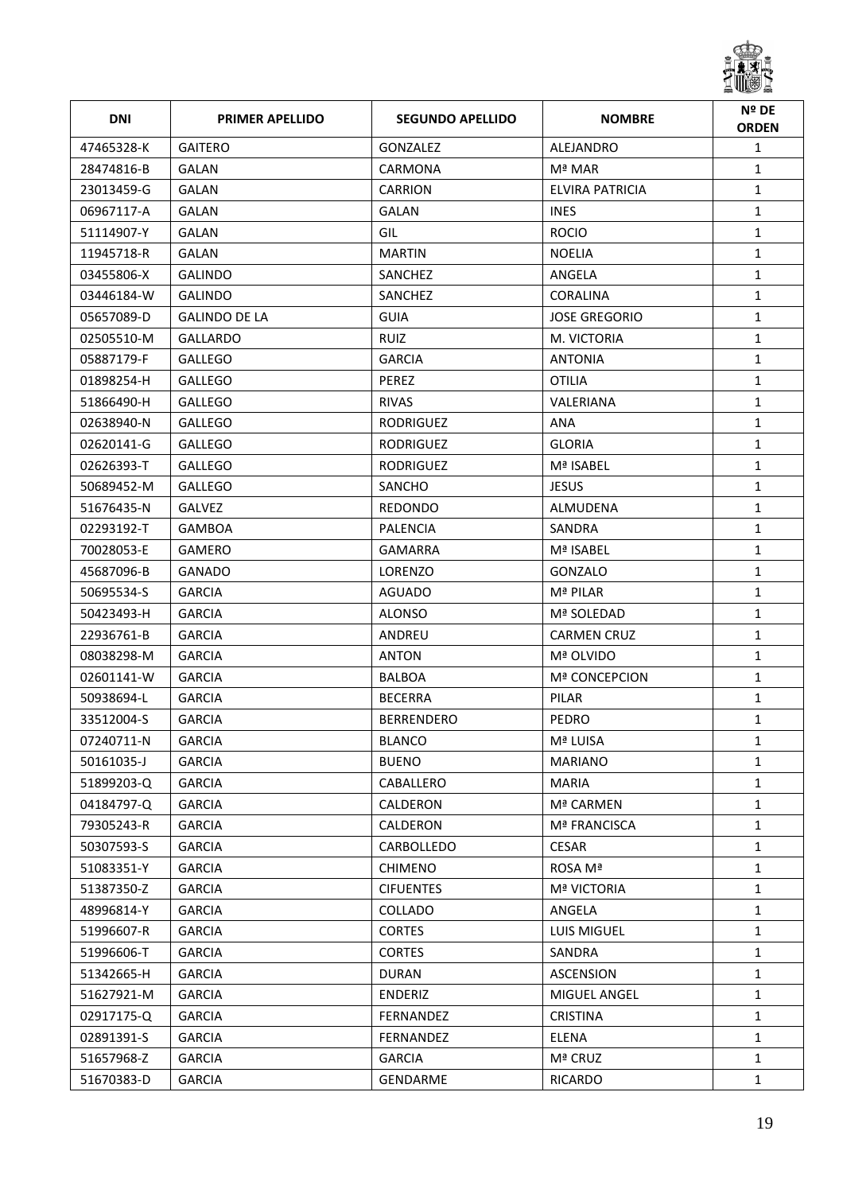| DNI | PRIMER APELLIDO | SEGUNDO APELLIDO | NOMBRE | Nº DE ORDEN |
|---|---|---|---|---|
| 47465328-K | GAITERO | GONZALEZ | ALEJANDRO | 1 |
| 28474816-B | GALAN | CARMONA | Mª MAR | 1 |
| 23013459-G | GALAN | CARRION | ELVIRA PATRICIA | 1 |
| 06967117-A | GALAN | GALAN | INES | 1 |
| 51114907-Y | GALAN | GIL | ROCIO | 1 |
| 11945718-R | GALAN | MARTIN | NOELIA | 1 |
| 03455806-X | GALINDO | SANCHEZ | ANGELA | 1 |
| 03446184-W | GALINDO | SANCHEZ | CORALINA | 1 |
| 05657089-D | GALINDO DE LA | GUIA | JOSE GREGORIO | 1 |
| 02505510-M | GALLARDO | RUIZ | M. VICTORIA | 1 |
| 05887179-F | GALLEGO | GARCIA | ANTONIA | 1 |
| 01898254-H | GALLEGO | PEREZ | OTILIA | 1 |
| 51866490-H | GALLEGO | RIVAS | VALERIANA | 1 |
| 02638940-N | GALLEGO | RODRIGUEZ | ANA | 1 |
| 02620141-G | GALLEGO | RODRIGUEZ | GLORIA | 1 |
| 02626393-T | GALLEGO | RODRIGUEZ | Mª ISABEL | 1 |
| 50689452-M | GALLEGO | SANCHO | JESUS | 1 |
| 51676435-N | GALVEZ | REDONDO | ALMUDENA | 1 |
| 02293192-T | GAMBOA | PALENCIA | SANDRA | 1 |
| 70028053-E | GAMERO | GAMARRA | Mª ISABEL | 1 |
| 45687096-B | GANADO | LORENZO | GONZALO | 1 |
| 50695534-S | GARCIA | AGUADO | Mª PILAR | 1 |
| 50423493-H | GARCIA | ALONSO | Mª SOLEDAD | 1 |
| 22936761-B | GARCIA | ANDREU | CARMEN CRUZ | 1 |
| 08038298-M | GARCIA | ANTON | Mª OLVIDO | 1 |
| 02601141-W | GARCIA | BALBOA | Mª CONCEPCION | 1 |
| 50938694-L | GARCIA | BECERRA | PILAR | 1 |
| 33512004-S | GARCIA | BERRENDERO | PEDRO | 1 |
| 07240711-N | GARCIA | BLANCO | Mª LUISA | 1 |
| 50161035-J | GARCIA | BUENO | MARIANO | 1 |
| 51899203-Q | GARCIA | CABALLERO | MARIA | 1 |
| 04184797-Q | GARCIA | CALDERON | Mª CARMEN | 1 |
| 79305243-R | GARCIA | CALDERON | Mª FRANCISCA | 1 |
| 50307593-S | GARCIA | CARBOLLEDO | CESAR | 1 |
| 51083351-Y | GARCIA | CHIMENO | ROSA Mª | 1 |
| 51387350-Z | GARCIA | CIFUENTES | Mª VICTORIA | 1 |
| 48996814-Y | GARCIA | COLLADO | ANGELA | 1 |
| 51996607-R | GARCIA | CORTES | LUIS MIGUEL | 1 |
| 51996606-T | GARCIA | CORTES | SANDRA | 1 |
| 51342665-H | GARCIA | DURAN | ASCENSION | 1 |
| 51627921-M | GARCIA | ENDERIZ | MIGUEL ANGEL | 1 |
| 02917175-Q | GARCIA | FERNANDEZ | CRISTINA | 1 |
| 02891391-S | GARCIA | FERNANDEZ | ELENA | 1 |
| 51657968-Z | GARCIA | GARCIA | Mª CRUZ | 1 |
| 51670383-D | GARCIA | GENDARME | RICARDO | 1 |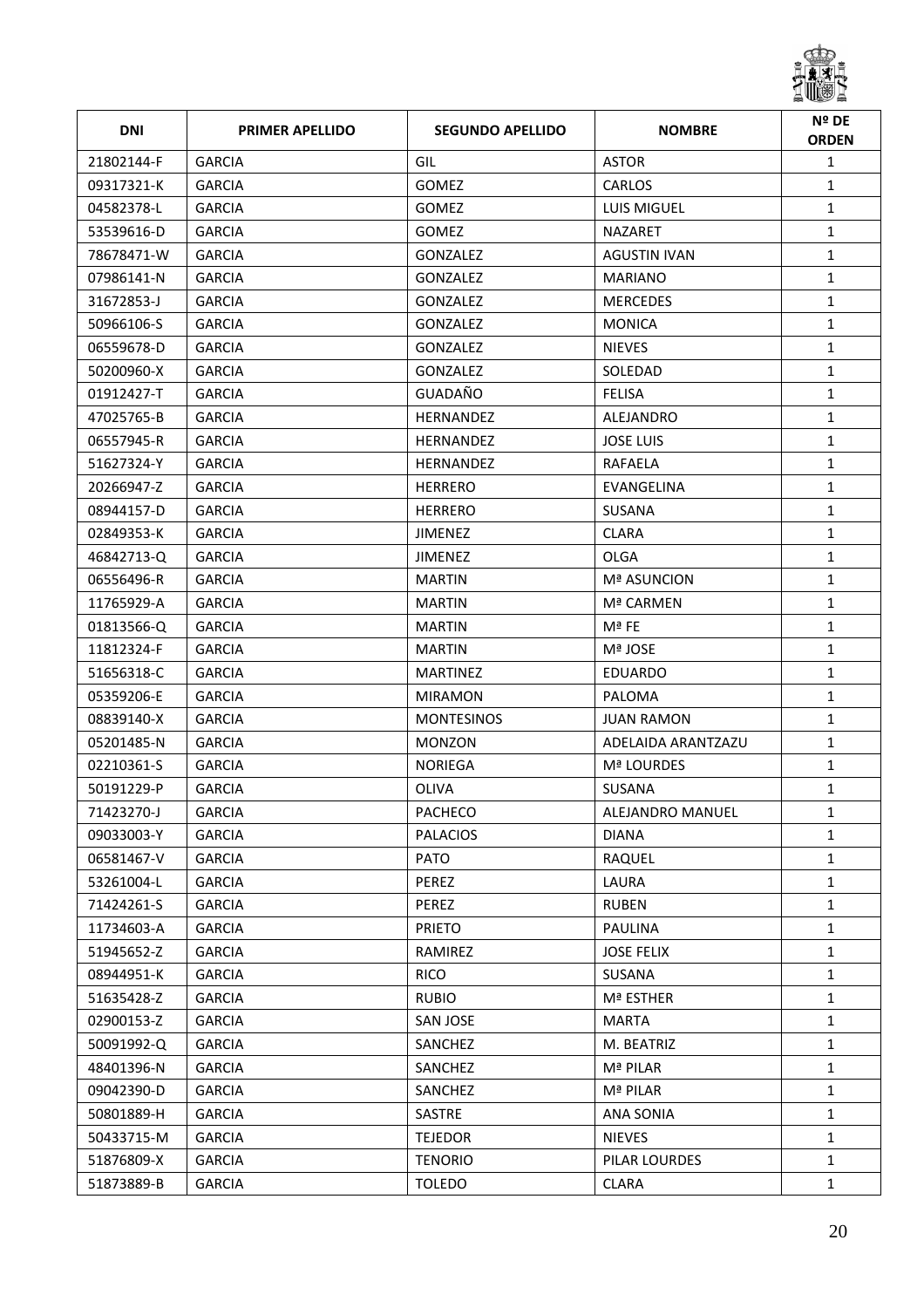| DNI | PRIMER APELLIDO | SEGUNDO APELLIDO | NOMBRE | Nº DE ORDEN |
|---|---|---|---|---|
| 21802144-F | GARCIA | GIL | ASTOR | 1 |
| 09317321-K | GARCIA | GOMEZ | CARLOS | 1 |
| 04582378-L | GARCIA | GOMEZ | LUIS MIGUEL | 1 |
| 53539616-D | GARCIA | GOMEZ | NAZARET | 1 |
| 78678471-W | GARCIA | GONZALEZ | AGUSTIN IVAN | 1 |
| 07986141-N | GARCIA | GONZALEZ | MARIANO | 1 |
| 31672853-J | GARCIA | GONZALEZ | MERCEDES | 1 |
| 50966106-S | GARCIA | GONZALEZ | MONICA | 1 |
| 06559678-D | GARCIA | GONZALEZ | NIEVES | 1 |
| 50200960-X | GARCIA | GONZALEZ | SOLEDAD | 1 |
| 01912427-T | GARCIA | GUADAÑO | FELISA | 1 |
| 47025765-B | GARCIA | HERNANDEZ | ALEJANDRO | 1 |
| 06557945-R | GARCIA | HERNANDEZ | JOSE LUIS | 1 |
| 51627324-Y | GARCIA | HERNANDEZ | RAFAELA | 1 |
| 20266947-Z | GARCIA | HERRERO | EVANGELINA | 1 |
| 08944157-D | GARCIA | HERRERO | SUSANA | 1 |
| 02849353-K | GARCIA | JIMENEZ | CLARA | 1 |
| 46842713-Q | GARCIA | JIMENEZ | OLGA | 1 |
| 06556496-R | GARCIA | MARTIN | Mª ASUNCION | 1 |
| 11765929-A | GARCIA | MARTIN | Mª CARMEN | 1 |
| 01813566-Q | GARCIA | MARTIN | Mª FE | 1 |
| 11812324-F | GARCIA | MARTIN | Mª JOSE | 1 |
| 51656318-C | GARCIA | MARTINEZ | EDUARDO | 1 |
| 05359206-E | GARCIA | MIRAMON | PALOMA | 1 |
| 08839140-X | GARCIA | MONTESINOS | JUAN RAMON | 1 |
| 05201485-N | GARCIA | MONZON | ADELAIDA ARANTZAZU | 1 |
| 02210361-S | GARCIA | NORIEGA | Mª LOURDES | 1 |
| 50191229-P | GARCIA | OLIVA | SUSANA | 1 |
| 71423270-J | GARCIA | PACHECO | ALEJANDRO MANUEL | 1 |
| 09033003-Y | GARCIA | PALACIOS | DIANA | 1 |
| 06581467-V | GARCIA | PATO | RAQUEL | 1 |
| 53261004-L | GARCIA | PEREZ | LAURA | 1 |
| 71424261-S | GARCIA | PEREZ | RUBEN | 1 |
| 11734603-A | GARCIA | PRIETO | PAULINA | 1 |
| 51945652-Z | GARCIA | RAMIREZ | JOSE FELIX | 1 |
| 08944951-K | GARCIA | RICO | SUSANA | 1 |
| 51635428-Z | GARCIA | RUBIO | Mª ESTHER | 1 |
| 02900153-Z | GARCIA | SAN JOSE | MARTA | 1 |
| 50091992-Q | GARCIA | SANCHEZ | M. BEATRIZ | 1 |
| 48401396-N | GARCIA | SANCHEZ | Mª PILAR | 1 |
| 09042390-D | GARCIA | SANCHEZ | Mª PILAR | 1 |
| 50801889-H | GARCIA | SASTRE | ANA SONIA | 1 |
| 50433715-M | GARCIA | TEJEDOR | NIEVES | 1 |
| 51876809-X | GARCIA | TENORIO | PILAR LOURDES | 1 |
| 51873889-B | GARCIA | TOLEDO | CLARA | 1 |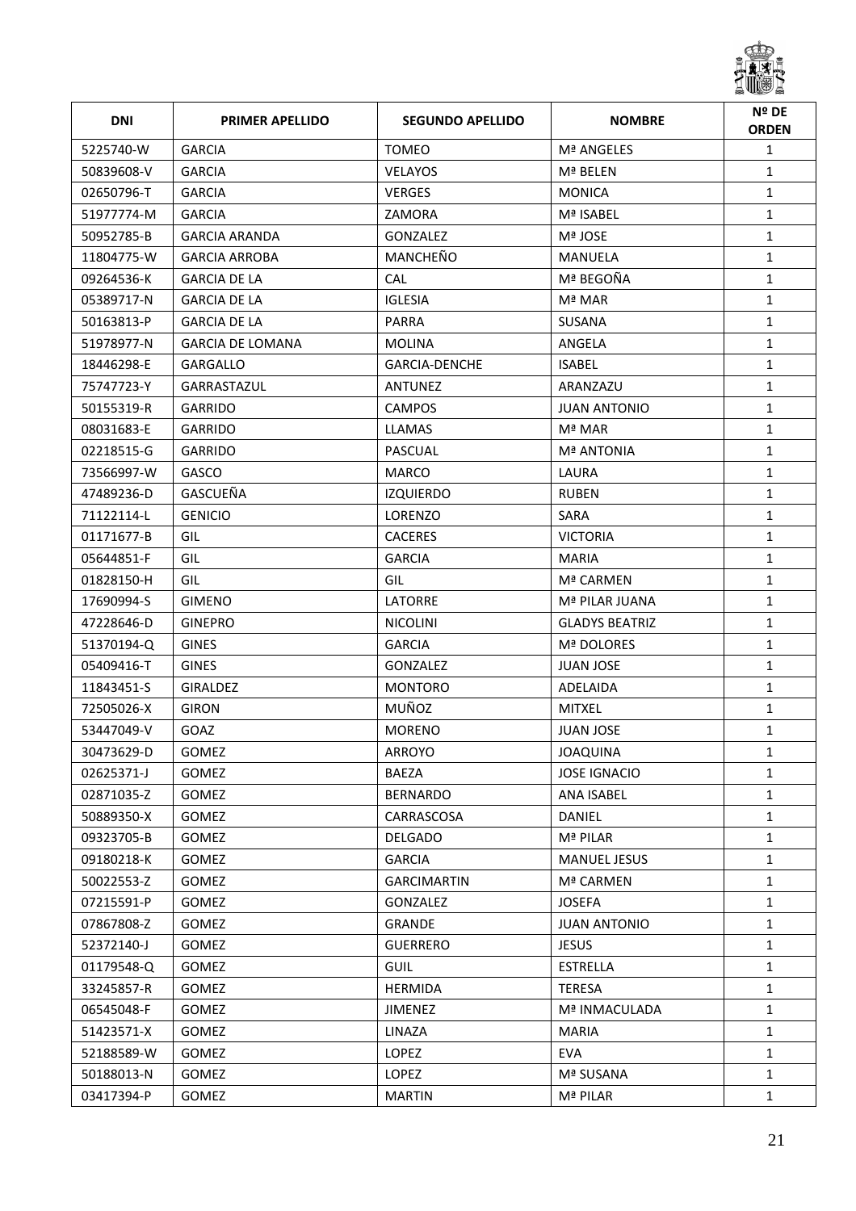| DNI | PRIMER APELLIDO | SEGUNDO APELLIDO | NOMBRE | Nº DE ORDEN |
|---|---|---|---|---|
| 5225740-W | GARCIA | TOMEO | Mª ANGELES | 1 |
| 50839608-V | GARCIA | VELAYOS | Mª BELEN | 1 |
| 02650796-T | GARCIA | VERGES | MONICA | 1 |
| 51977774-M | GARCIA | ZAMORA | Mª ISABEL | 1 |
| 50952785-B | GARCIA ARANDA | GONZALEZ | Mª JOSE | 1 |
| 11804775-W | GARCIA ARROBA | MANCHEÑO | MANUELA | 1 |
| 09264536-K | GARCIA DE LA | CAL | Mª BEGOÑA | 1 |
| 05389717-N | GARCIA DE LA | IGLESIA | Mª MAR | 1 |
| 50163813-P | GARCIA DE LA | PARRA | SUSANA | 1 |
| 51978977-N | GARCIA DE LOMANA | MOLINA | ANGELA | 1 |
| 18446298-E | GARGALLO | GARCIA-DENCHE | ISABEL | 1 |
| 75747723-Y | GARRASTAZUL | ANTUNEZ | ARANZAZU | 1 |
| 50155319-R | GARRIDO | CAMPOS | JUAN ANTONIO | 1 |
| 08031683-E | GARRIDO | LLAMAS | Mª MAR | 1 |
| 02218515-G | GARRIDO | PASCUAL | Mª ANTONIA | 1 |
| 73566997-W | GASCO | MARCO | LAURA | 1 |
| 47489236-D | GASCUEÑA | IZQUIERDO | RUBEN | 1 |
| 71122114-L | GENICIO | LORENZO | SARA | 1 |
| 01171677-B | GIL | CACERES | VICTORIA | 1 |
| 05644851-F | GIL | GARCIA | MARIA | 1 |
| 01828150-H | GIL | GIL | Mª CARMEN | 1 |
| 17690994-S | GIMENO | LATORRE | Mª PILAR JUANA | 1 |
| 47228646-D | GINEPRO | NICOLINI | GLADYS BEATRIZ | 1 |
| 51370194-Q | GINES | GARCIA | Mª DOLORES | 1 |
| 05409416-T | GINES | GONZALEZ | JUAN JOSE | 1 |
| 11843451-S | GIRALDEZ | MONTORO | ADELAIDA | 1 |
| 72505026-X | GIRON | MUÑOZ | MITXEL | 1 |
| 53447049-V | GOAZ | MORENO | JUAN JOSE | 1 |
| 30473629-D | GOMEZ | ARROYO | JOAQUINA | 1 |
| 02625371-J | GOMEZ | BAEZA | JOSE IGNACIO | 1 |
| 02871035-Z | GOMEZ | BERNARDO | ANA ISABEL | 1 |
| 50889350-X | GOMEZ | CARRASCOSA | DANIEL | 1 |
| 09323705-B | GOMEZ | DELGADO | Mª PILAR | 1 |
| 09180218-K | GOMEZ | GARCIA | MANUEL JESUS | 1 |
| 50022553-Z | GOMEZ | GARCIMARTIN | Mª CARMEN | 1 |
| 07215591-P | GOMEZ | GONZALEZ | JOSEFA | 1 |
| 07867808-Z | GOMEZ | GRANDE | JUAN ANTONIO | 1 |
| 52372140-J | GOMEZ | GUERRERO | JESUS | 1 |
| 01179548-Q | GOMEZ | GUIL | ESTRELLA | 1 |
| 33245857-R | GOMEZ | HERMIDA | TERESA | 1 |
| 06545048-F | GOMEZ | JIMENEZ | Mª INMACULADA | 1 |
| 51423571-X | GOMEZ | LINAZA | MARIA | 1 |
| 52188589-W | GOMEZ | LOPEZ | EVA | 1 |
| 50188013-N | GOMEZ | LOPEZ | Mª SUSANA | 1 |
| 03417394-P | GOMEZ | MARTIN | Mª PILAR | 1 |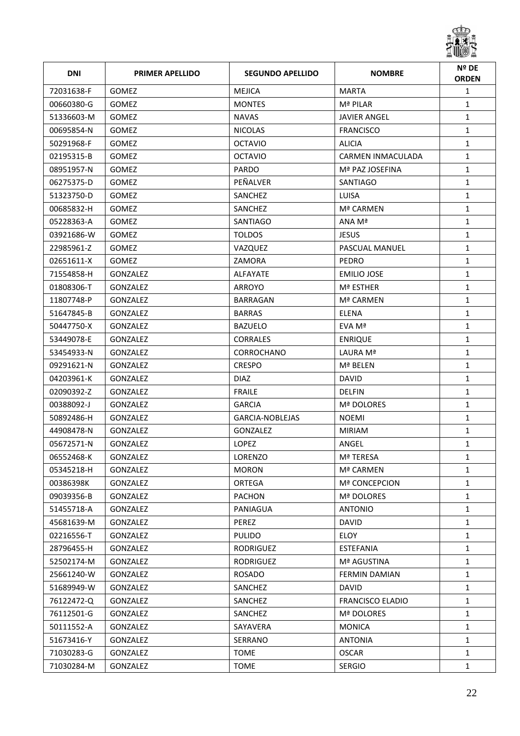| DNI | PRIMER APELLIDO | SEGUNDO APELLIDO | NOMBRE | Nº DE ORDEN |
|---|---|---|---|---|
| 72031638-F | GOMEZ | MEJICA | MARTA | 1 |
| 00660380-G | GOMEZ | MONTES | Mª PILAR | 1 |
| 51336603-M | GOMEZ | NAVAS | JAVIER ANGEL | 1 |
| 00695854-N | GOMEZ | NICOLAS | FRANCISCO | 1 |
| 50291968-F | GOMEZ | OCTAVIO | ALICIA | 1 |
| 02195315-B | GOMEZ | OCTAVIO | CARMEN INMACULADA | 1 |
| 08951957-N | GOMEZ | PARDO | Mª PAZ JOSEFINA | 1 |
| 06275375-D | GOMEZ | PEÑALVER | SANTIAGO | 1 |
| 51323750-D | GOMEZ | SANCHEZ | LUISA | 1 |
| 00685832-H | GOMEZ | SANCHEZ | Mª CARMEN | 1 |
| 05228363-A | GOMEZ | SANTIAGO | ANA Mª | 1 |
| 03921686-W | GOMEZ | TOLDOS | JESUS | 1 |
| 22985961-Z | GOMEZ | VAZQUEZ | PASCUAL MANUEL | 1 |
| 02651611-X | GOMEZ | ZAMORA | PEDRO | 1 |
| 71554858-H | GONZALEZ | ALFAYATE | EMILIO JOSE | 1 |
| 01808306-T | GONZALEZ | ARROYO | Mª ESTHER | 1 |
| 11807748-P | GONZALEZ | BARRAGAN | Mª CARMEN | 1 |
| 51647845-B | GONZALEZ | BARRAS | ELENA | 1 |
| 50447750-X | GONZALEZ | BAZUELO | EVA Mª | 1 |
| 53449078-E | GONZALEZ | CORRALES | ENRIQUE | 1 |
| 53454933-N | GONZALEZ | CORROCHANO | LAURA Mª | 1 |
| 09291621-N | GONZALEZ | CRESPO | Mª BELEN | 1 |
| 04203961-K | GONZALEZ | DIAZ | DAVID | 1 |
| 02090392-Z | GONZALEZ | FRAILE | DELFIN | 1 |
| 00388092-J | GONZALEZ | GARCIA | Mª DOLORES | 1 |
| 50892486-H | GONZALEZ | GARCIA-NOBLEJAS | NOEMI | 1 |
| 44908478-N | GONZALEZ | GONZALEZ | MIRIAM | 1 |
| 05672571-N | GONZALEZ | LOPEZ | ANGEL | 1 |
| 06552468-K | GONZALEZ | LORENZO | Mª TERESA | 1 |
| 05345218-H | GONZALEZ | MORON | Mª CARMEN | 1 |
| 00386398K | GONZALEZ | ORTEGA | Mª CONCEPCION | 1 |
| 09039356-B | GONZALEZ | PACHON | Mª DOLORES | 1 |
| 51455718-A | GONZALEZ | PANIAGUA | ANTONIO | 1 |
| 45681639-M | GONZALEZ | PEREZ | DAVID | 1 |
| 02216556-T | GONZALEZ | PULIDO | ELOY | 1 |
| 28796455-H | GONZALEZ | RODRIGUEZ | ESTEFANIA | 1 |
| 52502174-M | GONZALEZ | RODRIGUEZ | Mª AGUSTINA | 1 |
| 25661240-W | GONZALEZ | ROSADO | FERMIN DAMIAN | 1 |
| 51689949-W | GONZALEZ | SANCHEZ | DAVID | 1 |
| 76122472-Q | GONZALEZ | SANCHEZ | FRANCISCO ELADIO | 1 |
| 76112501-G | GONZALEZ | SANCHEZ | Mª DOLORES | 1 |
| 50111552-A | GONZALEZ | SAYAVERA | MONICA | 1 |
| 51673416-Y | GONZALEZ | SERRANO | ANTONIA | 1 |
| 71030283-G | GONZALEZ | TOME | OSCAR | 1 |
| 71030284-M | GONZALEZ | TOME | SERGIO | 1 |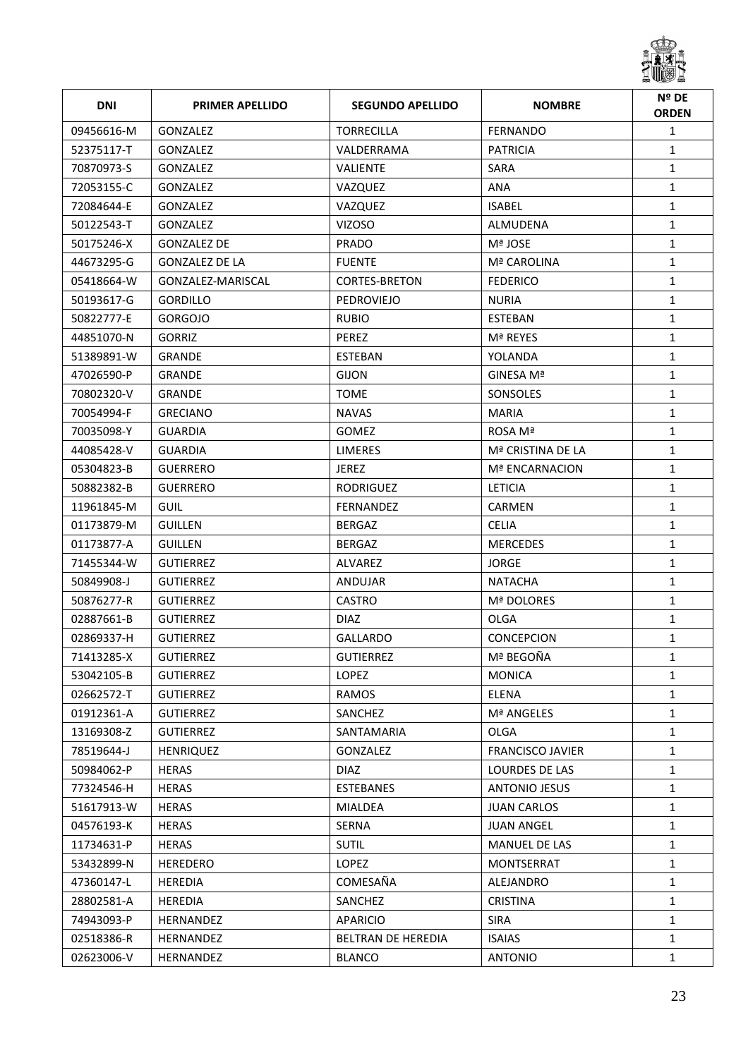| DNI | PRIMER APELLIDO | SEGUNDO APELLIDO | NOMBRE | Nº DE ORDEN |
|---|---|---|---|---|
| 09456616-M | GONZALEZ | TORRECILLA | FERNANDO | 1 |
| 52375117-T | GONZALEZ | VALDERRAMA | PATRICIA | 1 |
| 70870973-S | GONZALEZ | VALIENTE | SARA | 1 |
| 72053155-C | GONZALEZ | VAZQUEZ | ANA | 1 |
| 72084644-E | GONZALEZ | VAZQUEZ | ISABEL | 1 |
| 50122543-T | GONZALEZ | VIZOSO | ALMUDENA | 1 |
| 50175246-X | GONZALEZ DE | PRADO | Mª JOSE | 1 |
| 44673295-G | GONZALEZ DE LA | FUENTE | Mª CAROLINA | 1 |
| 05418664-W | GONZALEZ-MARISCAL | CORTES-BRETON | FEDERICO | 1 |
| 50193617-G | GORDILLO | PEDROVIEJO | NURIA | 1 |
| 50822777-E | GORGOJO | RUBIO | ESTEBAN | 1 |
| 44851070-N | GORRIZ | PEREZ | Mª REYES | 1 |
| 51389891-W | GRANDE | ESTEBAN | YOLANDA | 1 |
| 47026590-P | GRANDE | GIJON | GINESA Mª | 1 |
| 70802320-V | GRANDE | TOME | SONSOLES | 1 |
| 70054994-F | GRECIANO | NAVAS | MARIA | 1 |
| 70035098-Y | GUARDIA | GOMEZ | ROSA Mª | 1 |
| 44085428-V | GUARDIA | LIMERES | Mª CRISTINA DE LA | 1 |
| 05304823-B | GUERRERO | JEREZ | Mª ENCARNACION | 1 |
| 50882382-B | GUERRERO | RODRIGUEZ | LETICIA | 1 |
| 11961845-M | GUIL | FERNANDEZ | CARMEN | 1 |
| 01173879-M | GUILLEN | BERGAZ | CELIA | 1 |
| 01173877-A | GUILLEN | BERGAZ | MERCEDES | 1 |
| 71455344-W | GUTIERREZ | ALVAREZ | JORGE | 1 |
| 50849908-J | GUTIERREZ | ANDUJAR | NATACHA | 1 |
| 50876277-R | GUTIERREZ | CASTRO | Mª DOLORES | 1 |
| 02887661-B | GUTIERREZ | DIAZ | OLGA | 1 |
| 02869337-H | GUTIERREZ | GALLARDO | CONCEPCION | 1 |
| 71413285-X | GUTIERREZ | GUTIERREZ | Mª BEGOÑA | 1 |
| 53042105-B | GUTIERREZ | LOPEZ | MONICA | 1 |
| 02662572-T | GUTIERREZ | RAMOS | ELENA | 1 |
| 01912361-A | GUTIERREZ | SANCHEZ | Mª ANGELES | 1 |
| 13169308-Z | GUTIERREZ | SANTAMARIA | OLGA | 1 |
| 78519644-J | HENRIQUEZ | GONZALEZ | FRANCISCO JAVIER | 1 |
| 50984062-P | HERAS | DIAZ | LOURDES DE LAS | 1 |
| 77324546-H | HERAS | ESTEBANES | ANTONIO JESUS | 1 |
| 51617913-W | HERAS | MIALDEA | JUAN CARLOS | 1 |
| 04576193-K | HERAS | SERNA | JUAN ANGEL | 1 |
| 11734631-P | HERAS | SUTIL | MANUEL DE LAS | 1 |
| 53432899-N | HEREDERO | LOPEZ | MONTSERRAT | 1 |
| 47360147-L | HEREDIA | COMESAÑA | ALEJANDRO | 1 |
| 28802581-A | HEREDIA | SANCHEZ | CRISTINA | 1 |
| 74943093-P | HERNANDEZ | APARICIO | SIRA | 1 |
| 02518386-R | HERNANDEZ | BELTRAN DE HEREDIA | ISAIAS | 1 |
| 02623006-V | HERNANDEZ | BLANCO | ANTONIO | 1 |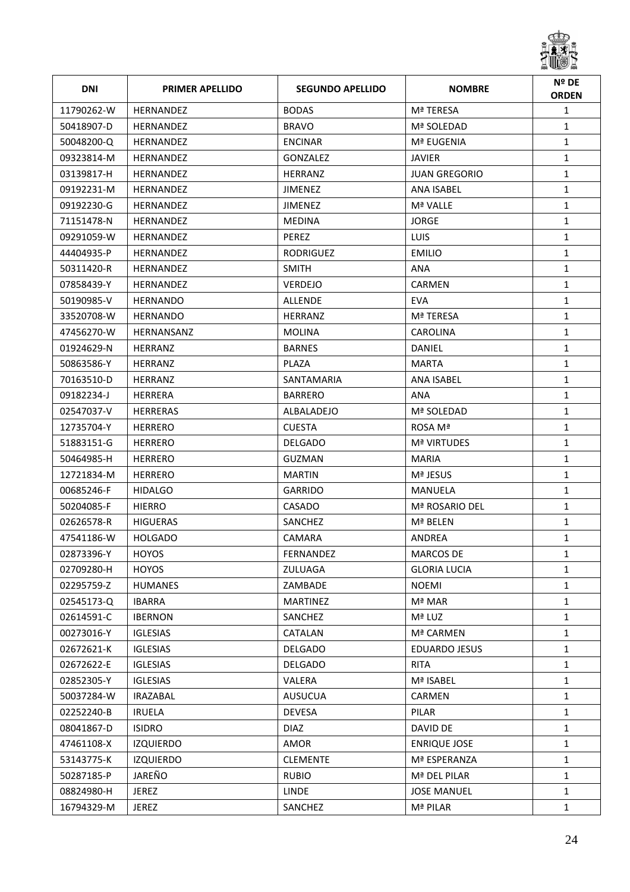| DNI | PRIMER APELLIDO | SEGUNDO APELLIDO | NOMBRE | Nº DE ORDEN |
|---|---|---|---|---|
| 11790262-W | HERNANDEZ | BODAS | Mª TERESA | 1 |
| 50418907-D | HERNANDEZ | BRAVO | Mª SOLEDAD | 1 |
| 50048200-Q | HERNANDEZ | ENCINAR | Mª EUGENIA | 1 |
| 09323814-M | HERNANDEZ | GONZALEZ | JAVIER | 1 |
| 03139817-H | HERNANDEZ | HERRANZ | JUAN GREGORIO | 1 |
| 09192231-M | HERNANDEZ | JIMENEZ | ANA ISABEL | 1 |
| 09192230-G | HERNANDEZ | JIMENEZ | Mª VALLE | 1 |
| 71151478-N | HERNANDEZ | MEDINA | JORGE | 1 |
| 09291059-W | HERNANDEZ | PEREZ | LUIS | 1 |
| 44404935-P | HERNANDEZ | RODRIGUEZ | EMILIO | 1 |
| 50311420-R | HERNANDEZ | SMITH | ANA | 1 |
| 07858439-Y | HERNANDEZ | VERDEJO | CARMEN | 1 |
| 50190985-V | HERNANDO | ALLENDE | EVA | 1 |
| 33520708-W | HERNANDO | HERRANZ | Mª TERESA | 1 |
| 47456270-W | HERNANSANZ | MOLINA | CAROLINA | 1 |
| 01924629-N | HERRANZ | BARNES | DANIEL | 1 |
| 50863586-Y | HERRANZ | PLAZA | MARTA | 1 |
| 70163510-D | HERRANZ | SANTAMARIA | ANA ISABEL | 1 |
| 09182234-J | HERRERA | BARRERO | ANA | 1 |
| 02547037-V | HERRERAS | ALBALADEJO | Mª SOLEDAD | 1 |
| 12735704-Y | HERRERO | CUESTA | ROSA Mª | 1 |
| 51883151-G | HERRERO | DELGADO | Mª VIRTUDES | 1 |
| 50464985-H | HERRERO | GUZMAN | MARIA | 1 |
| 12721834-M | HERRERO | MARTIN | Mª JESUS | 1 |
| 00685246-F | HIDALGO | GARRIDO | MANUELA | 1 |
| 50204085-F | HIERRO | CASADO | Mª ROSARIO DEL | 1 |
| 02626578-R | HIGUERAS | SANCHEZ | Mª BELEN | 1 |
| 47541186-W | HOLGADO | CAMARA | ANDREA | 1 |
| 02873396-Y | HOYOS | FERNANDEZ | MARCOS DE | 1 |
| 02709280-H | HOYOS | ZULUAGA | GLORIA LUCIA | 1 |
| 02295759-Z | HUMANES | ZAMBADE | NOEMI | 1 |
| 02545173-Q | IBARRA | MARTINEZ | Mª MAR | 1 |
| 02614591-C | IBERNON | SANCHEZ | Mª LUZ | 1 |
| 00273016-Y | IGLESIAS | CATALAN | Mª CARMEN | 1 |
| 02672621-K | IGLESIAS | DELGADO | EDUARDO JESUS | 1 |
| 02672622-E | IGLESIAS | DELGADO | RITA | 1 |
| 02852305-Y | IGLESIAS | VALERA | Mª ISABEL | 1 |
| 50037284-W | IRAZABAL | AUSUCUA | CARMEN | 1 |
| 02252240-B | IRUELA | DEVESA | PILAR | 1 |
| 08041867-D | ISIDRO | DIAZ | DAVID DE | 1 |
| 47461108-X | IZQUIERDO | AMOR | ENRIQUE JOSE | 1 |
| 53143775-K | IZQUIERDO | CLEMENTE | Mª ESPERANZA | 1 |
| 50287185-P | JAREÑO | RUBIO | Mª DEL PILAR | 1 |
| 08824980-H | JEREZ | LINDE | JOSE MANUEL | 1 |
| 16794329-M | JEREZ | SANCHEZ | Mª PILAR | 1 |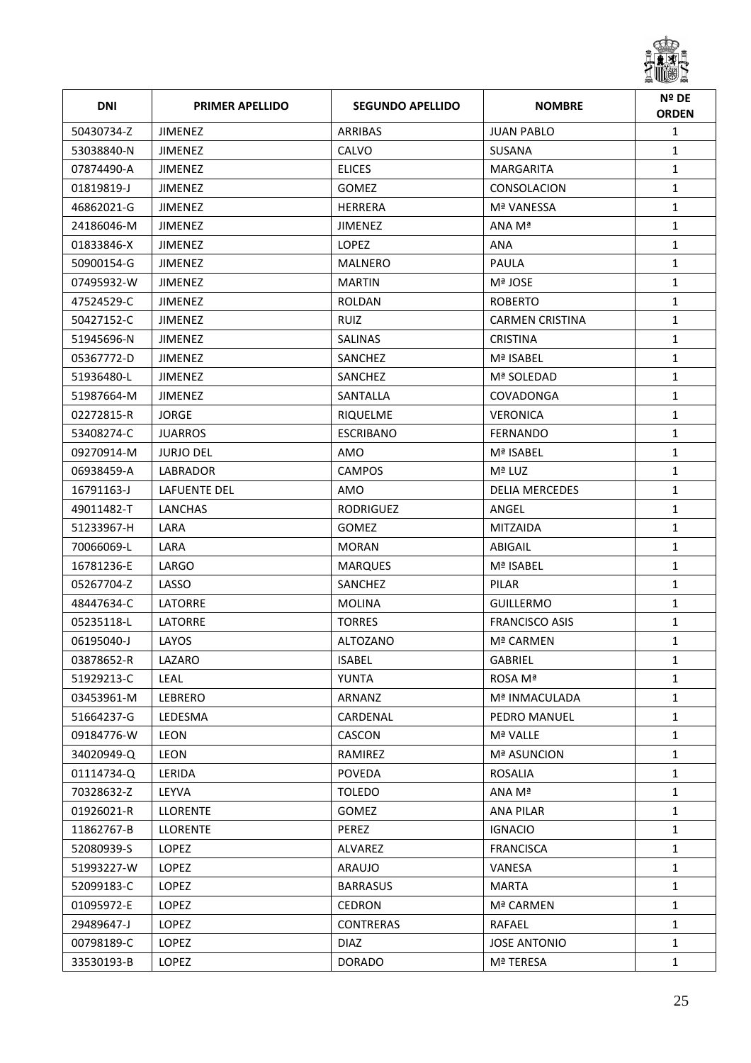| DNI | PRIMER APELLIDO | SEGUNDO APELLIDO | NOMBRE | Nº DE ORDEN |
|---|---|---|---|---|
| 50430734-Z | JIMENEZ | ARRIBAS | JUAN PABLO | 1 |
| 53038840-N | JIMENEZ | CALVO | SUSANA | 1 |
| 07874490-A | JIMENEZ | ELICES | MARGARITA | 1 |
| 01819819-J | JIMENEZ | GOMEZ | CONSOLACION | 1 |
| 46862021-G | JIMENEZ | HERRERA | Mª VANESSA | 1 |
| 24186046-M | JIMENEZ | JIMENEZ | ANA Mª | 1 |
| 01833846-X | JIMENEZ | LOPEZ | ANA | 1 |
| 50900154-G | JIMENEZ | MALNERO | PAULA | 1 |
| 07495932-W | JIMENEZ | MARTIN | Mª JOSE | 1 |
| 47524529-C | JIMENEZ | ROLDAN | ROBERTO | 1 |
| 50427152-C | JIMENEZ | RUIZ | CARMEN CRISTINA | 1 |
| 51945696-N | JIMENEZ | SALINAS | CRISTINA | 1 |
| 05367772-D | JIMENEZ | SANCHEZ | Mª ISABEL | 1 |
| 51936480-L | JIMENEZ | SANCHEZ | Mª SOLEDAD | 1 |
| 51987664-M | JIMENEZ | SANTALLA | COVADONGA | 1 |
| 02272815-R | JORGE | RIQUELME | VERONICA | 1 |
| 53408274-C | JUARROS | ESCRIBANO | FERNANDO | 1 |
| 09270914-M | JURJO DEL | AMO | Mª ISABEL | 1 |
| 06938459-A | LABRADOR | CAMPOS | Mª LUZ | 1 |
| 16791163-J | LAFUENTE DEL | AMO | DELIA MERCEDES | 1 |
| 49011482-T | LANCHAS | RODRIGUEZ | ANGEL | 1 |
| 51233967-H | LARA | GOMEZ | MITZAIDA | 1 |
| 70066069-L | LARA | MORAN | ABIGAIL | 1 |
| 16781236-E | LARGO | MARQUES | Mª ISABEL | 1 |
| 05267704-Z | LASSO | SANCHEZ | PILAR | 1 |
| 48447634-C | LATORRE | MOLINA | GUILLERMO | 1 |
| 05235118-L | LATORRE | TORRES | FRANCISCO ASIS | 1 |
| 06195040-J | LAYOS | ALTOZANO | Mª CARMEN | 1 |
| 03878652-R | LAZARO | ISABEL | GABRIEL | 1 |
| 51929213-C | LEAL | YUNTA | ROSA Mª | 1 |
| 03453961-M | LEBRERO | ARNANZ | Mª INMACULADA | 1 |
| 51664237-G | LEDESMA | CARDENAL | PEDRO MANUEL | 1 |
| 09184776-W | LEON | CASCON | Mª VALLE | 1 |
| 34020949-Q | LEON | RAMIREZ | Mª ASUNCION | 1 |
| 01114734-Q | LERIDA | POVEDA | ROSALIA | 1 |
| 70328632-Z | LEYVA | TOLEDO | ANA Mª | 1 |
| 01926021-R | LLORENTE | GOMEZ | ANA PILAR | 1 |
| 11862767-B | LLORENTE | PEREZ | IGNACIO | 1 |
| 52080939-S | LOPEZ | ALVAREZ | FRANCISCA | 1 |
| 51993227-W | LOPEZ | ARAUJO | VANESA | 1 |
| 52099183-C | LOPEZ | BARRASUS | MARTA | 1 |
| 01095972-E | LOPEZ | CEDRON | Mª CARMEN | 1 |
| 29489647-J | LOPEZ | CONTRERAS | RAFAEL | 1 |
| 00798189-C | LOPEZ | DIAZ | JOSE ANTONIO | 1 |
| 33530193-B | LOPEZ | DORADO | Mª TERESA | 1 |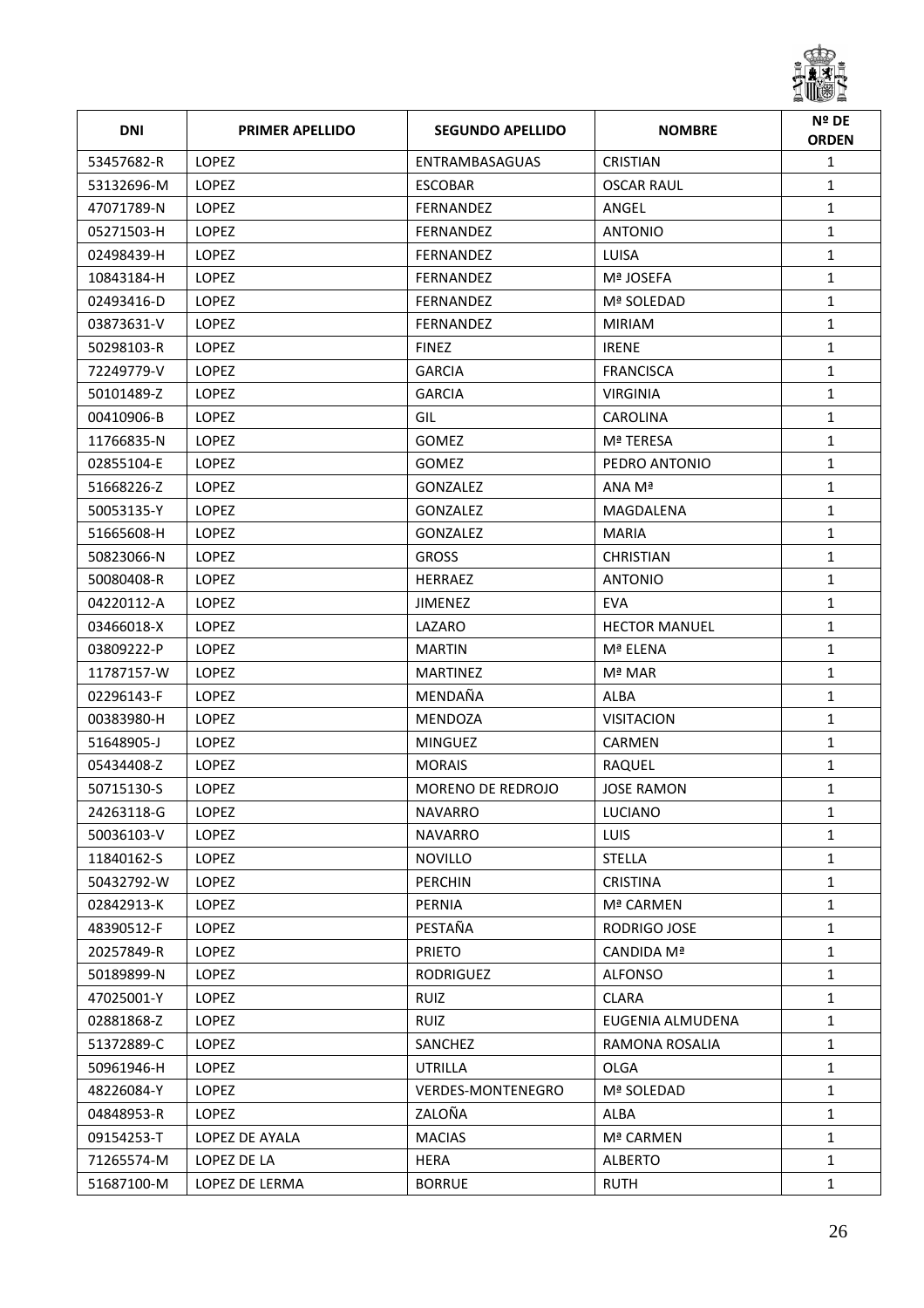| DNI | PRIMER APELLIDO | SEGUNDO APELLIDO | NOMBRE | Nº DE ORDEN |
| --- | --- | --- | --- | --- |
| 53457682-R | LOPEZ | ENTRAMBASAGUAS | CRISTIAN | 1 |
| 53132696-M | LOPEZ | ESCOBAR | OSCAR RAUL | 1 |
| 47071789-N | LOPEZ | FERNANDEZ | ANGEL | 1 |
| 05271503-H | LOPEZ | FERNANDEZ | ANTONIO | 1 |
| 02498439-H | LOPEZ | FERNANDEZ | LUISA | 1 |
| 10843184-H | LOPEZ | FERNANDEZ | Mª JOSEFA | 1 |
| 02493416-D | LOPEZ | FERNANDEZ | Mª SOLEDAD | 1 |
| 03873631-V | LOPEZ | FERNANDEZ | MIRIAM | 1 |
| 50298103-R | LOPEZ | FINEZ | IRENE | 1 |
| 72249779-V | LOPEZ | GARCIA | FRANCISCA | 1 |
| 50101489-Z | LOPEZ | GARCIA | VIRGINIA | 1 |
| 00410906-B | LOPEZ | GIL | CAROLINA | 1 |
| 11766835-N | LOPEZ | GOMEZ | Mª TERESA | 1 |
| 02855104-E | LOPEZ | GOMEZ | PEDRO ANTONIO | 1 |
| 51668226-Z | LOPEZ | GONZALEZ | ANA Mª | 1 |
| 50053135-Y | LOPEZ | GONZALEZ | MAGDALENA | 1 |
| 51665608-H | LOPEZ | GONZALEZ | MARIA | 1 |
| 50823066-N | LOPEZ | GROSS | CHRISTIAN | 1 |
| 50080408-R | LOPEZ | HERRAEZ | ANTONIO | 1 |
| 04220112-A | LOPEZ | JIMENEZ | EVA | 1 |
| 03466018-X | LOPEZ | LAZARO | HECTOR MANUEL | 1 |
| 03809222-P | LOPEZ | MARTIN | Mª ELENA | 1 |
| 11787157-W | LOPEZ | MARTINEZ | Mª MAR | 1 |
| 02296143-F | LOPEZ | MENDAÑA | ALBA | 1 |
| 00383980-H | LOPEZ | MENDOZA | VISITACION | 1 |
| 51648905-J | LOPEZ | MINGUEZ | CARMEN | 1 |
| 05434408-Z | LOPEZ | MORAIS | RAQUEL | 1 |
| 50715130-S | LOPEZ | MORENO DE REDROJO | JOSE RAMON | 1 |
| 24263118-G | LOPEZ | NAVARRO | LUCIANO | 1 |
| 50036103-V | LOPEZ | NAVARRO | LUIS | 1 |
| 11840162-S | LOPEZ | NOVILLO | STELLA | 1 |
| 50432792-W | LOPEZ | PERCHIN | CRISTINA | 1 |
| 02842913-K | LOPEZ | PERNIA | Mª CARMEN | 1 |
| 48390512-F | LOPEZ | PESTAÑA | RODRIGO JOSE | 1 |
| 20257849-R | LOPEZ | PRIETO | CANDIDA Mª | 1 |
| 50189899-N | LOPEZ | RODRIGUEZ | ALFONSO | 1 |
| 47025001-Y | LOPEZ | RUIZ | CLARA | 1 |
| 02881868-Z | LOPEZ | RUIZ | EUGENIA ALMUDENA | 1 |
| 51372889-C | LOPEZ | SANCHEZ | RAMONA ROSALIA | 1 |
| 50961946-H | LOPEZ | UTRILLA | OLGA | 1 |
| 48226084-Y | LOPEZ | VERDES-MONTENEGRO | Mª SOLEDAD | 1 |
| 04848953-R | LOPEZ | ZALOÑA | ALBA | 1 |
| 09154253-T | LOPEZ DE AYALA | MACIAS | Mª CARMEN | 1 |
| 71265574-M | LOPEZ DE LA | HERA | ALBERTO | 1 |
| 51687100-M | LOPEZ DE LERMA | BORRUE | RUTH | 1 |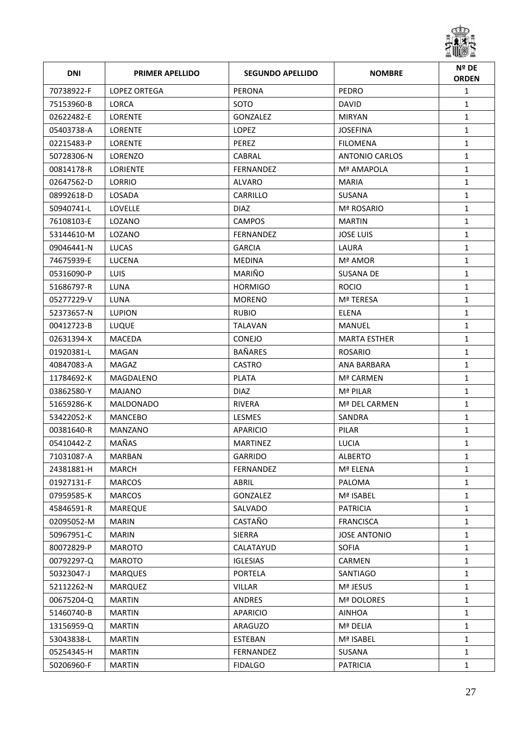| DNI | PRIMER APELLIDO | SEGUNDO APELLIDO | NOMBRE | Nº DE ORDEN |
|---|---|---|---|---|
| 70738922-F | LOPEZ ORTEGA | PERONA | PEDRO | 1 |
| 75153960-B | LORCA | SOTO | DAVID | 1 |
| 02622482-E | LORENTE | GONZALEZ | MIRYAN | 1 |
| 05403738-A | LORENTE | LOPEZ | JOSEFINA | 1 |
| 02215483-P | LORENTE | PEREZ | FILOMENA | 1 |
| 50728306-N | LORENZO | CABRAL | ANTONIO CARLOS | 1 |
| 00814178-R | LORIENTE | FERNANDEZ | Mª AMAPOLA | 1 |
| 02647562-D | LORRIO | ALVARO | MARIA | 1 |
| 08992618-D | LOSADA | CARRILLO | SUSANA | 1 |
| 50940741-L | LOVELLE | DIAZ | Mª ROSARIO | 1 |
| 76108103-E | LOZANO | CAMPOS | MARTIN | 1 |
| 53144610-M | LOZANO | FERNANDEZ | JOSE LUIS | 1 |
| 09046441-N | LUCAS | GARCIA | LAURA | 1 |
| 74675939-E | LUCENA | MEDINA | Mª AMOR | 1 |
| 05316090-P | LUIS | MARIÑO | SUSANA DE | 1 |
| 51686797-R | LUNA | HORMIGO | ROCIO | 1 |
| 05277229-V | LUNA | MORENO | Mª TERESA | 1 |
| 52373657-N | LUPION | RUBIO | ELENA | 1 |
| 00412723-B | LUQUE | TALAVAN | MANUEL | 1 |
| 02631394-X | MACEDA | CONEJO | MARTA ESTHER | 1 |
| 01920381-L | MAGAN | BAÑARES | ROSARIO | 1 |
| 40847083-A | MAGAZ | CASTRO | ANA BARBARA | 1 |
| 11784692-K | MAGDALENO | PLATA | Mª CARMEN | 1 |
| 03862580-Y | MAJANO | DIAZ | Mª PILAR | 1 |
| 51659286-K | MALDONADO | RIVERA | Mª DEL CARMEN | 1 |
| 53422052-K | MANCEBO | LESMES | SANDRA | 1 |
| 00381640-R | MANZANO | APARICIO | PILAR | 1 |
| 05410442-Z | MAÑAS | MARTINEZ | LUCIA | 1 |
| 71031087-A | MARBAN | GARRIDO | ALBERTO | 1 |
| 24381881-H | MARCH | FERNANDEZ | Mª ELENA | 1 |
| 01927131-F | MARCOS | ABRIL | PALOMA | 1 |
| 07959585-K | MARCOS | GONZALEZ | Mª ISABEL | 1 |
| 45846591-R | MAREQUE | SALVADO | PATRICIA | 1 |
| 02095052-M | MARIN | CASTAÑO | FRANCISCA | 1 |
| 50967951-C | MARIN | SIERRA | JOSE ANTONIO | 1 |
| 80072829-P | MAROTO | CALATAYUD | SOFIA | 1 |
| 00792297-Q | MAROTO | IGLESIAS | CARMEN | 1 |
| 50323047-J | MARQUES | PORTELA | SANTIAGO | 1 |
| 52112262-N | MARQUEZ | VILLAR | Mª JESUS | 1 |
| 00675204-Q | MARTIN | ANDRES | Mª DOLORES | 1 |
| 51460740-B | MARTIN | APARICIO | AINHOA | 1 |
| 13156959-Q | MARTIN | ARAGUZO | Mª DELIA | 1 |
| 53043838-L | MARTIN | ESTEBAN | Mª ISABEL | 1 |
| 05254345-H | MARTIN | FERNANDEZ | SUSANA | 1 |
| 50206960-F | MARTIN | FIDALGO | PATRICIA | 1 |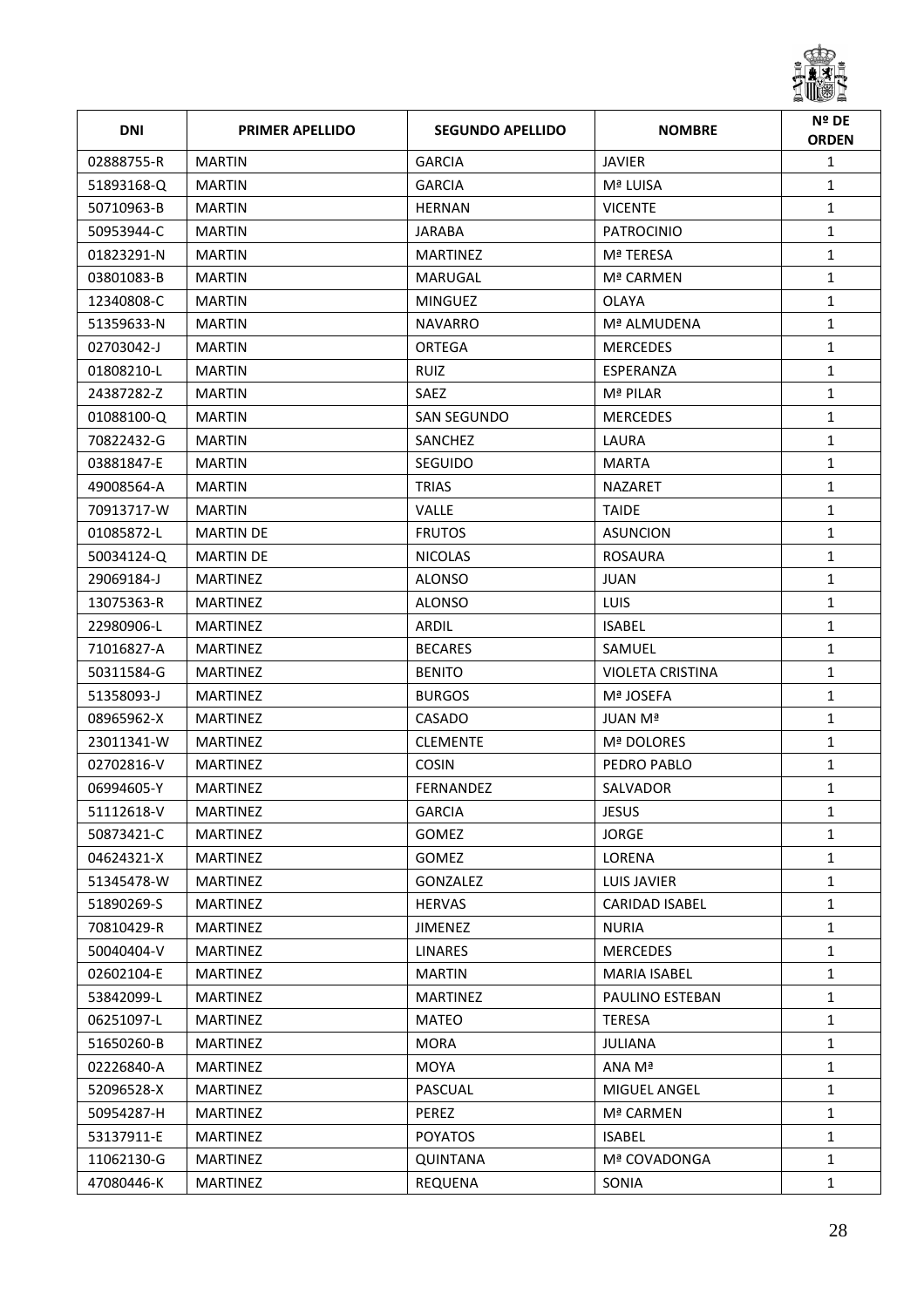| DNI | PRIMER APELLIDO | SEGUNDO APELLIDO | NOMBRE | Nº DE ORDEN |
|---|---|---|---|---|
| 02888755-R | MARTIN | GARCIA | JAVIER | 1 |
| 51893168-Q | MARTIN | GARCIA | Mª LUISA | 1 |
| 50710963-B | MARTIN | HERNAN | VICENTE | 1 |
| 50953944-C | MARTIN | JARABA | PATROCINIO | 1 |
| 01823291-N | MARTIN | MARTINEZ | Mª TERESA | 1 |
| 03801083-B | MARTIN | MARUGAL | Mª CARMEN | 1 |
| 12340808-C | MARTIN | MINGUEZ | OLAYA | 1 |
| 51359633-N | MARTIN | NAVARRO | Mª ALMUDENA | 1 |
| 02703042-J | MARTIN | ORTEGA | MERCEDES | 1 |
| 01808210-L | MARTIN | RUIZ | ESPERANZA | 1 |
| 24387282-Z | MARTIN | SAEZ | Mª PILAR | 1 |
| 01088100-Q | MARTIN | SAN SEGUNDO | MERCEDES | 1 |
| 70822432-G | MARTIN | SANCHEZ | LAURA | 1 |
| 03881847-E | MARTIN | SEGUIDO | MARTA | 1 |
| 49008564-A | MARTIN | TRIAS | NAZARET | 1 |
| 70913717-W | MARTIN | VALLE | TAIDE | 1 |
| 01085872-L | MARTIN DE | FRUTOS | ASUNCION | 1 |
| 50034124-Q | MARTIN DE | NICOLAS | ROSAURA | 1 |
| 29069184-J | MARTINEZ | ALONSO | JUAN | 1 |
| 13075363-R | MARTINEZ | ALONSO | LUIS | 1 |
| 22980906-L | MARTINEZ | ARDIL | ISABEL | 1 |
| 71016827-A | MARTINEZ | BECARES | SAMUEL | 1 |
| 50311584-G | MARTINEZ | BENITO | VIOLETA CRISTINA | 1 |
| 51358093-J | MARTINEZ | BURGOS | Mª JOSEFA | 1 |
| 08965962-X | MARTINEZ | CASADO | JUAN Mª | 1 |
| 23011341-W | MARTINEZ | CLEMENTE | Mª DOLORES | 1 |
| 02702816-V | MARTINEZ | COSIN | PEDRO PABLO | 1 |
| 06994605-Y | MARTINEZ | FERNANDEZ | SALVADOR | 1 |
| 51112618-V | MARTINEZ | GARCIA | JESUS | 1 |
| 50873421-C | MARTINEZ | GOMEZ | JORGE | 1 |
| 04624321-X | MARTINEZ | GOMEZ | LORENA | 1 |
| 51345478-W | MARTINEZ | GONZALEZ | LUIS JAVIER | 1 |
| 51890269-S | MARTINEZ | HERVAS | CARIDAD ISABEL | 1 |
| 70810429-R | MARTINEZ | JIMENEZ | NURIA | 1 |
| 50040404-V | MARTINEZ | LINARES | MERCEDES | 1 |
| 02602104-E | MARTINEZ | MARTIN | MARIA ISABEL | 1 |
| 53842099-L | MARTINEZ | MARTINEZ | PAULINO ESTEBAN | 1 |
| 06251097-L | MARTINEZ | MATEO | TERESA | 1 |
| 51650260-B | MARTINEZ | MORA | JULIANA | 1 |
| 02226840-A | MARTINEZ | MOYA | ANA Mª | 1 |
| 52096528-X | MARTINEZ | PASCUAL | MIGUEL ANGEL | 1 |
| 50954287-H | MARTINEZ | PEREZ | Mª CARMEN | 1 |
| 53137911-E | MARTINEZ | POYATOS | ISABEL | 1 |
| 11062130-G | MARTINEZ | QUINTANA | Mª COVADONGA | 1 |
| 47080446-K | MARTINEZ | REQUENA | SONIA | 1 |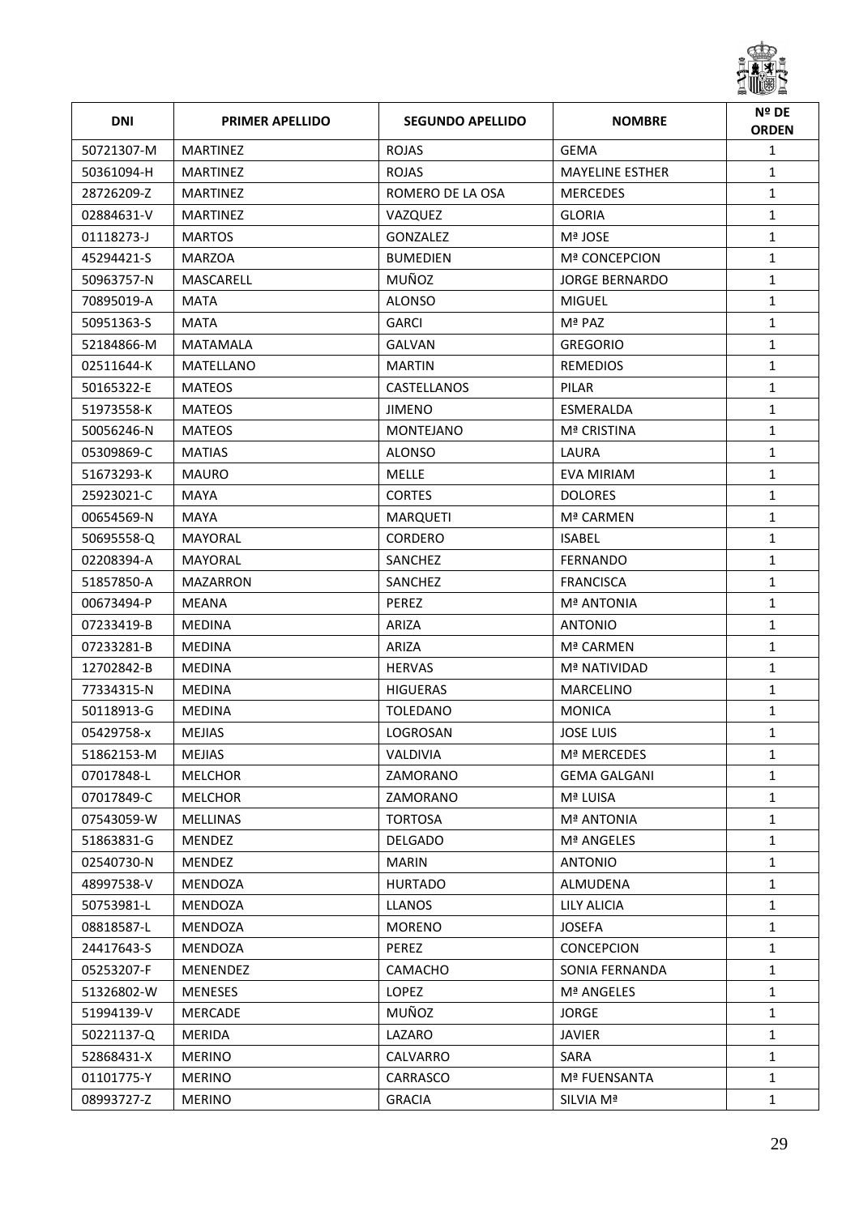| DNI | PRIMER APELLIDO | SEGUNDO APELLIDO | NOMBRE | Nº DE ORDEN |
|---|---|---|---|---|
| 50721307-M | MARTINEZ | ROJAS | GEMA | 1 |
| 50361094-H | MARTINEZ | ROJAS | MAYELINE ESTHER | 1 |
| 28726209-Z | MARTINEZ | ROMERO DE LA OSA | MERCEDES | 1 |
| 02884631-V | MARTINEZ | VAZQUEZ | GLORIA | 1 |
| 01118273-J | MARTOS | GONZALEZ | Mª JOSE | 1 |
| 45294421-S | MARZOA | BUMEDIEN | Mª CONCEPCION | 1 |
| 50963757-N | MASCARELL | MUÑOZ | JORGE BERNARDO | 1 |
| 70895019-A | MATA | ALONSO | MIGUEL | 1 |
| 50951363-S | MATA | GARCI | Mª PAZ | 1 |
| 52184866-M | MATAMALA | GALVAN | GREGORIO | 1 |
| 02511644-K | MATELLANO | MARTIN | REMEDIOS | 1 |
| 50165322-E | MATEOS | CASTELLANOS | PILAR | 1 |
| 51973558-K | MATEOS | JIMENO | ESMERALDA | 1 |
| 50056246-N | MATEOS | MONTEJANO | Mª CRISTINA | 1 |
| 05309869-C | MATIAS | ALONSO | LAURA | 1 |
| 51673293-K | MAURO | MELLE | EVA MIRIAM | 1 |
| 25923021-C | MAYA | CORTES | DOLORES | 1 |
| 00654569-N | MAYA | MARQUETI | Mª CARMEN | 1 |
| 50695558-Q | MAYORAL | CORDERO | ISABEL | 1 |
| 02208394-A | MAYORAL | SANCHEZ | FERNANDO | 1 |
| 51857850-A | MAZARRON | SANCHEZ | FRANCISCA | 1 |
| 00673494-P | MEANA | PEREZ | Mª ANTONIA | 1 |
| 07233419-B | MEDINA | ARIZA | ANTONIO | 1 |
| 07233281-B | MEDINA | ARIZA | Mª CARMEN | 1 |
| 12702842-B | MEDINA | HERVAS | Mª NATIVIDAD | 1 |
| 77334315-N | MEDINA | HIGUERAS | MARCELINO | 1 |
| 50118913-G | MEDINA | TOLEDANO | MONICA | 1 |
| 05429758-x | MEJIAS | LOGROSAN | JOSE LUIS | 1 |
| 51862153-M | MEJIAS | VALDIVIA | Mª MERCEDES | 1 |
| 07017848-L | MELCHOR | ZAMORANO | GEMA GALGANI | 1 |
| 07017849-C | MELCHOR | ZAMORANO | Mª LUISA | 1 |
| 07543059-W | MELLINAS | TORTOSA | Mª ANTONIA | 1 |
| 51863831-G | MENDEZ | DELGADO | Mª ANGELES | 1 |
| 02540730-N | MENDEZ | MARIN | ANTONIO | 1 |
| 48997538-V | MENDOZA | HURTADO | ALMUDENA | 1 |
| 50753981-L | MENDOZA | LLANOS | LILY ALICIA | 1 |
| 08818587-L | MENDOZA | MORENO | JOSEFA | 1 |
| 24417643-S | MENDOZA | PEREZ | CONCEPCION | 1 |
| 05253207-F | MENENDEZ | CAMACHO | SONIA FERNANDA | 1 |
| 51326802-W | MENESES | LOPEZ | Mª ANGELES | 1 |
| 51994139-V | MERCADE | MUÑOZ | JORGE | 1 |
| 50221137-Q | MERIDA | LAZARO | JAVIER | 1 |
| 52868431-X | MERINO | CALVARRO | SARA | 1 |
| 01101775-Y | MERINO | CARRASCO | Mª FUENSANTA | 1 |
| 08993727-Z | MERINO | GRACIA | SILVIA Mª | 1 |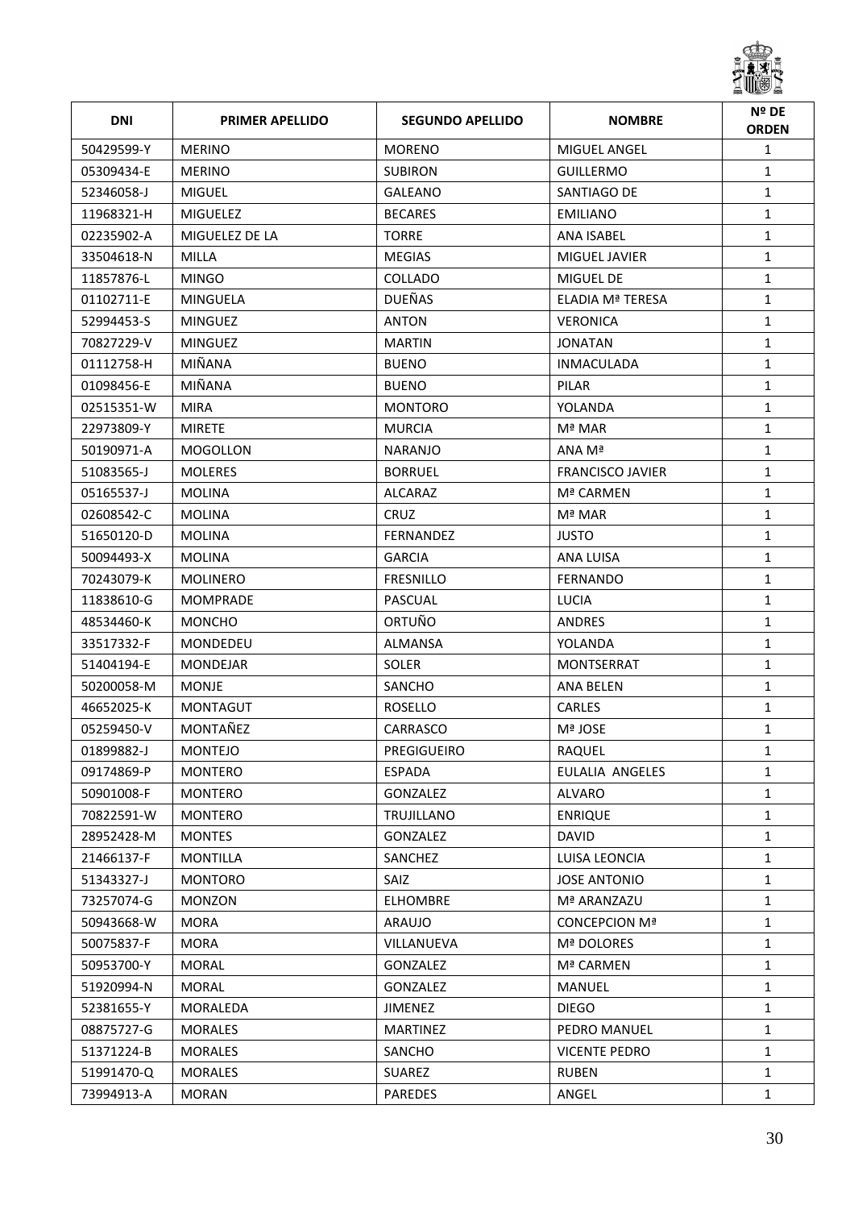| DNI | PRIMER APELLIDO | SEGUNDO APELLIDO | NOMBRE | Nº DE ORDEN |
|---|---|---|---|---|
| 50429599-Y | MERINO | MORENO | MIGUEL ANGEL | 1 |
| 05309434-E | MERINO | SUBIRON | GUILLERMO | 1 |
| 52346058-J | MIGUEL | GALEANO | SANTIAGO DE | 1 |
| 11968321-H | MIGUELEZ | BECARES | EMILIANO | 1 |
| 02235902-A | MIGUELEZ DE LA | TORRE | ANA ISABEL | 1 |
| 33504618-N | MILLA | MEGIAS | MIGUEL JAVIER | 1 |
| 11857876-L | MINGO | COLLADO | MIGUEL DE | 1 |
| 01102711-E | MINGUELA | DUEÑAS | ELADIA Mª TERESA | 1 |
| 52994453-S | MINGUEZ | ANTON | VERONICA | 1 |
| 70827229-V | MINGUEZ | MARTIN | JONATAN | 1 |
| 01112758-H | MIÑANA | BUENO | INMACULADA | 1 |
| 01098456-E | MIÑANA | BUENO | PILAR | 1 |
| 02515351-W | MIRA | MONTORO | YOLANDA | 1 |
| 22973809-Y | MIRETE | MURCIA | Mª MAR | 1 |
| 50190971-A | MOGOLLON | NARANJO | ANA Mª | 1 |
| 51083565-J | MOLERES | BORRUEL | FRANCISCO JAVIER | 1 |
| 05165537-J | MOLINA | ALCARAZ | Mª CARMEN | 1 |
| 02608542-C | MOLINA | CRUZ | Mª MAR | 1 |
| 51650120-D | MOLINA | FERNANDEZ | JUSTO | 1 |
| 50094493-X | MOLINA | GARCIA | ANA LUISA | 1 |
| 70243079-K | MOLINERO | FRESNILLO | FERNANDO | 1 |
| 11838610-G | MOMPRADE | PASCUAL | LUCIA | 1 |
| 48534460-K | MONCHO | ORTUÑO | ANDRES | 1 |
| 33517332-F | MONDEDEU | ALMANSA | YOLANDA | 1 |
| 51404194-E | MONDEJAR | SOLER | MONTSERRAT | 1 |
| 50200058-M | MONJE | SANCHO | ANA BELEN | 1 |
| 46652025-K | MONTAGUT | ROSELLO | CARLES | 1 |
| 05259450-V | MONTAÑEZ | CARRASCO | Mª JOSE | 1 |
| 01899882-J | MONTEJO | PREGIGUEIRO | RAQUEL | 1 |
| 09174869-P | MONTERO | ESPADA | EULALIA ANGELES | 1 |
| 50901008-F | MONTERO | GONZALEZ | ALVARO | 1 |
| 70822591-W | MONTERO | TRUJILLANO | ENRIQUE | 1 |
| 28952428-M | MONTES | GONZALEZ | DAVID | 1 |
| 21466137-F | MONTILLA | SANCHEZ | LUISA LEONCIA | 1 |
| 51343327-J | MONTORO | SAIZ | JOSE ANTONIO | 1 |
| 73257074-G | MONZON | ELHOMBRE | Mª ARANZAZU | 1 |
| 50943668-W | MORA | ARAUJO | CONCEPCION Mª | 1 |
| 50075837-F | MORA | VILLANUEVA | Mª DOLORES | 1 |
| 50953700-Y | MORAL | GONZALEZ | Mª CARMEN | 1 |
| 51920994-N | MORAL | GONZALEZ | MANUEL | 1 |
| 52381655-Y | MORALEDA | JIMENEZ | DIEGO | 1 |
| 08875727-G | MORALES | MARTINEZ | PEDRO MANUEL | 1 |
| 51371224-B | MORALES | SANCHO | VICENTE PEDRO | 1 |
| 51991470-Q | MORALES | SUAREZ | RUBEN | 1 |
| 73994913-A | MORAN | PAREDES | ANGEL | 1 |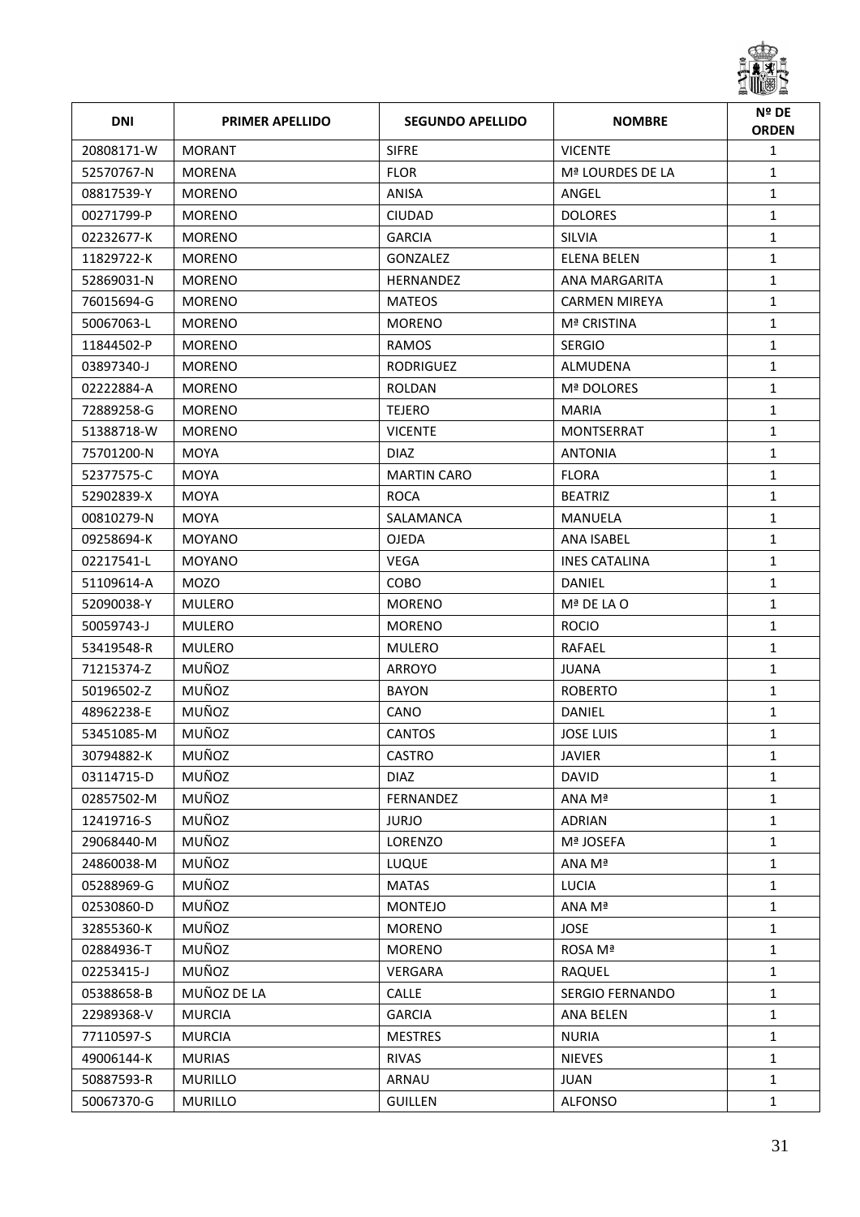| DNI | PRIMER APELLIDO | SEGUNDO APELLIDO | NOMBRE | Nº DE ORDEN |
|---|---|---|---|---|
| 20808171-W | MORANT | SIFRE | VICENTE | 1 |
| 52570767-N | MORENA | FLOR | Mª LOURDES DE LA | 1 |
| 08817539-Y | MORENO | ANISA | ANGEL | 1 |
| 00271799-P | MORENO | CIUDAD | DOLORES | 1 |
| 02232677-K | MORENO | GARCIA | SILVIA | 1 |
| 11829722-K | MORENO | GONZALEZ | ELENA BELEN | 1 |
| 52869031-N | MORENO | HERNANDEZ | ANA MARGARITA | 1 |
| 76015694-G | MORENO | MATEOS | CARMEN MIREYA | 1 |
| 50067063-L | MORENO | MORENO | Mª CRISTINA | 1 |
| 11844502-P | MORENO | RAMOS | SERGIO | 1 |
| 03897340-J | MORENO | RODRIGUEZ | ALMUDENA | 1 |
| 02222884-A | MORENO | ROLDAN | Mª DOLORES | 1 |
| 72889258-G | MORENO | TEJERO | MARIA | 1 |
| 51388718-W | MORENO | VICENTE | MONTSERRAT | 1 |
| 75701200-N | MOYA | DIAZ | ANTONIA | 1 |
| 52377575-C | MOYA | MARTIN CARO | FLORA | 1 |
| 52902839-X | MOYA | ROCA | BEATRIZ | 1 |
| 00810279-N | MOYA | SALAMANCA | MANUELA | 1 |
| 09258694-K | MOYANO | OJEDA | ANA ISABEL | 1 |
| 02217541-L | MOYANO | VEGA | INES CATALINA | 1 |
| 51109614-A | MOZO | COBO | DANIEL | 1 |
| 52090038-Y | MULERO | MORENO | Mª DE LA O | 1 |
| 50059743-J | MULERO | MORENO | ROCIO | 1 |
| 53419548-R | MULERO | MULERO | RAFAEL | 1 |
| 71215374-Z | MUÑOZ | ARROYO | JUANA | 1 |
| 50196502-Z | MUÑOZ | BAYON | ROBERTO | 1 |
| 48962238-E | MUÑOZ | CANO | DANIEL | 1 |
| 53451085-M | MUÑOZ | CANTOS | JOSE LUIS | 1 |
| 30794882-K | MUÑOZ | CASTRO | JAVIER | 1 |
| 03114715-D | MUÑOZ | DIAZ | DAVID | 1 |
| 02857502-M | MUÑOZ | FERNANDEZ | ANA Mª | 1 |
| 12419716-S | MUÑOZ | JURJO | ADRIAN | 1 |
| 29068440-M | MUÑOZ | LORENZO | Mª JOSEFA | 1 |
| 24860038-M | MUÑOZ | LUQUE | ANA Mª | 1 |
| 05288969-G | MUÑOZ | MATAS | LUCIA | 1 |
| 02530860-D | MUÑOZ | MONTEJO | ANA Mª | 1 |
| 32855360-K | MUÑOZ | MORENO | JOSE | 1 |
| 02884936-T | MUÑOZ | MORENO | ROSA Mª | 1 |
| 02253415-J | MUÑOZ | VERGARA | RAQUEL | 1 |
| 05388658-B | MUÑOZ DE LA | CALLE | SERGIO FERNANDO | 1 |
| 22989368-V | MURCIA | GARCIA | ANA BELEN | 1 |
| 77110597-S | MURCIA | MESTRES | NURIA | 1 |
| 49006144-K | MURIAS | RIVAS | NIEVES | 1 |
| 50887593-R | MURILLO | ARNAU | JUAN | 1 |
| 50067370-G | MURILLO | GUILLEN | ALFONSO | 1 |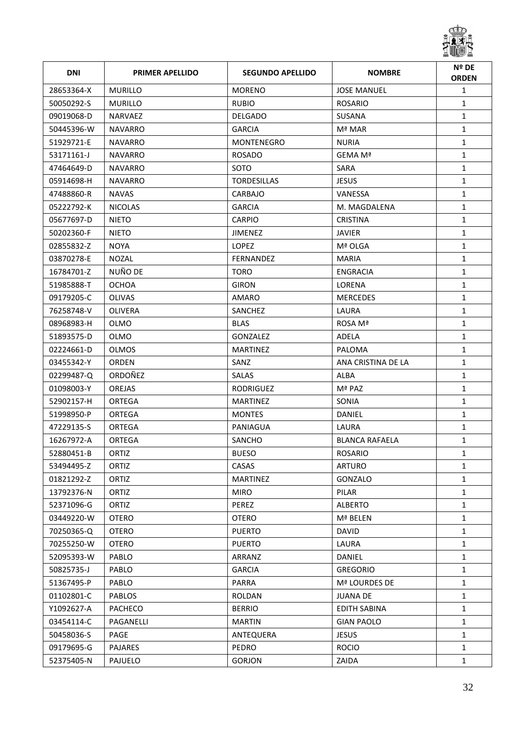| DNI | PRIMER APELLIDO | SEGUNDO APELLIDO | NOMBRE | Nº DE ORDEN |
|---|---|---|---|---|
| 28653364-X | MURILLO | MORENO | JOSE MANUEL | 1 |
| 50050292-S | MURILLO | RUBIO | ROSARIO | 1 |
| 09019068-D | NARVAEZ | DELGADO | SUSANA | 1 |
| 50445396-W | NAVARRO | GARCIA | Mª MAR | 1 |
| 51929721-E | NAVARRO | MONTENEGRO | NURIA | 1 |
| 53171161-J | NAVARRO | ROSADO | GEMA Mª | 1 |
| 47464649-D | NAVARRO | SOTO | SARA | 1 |
| 05914698-H | NAVARRO | TORDESILLAS | JESUS | 1 |
| 47488860-R | NAVAS | CARBAJO | VANESSA | 1 |
| 05222792-K | NICOLAS | GARCIA | M. MAGDALENA | 1 |
| 05677697-D | NIETO | CARPIO | CRISTINA | 1 |
| 50202360-F | NIETO | JIMENEZ | JAVIER | 1 |
| 02855832-Z | NOYA | LOPEZ | Mª OLGA | 1 |
| 03870278-E | NOZAL | FERNANDEZ | MARIA | 1 |
| 16784701-Z | NUÑO DE | TORO | ENGRACIA | 1 |
| 51985888-T | OCHOA | GIRON | LORENA | 1 |
| 09179205-C | OLIVAS | AMARO | MERCEDES | 1 |
| 76258748-V | OLIVERA | SANCHEZ | LAURA | 1 |
| 08968983-H | OLMO | BLAS | ROSA Mª | 1 |
| 51893575-D | OLMO | GONZALEZ | ADELA | 1 |
| 02224661-D | OLMOS | MARTINEZ | PALOMA | 1 |
| 03455342-Y | ORDEN | SANZ | ANA CRISTINA DE LA | 1 |
| 02299487-Q | ORDOÑEZ | SALAS | ALBA | 1 |
| 01098003-Y | OREJAS | RODRIGUEZ | Mª PAZ | 1 |
| 52902157-H | ORTEGA | MARTINEZ | SONIA | 1 |
| 51998950-P | ORTEGA | MONTES | DANIEL | 1 |
| 47229135-S | ORTEGA | PANIAGUA | LAURA | 1 |
| 16267972-A | ORTEGA | SANCHO | BLANCA RAFAELA | 1 |
| 52880451-B | ORTIZ | BUESO | ROSARIO | 1 |
| 53494495-Z | ORTIZ | CASAS | ARTURO | 1 |
| 01821292-Z | ORTIZ | MARTINEZ | GONZALO | 1 |
| 13792376-N | ORTIZ | MIRO | PILAR | 1 |
| 52371096-G | ORTIZ | PEREZ | ALBERTO | 1 |
| 03449220-W | OTERO | OTERO | Mª BELEN | 1 |
| 70250365-Q | OTERO | PUERTO | DAVID | 1 |
| 70255250-W | OTERO | PUERTO | LAURA | 1 |
| 52095393-W | PABLO | ARRANZ | DANIEL | 1 |
| 50825735-J | PABLO | GARCIA | GREGORIO | 1 |
| 51367495-P | PABLO | PARRA | Mª LOURDES DE | 1 |
| 01102801-C | PABLOS | ROLDAN | JUANA DE | 1 |
| Y1092627-A | PACHECO | BERRIO | EDITH SABINA | 1 |
| 03454114-C | PAGANELLI | MARTIN | GIAN PAOLO | 1 |
| 50458036-S | PAGE | ANTEQUERA | JESUS | 1 |
| 09179695-G | PAJARES | PEDRO | ROCIO | 1 |
| 52375405-N | PAJUELO | GORJON | ZAIDA | 1 |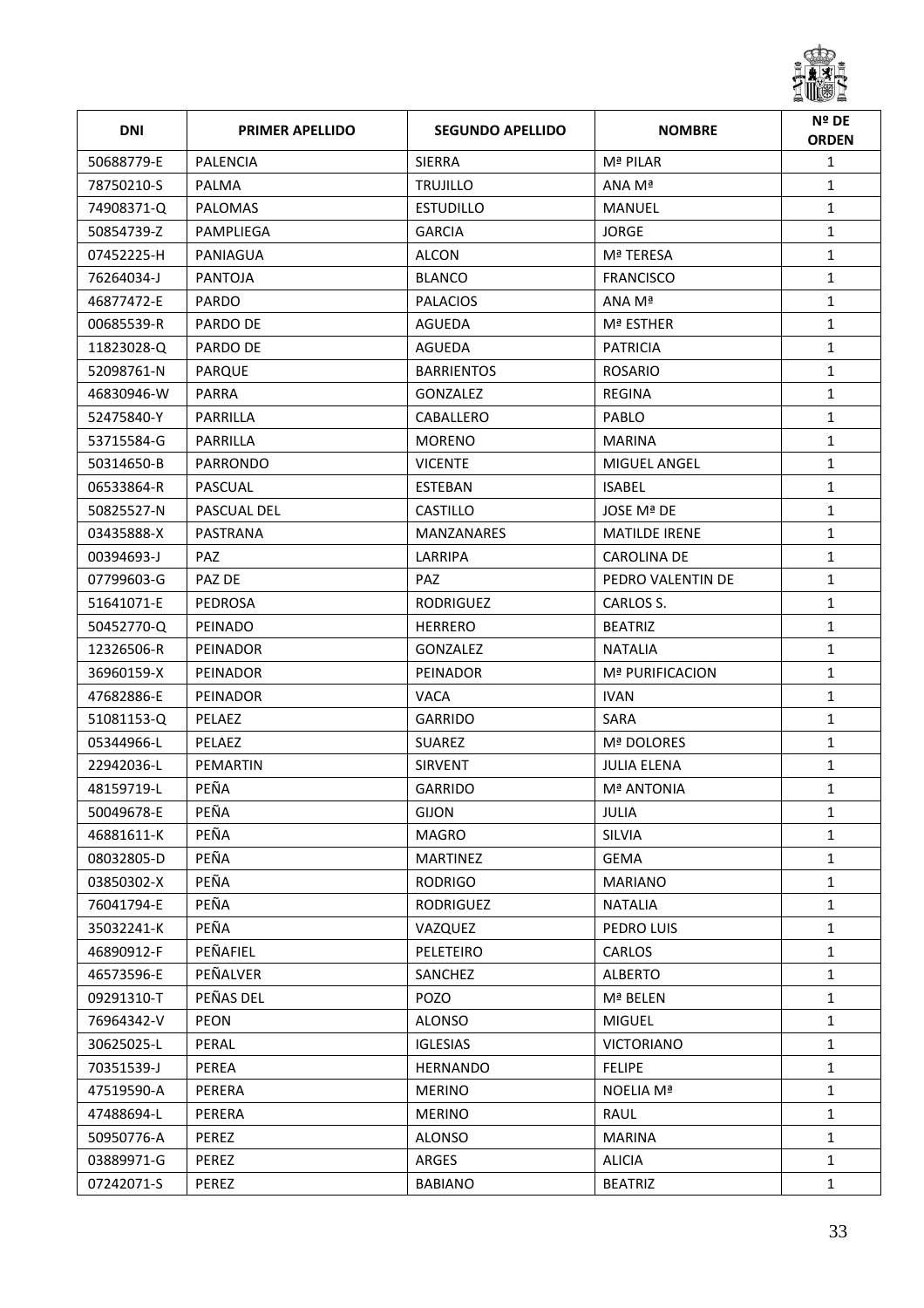| DNI | PRIMER APELLIDO | SEGUNDO APELLIDO | NOMBRE | Nº DE ORDEN |
| --- | --- | --- | --- | --- |
| 50688779-E | PALENCIA | SIERRA | Mª PILAR | 1 |
| 78750210-S | PALMA | TRUJILLO | ANA Mª | 1 |
| 74908371-Q | PALOMAS | ESTUDILLO | MANUEL | 1 |
| 50854739-Z | PAMPLIEGA | GARCIA | JORGE | 1 |
| 07452225-H | PANIAGUA | ALCON | Mª TERESA | 1 |
| 76264034-J | PANTOJA | BLANCO | FRANCISCO | 1 |
| 46877472-E | PARDO | PALACIOS | ANA Mª | 1 |
| 00685539-R | PARDO DE | AGUEDA | Mª ESTHER | 1 |
| 11823028-Q | PARDO DE | AGUEDA | PATRICIA | 1 |
| 52098761-N | PARQUE | BARRIENTOS | ROSARIO | 1 |
| 46830946-W | PARRA | GONZALEZ | REGINA | 1 |
| 52475840-Y | PARRILLA | CABALLERO | PABLO | 1 |
| 53715584-G | PARRILLA | MORENO | MARINA | 1 |
| 50314650-B | PARRONDO | VICENTE | MIGUEL ANGEL | 1 |
| 06533864-R | PASCUAL | ESTEBAN | ISABEL | 1 |
| 50825527-N | PASCUAL DEL | CASTILLO | JOSE Mª DE | 1 |
| 03435888-X | PASTRANA | MANZANARES | MATILDE IRENE | 1 |
| 00394693-J | PAZ | LARRIPA | CAROLINA DE | 1 |
| 07799603-G | PAZ DE | PAZ | PEDRO VALENTIN DE | 1 |
| 51641071-E | PEDROSA | RODRIGUEZ | CARLOS S. | 1 |
| 50452770-Q | PEINADO | HERRERO | BEATRIZ | 1 |
| 12326506-R | PEINADOR | GONZALEZ | NATALIA | 1 |
| 36960159-X | PEINADOR | PEINADOR | Mª PURIFICACION | 1 |
| 47682886-E | PEINADOR | VACA | IVAN | 1 |
| 51081153-Q | PELAEZ | GARRIDO | SARA | 1 |
| 05344966-L | PELAEZ | SUAREZ | Mª DOLORES | 1 |
| 22942036-L | PEMARTIN | SIRVENT | JULIA ELENA | 1 |
| 48159719-L | PEÑA | GARRIDO | Mª ANTONIA | 1 |
| 50049678-E | PEÑA | GIJON | JULIA | 1 |
| 46881611-K | PEÑA | MAGRO | SILVIA | 1 |
| 08032805-D | PEÑA | MARTINEZ | GEMA | 1 |
| 03850302-X | PEÑA | RODRIGO | MARIANO | 1 |
| 76041794-E | PEÑA | RODRIGUEZ | NATALIA | 1 |
| 35032241-K | PEÑA | VAZQUEZ | PEDRO LUIS | 1 |
| 46890912-F | PEÑAFIEL | PELETEIRO | CARLOS | 1 |
| 46573596-E | PEÑALVER | SANCHEZ | ALBERTO | 1 |
| 09291310-T | PEÑAS DEL | POZO | Mª BELEN | 1 |
| 76964342-V | PEON | ALONSO | MIGUEL | 1 |
| 30625025-L | PERAL | IGLESIAS | VICTORIANO | 1 |
| 70351539-J | PEREA | HERNANDO | FELIPE | 1 |
| 47519590-A | PERERA | MERINO | NOELIA Mª | 1 |
| 47488694-L | PERERA | MERINO | RAUL | 1 |
| 50950776-A | PEREZ | ALONSO | MARINA | 1 |
| 03889971-G | PEREZ | ARGES | ALICIA | 1 |
| 07242071-S | PEREZ | BABIANO | BEATRIZ | 1 |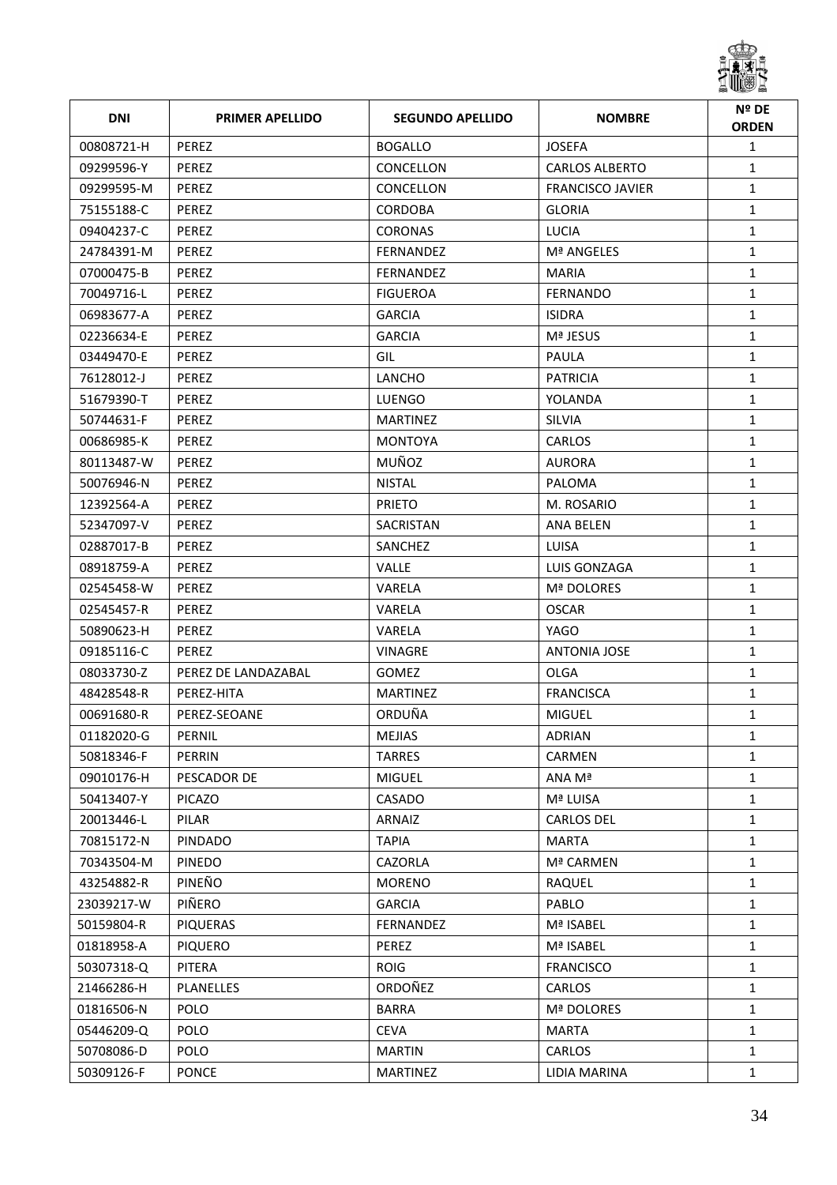| DNI | PRIMER APELLIDO | SEGUNDO APELLIDO | NOMBRE | Nº DE ORDEN |
|---|---|---|---|---|
| 00808721-H | PEREZ | BOGALLO | JOSEFA | 1 |
| 09299596-Y | PEREZ | CONCELLON | CARLOS ALBERTO | 1 |
| 09299595-M | PEREZ | CONCELLON | FRANCISCO JAVIER | 1 |
| 75155188-C | PEREZ | CORDOBA | GLORIA | 1 |
| 09404237-C | PEREZ | CORONAS | LUCIA | 1 |
| 24784391-M | PEREZ | FERNANDEZ | Mª ANGELES | 1 |
| 07000475-B | PEREZ | FERNANDEZ | MARIA | 1 |
| 70049716-L | PEREZ | FIGUEROA | FERNANDO | 1 |
| 06983677-A | PEREZ | GARCIA | ISIDRA | 1 |
| 02236634-E | PEREZ | GARCIA | Mª JESUS | 1 |
| 03449470-E | PEREZ | GIL | PAULA | 1 |
| 76128012-J | PEREZ | LANCHO | PATRICIA | 1 |
| 51679390-T | PEREZ | LUENGO | YOLANDA | 1 |
| 50744631-F | PEREZ | MARTINEZ | SILVIA | 1 |
| 00686985-K | PEREZ | MONTOYA | CARLOS | 1 |
| 80113487-W | PEREZ | MUÑOZ | AURORA | 1 |
| 50076946-N | PEREZ | NISTAL | PALOMA | 1 |
| 12392564-A | PEREZ | PRIETO | M. ROSARIO | 1 |
| 52347097-V | PEREZ | SACRISTAN | ANA BELEN | 1 |
| 02887017-B | PEREZ | SANCHEZ | LUISA | 1 |
| 08918759-A | PEREZ | VALLE | LUIS GONZAGA | 1 |
| 02545458-W | PEREZ | VARELA | Mª DOLORES | 1 |
| 02545457-R | PEREZ | VARELA | OSCAR | 1 |
| 50890623-H | PEREZ | VARELA | YAGO | 1 |
| 09185116-C | PEREZ | VINAGRE | ANTONIA JOSE | 1 |
| 08033730-Z | PEREZ DE LANDAZABAL | GOMEZ | OLGA | 1 |
| 48428548-R | PEREZ-HITA | MARTINEZ | FRANCISCA | 1 |
| 00691680-R | PEREZ-SEOANE | ORDUÑA | MIGUEL | 1 |
| 01182020-G | PERNIL | MEJIAS | ADRIAN | 1 |
| 50818346-F | PERRIN | TARRES | CARMEN | 1 |
| 09010176-H | PESCADOR DE | MIGUEL | ANA Mª | 1 |
| 50413407-Y | PICAZO | CASADO | Mª LUISA | 1 |
| 20013446-L | PILAR | ARNAIZ | CARLOS DEL | 1 |
| 70815172-N | PINDADO | TAPIA | MARTA | 1 |
| 70343504-M | PINEDO | CAZORLA | Mª CARMEN | 1 |
| 43254882-R | PINEÑO | MORENO | RAQUEL | 1 |
| 23039217-W | PIÑERO | GARCIA | PABLO | 1 |
| 50159804-R | PIQUERAS | FERNANDEZ | Mª ISABEL | 1 |
| 01818958-A | PIQUERO | PEREZ | Mª ISABEL | 1 |
| 50307318-Q | PITERA | ROIG | FRANCISCO | 1 |
| 21466286-H | PLANELLES | ORDOÑEZ | CARLOS | 1 |
| 01816506-N | POLO | BARRA | Mª DOLORES | 1 |
| 05446209-Q | POLO | CEVA | MARTA | 1 |
| 50708086-D | POLO | MARTIN | CARLOS | 1 |
| 50309126-F | PONCE | MARTINEZ | LIDIA MARINA | 1 |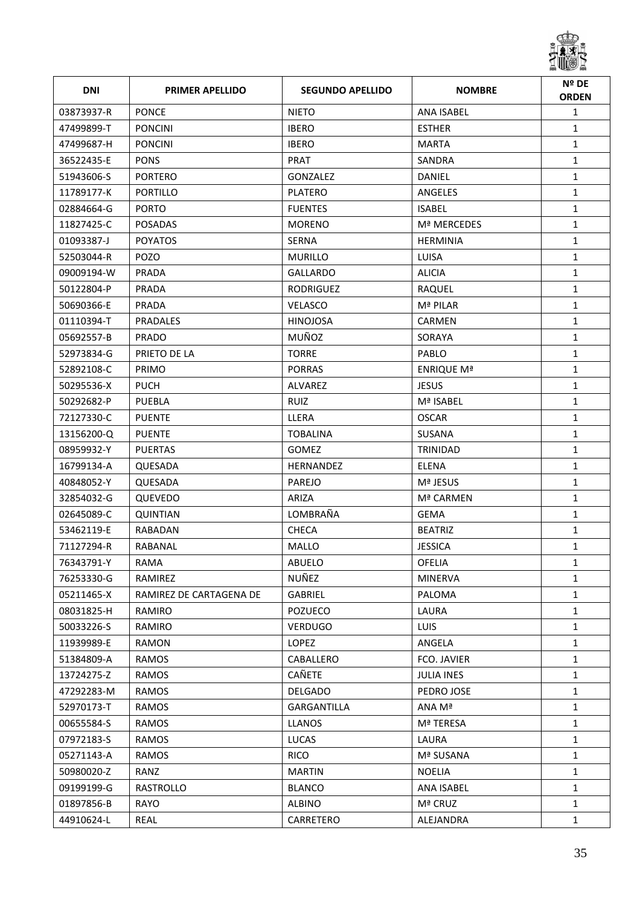| DNI | PRIMER APELLIDO | SEGUNDO APELLIDO | NOMBRE | Nº DE ORDEN |
|---|---|---|---|---|
| 03873937-R | PONCE | NIETO | ANA ISABEL | 1 |
| 47499899-T | PONCINI | IBERO | ESTHER | 1 |
| 47499687-H | PONCINI | IBERO | MARTA | 1 |
| 36522435-E | PONS | PRAT | SANDRA | 1 |
| 51943606-S | PORTERO | GONZALEZ | DANIEL | 1 |
| 11789177-K | PORTILLO | PLATERO | ANGELES | 1 |
| 02884664-G | PORTO | FUENTES | ISABEL | 1 |
| 11827425-C | POSADAS | MORENO | Mª MERCEDES | 1 |
| 01093387-J | POYATOS | SERNA | HERMINIA | 1 |
| 52503044-R | POZO | MURILLO | LUISA | 1 |
| 09009194-W | PRADA | GALLARDO | ALICIA | 1 |
| 50122804-P | PRADA | RODRIGUEZ | RAQUEL | 1 |
| 50690366-E | PRADA | VELASCO | Mª PILAR | 1 |
| 01110394-T | PRADALES | HINOJOSA | CARMEN | 1 |
| 05692557-B | PRADO | MUÑOZ | SORAYA | 1 |
| 52973834-G | PRIETO DE LA | TORRE | PABLO | 1 |
| 52892108-C | PRIMO | PORRAS | ENRIQUE Mª | 1 |
| 50295536-X | PUCH | ALVAREZ | JESUS | 1 |
| 50292682-P | PUEBLA | RUIZ | Mª ISABEL | 1 |
| 72127330-C | PUENTE | LLERA | OSCAR | 1 |
| 13156200-Q | PUENTE | TOBALINA | SUSANA | 1 |
| 08959932-Y | PUERTAS | GOMEZ | TRINIDAD | 1 |
| 16799134-A | QUESADA | HERNANDEZ | ELENA | 1 |
| 40848052-Y | QUESADA | PAREJO | Mª JESUS | 1 |
| 32854032-G | QUEVEDO | ARIZA | Mª CARMEN | 1 |
| 02645089-C | QUINTIAN | LOMBRAÑA | GEMA | 1 |
| 53462119-E | RABADAN | CHECA | BEATRIZ | 1 |
| 71127294-R | RABANAL | MALLO | JESSICA | 1 |
| 76343791-Y | RAMA | ABUELO | OFELIA | 1 |
| 76253330-G | RAMIREZ | NUÑEZ | MINERVA | 1 |
| 05211465-X | RAMIREZ DE CARTAGENA DE | GABRIEL | PALOMA | 1 |
| 08031825-H | RAMIRO | POZUECO | LAURA | 1 |
| 50033226-S | RAMIRO | VERDUGO | LUIS | 1 |
| 11939989-E | RAMON | LOPEZ | ANGELA | 1 |
| 51384809-A | RAMOS | CABALLERO | FCO. JAVIER | 1 |
| 13724275-Z | RAMOS | CAÑETE | JULIA INES | 1 |
| 47292283-M | RAMOS | DELGADO | PEDRO JOSE | 1 |
| 52970173-T | RAMOS | GARGANTILLA | ANA Mª | 1 |
| 00655584-S | RAMOS | LLANOS | Mª TERESA | 1 |
| 07972183-S | RAMOS | LUCAS | LAURA | 1 |
| 05271143-A | RAMOS | RICO | Mª SUSANA | 1 |
| 50980020-Z | RANZ | MARTIN | NOELIA | 1 |
| 09199199-G | RASTROLLO | BLANCO | ANA ISABEL | 1 |
| 01897856-B | RAYO | ALBINO | Mª CRUZ | 1 |
| 44910624-L | REAL | CARRETERO | ALEJANDRA | 1 |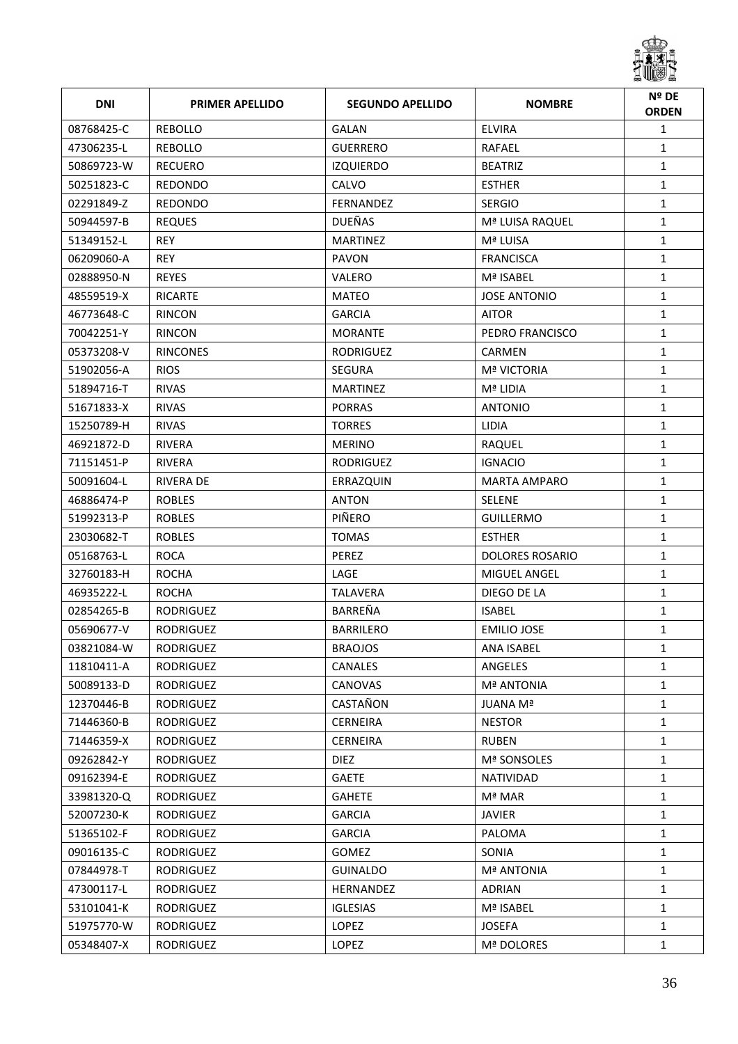| DNI | PRIMER APELLIDO | SEGUNDO APELLIDO | NOMBRE | Nº DE ORDEN |
|---|---|---|---|---|
| 08768425-C | REBOLLO | GALAN | ELVIRA | 1 |
| 47306235-L | REBOLLO | GUERRERO | RAFAEL | 1 |
| 50869723-W | RECUERO | IZQUIERDO | BEATRIZ | 1 |
| 50251823-C | REDONDO | CALVO | ESTHER | 1 |
| 02291849-Z | REDONDO | FERNANDEZ | SERGIO | 1 |
| 50944597-B | REQUES | DUEÑAS | Mª LUISA RAQUEL | 1 |
| 51349152-L | REY | MARTINEZ | Mª LUISA | 1 |
| 06209060-A | REY | PAVON | FRANCISCA | 1 |
| 02888950-N | REYES | VALERO | Mª ISABEL | 1 |
| 48559519-X | RICARTE | MATEO | JOSE ANTONIO | 1 |
| 46773648-C | RINCON | GARCIA | AITOR | 1 |
| 70042251-Y | RINCON | MORANTE | PEDRO FRANCISCO | 1 |
| 05373208-V | RINCONES | RODRIGUEZ | CARMEN | 1 |
| 51902056-A | RIOS | SEGURA | Mª VICTORIA | 1 |
| 51894716-T | RIVAS | MARTINEZ | Mª LIDIA | 1 |
| 51671833-X | RIVAS | PORRAS | ANTONIO | 1 |
| 15250789-H | RIVAS | TORRES | LIDIA | 1 |
| 46921872-D | RIVERA | MERINO | RAQUEL | 1 |
| 71151451-P | RIVERA | RODRIGUEZ | IGNACIO | 1 |
| 50091604-L | RIVERA DE | ERRAZQUIN | MARTA AMPARO | 1 |
| 46886474-P | ROBLES | ANTON | SELENE | 1 |
| 51992313-P | ROBLES | PIÑERO | GUILLERMO | 1 |
| 23030682-T | ROBLES | TOMAS | ESTHER | 1 |
| 05168763-L | ROCA | PEREZ | DOLORES ROSARIO | 1 |
| 32760183-H | ROCHA | LAGE | MIGUEL ANGEL | 1 |
| 46935222-L | ROCHA | TALAVERA | DIEGO DE LA | 1 |
| 02854265-B | RODRIGUEZ | BARREÑA | ISABEL | 1 |
| 05690677-V | RODRIGUEZ | BARRILERO | EMILIO JOSE | 1 |
| 03821084-W | RODRIGUEZ | BRAOJOS | ANA ISABEL | 1 |
| 11810411-A | RODRIGUEZ | CANALES | ANGELES | 1 |
| 50089133-D | RODRIGUEZ | CANOVAS | Mª ANTONIA | 1 |
| 12370446-B | RODRIGUEZ | CASTAÑON | JUANA Mª | 1 |
| 71446360-B | RODRIGUEZ | CERNEIRA | NESTOR | 1 |
| 71446359-X | RODRIGUEZ | CERNEIRA | RUBEN | 1 |
| 09262842-Y | RODRIGUEZ | DIEZ | Mª SONSOLES | 1 |
| 09162394-E | RODRIGUEZ | GAETE | NATIVIDAD | 1 |
| 33981320-Q | RODRIGUEZ | GAHETE | Mª MAR | 1 |
| 52007230-K | RODRIGUEZ | GARCIA | JAVIER | 1 |
| 51365102-F | RODRIGUEZ | GARCIA | PALOMA | 1 |
| 09016135-C | RODRIGUEZ | GOMEZ | SONIA | 1 |
| 07844978-T | RODRIGUEZ | GUINALDO | Mª ANTONIA | 1 |
| 47300117-L | RODRIGUEZ | HERNANDEZ | ADRIAN | 1 |
| 53101041-K | RODRIGUEZ | IGLESIAS | Mª ISABEL | 1 |
| 51975770-W | RODRIGUEZ | LOPEZ | JOSEFA | 1 |
| 05348407-X | RODRIGUEZ | LOPEZ | Mª DOLORES | 1 |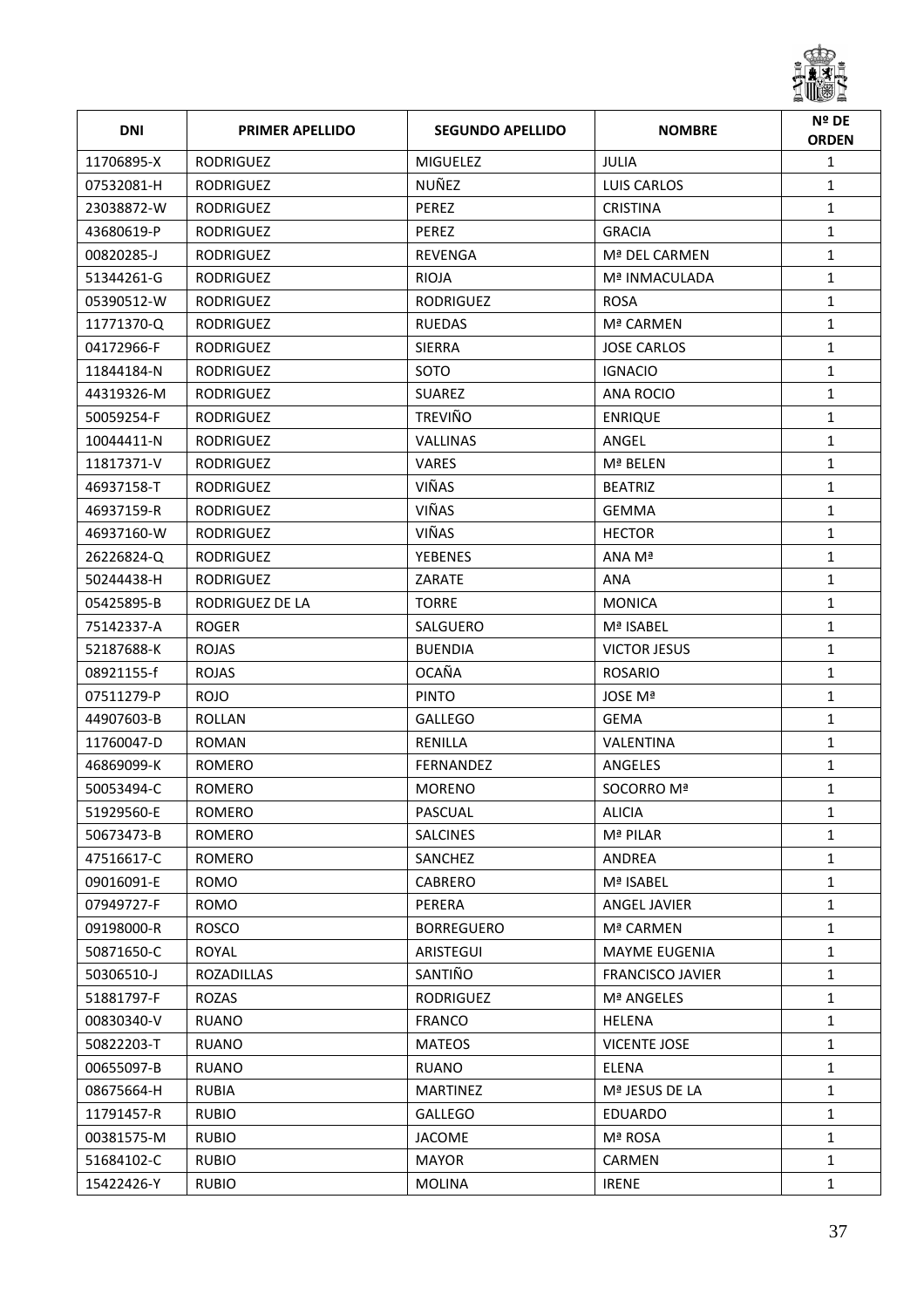| DNI | PRIMER APELLIDO | SEGUNDO APELLIDO | NOMBRE | Nº DE ORDEN |
|---|---|---|---|---|
| 11706895-X | RODRIGUEZ | MIGUELEZ | JULIA | 1 |
| 07532081-H | RODRIGUEZ | NUÑEZ | LUIS CARLOS | 1 |
| 23038872-W | RODRIGUEZ | PEREZ | CRISTINA | 1 |
| 43680619-P | RODRIGUEZ | PEREZ | GRACIA | 1 |
| 00820285-J | RODRIGUEZ | REVENGA | Mª DEL CARMEN | 1 |
| 51344261-G | RODRIGUEZ | RIOJA | Mª INMACULADA | 1 |
| 05390512-W | RODRIGUEZ | RODRIGUEZ | ROSA | 1 |
| 11771370-Q | RODRIGUEZ | RUEDAS | Mª CARMEN | 1 |
| 04172966-F | RODRIGUEZ | SIERRA | JOSE CARLOS | 1 |
| 11844184-N | RODRIGUEZ | SOTO | IGNACIO | 1 |
| 44319326-M | RODRIGUEZ | SUAREZ | ANA ROCIO | 1 |
| 50059254-F | RODRIGUEZ | TREVIÑO | ENRIQUE | 1 |
| 10044411-N | RODRIGUEZ | VALLINAS | ANGEL | 1 |
| 11817371-V | RODRIGUEZ | VARES | Mª BELEN | 1 |
| 46937158-T | RODRIGUEZ | VIÑAS | BEATRIZ | 1 |
| 46937159-R | RODRIGUEZ | VIÑAS | GEMMA | 1 |
| 46937160-W | RODRIGUEZ | VIÑAS | HECTOR | 1 |
| 26226824-Q | RODRIGUEZ | YEBENES | ANA Mª | 1 |
| 50244438-H | RODRIGUEZ | ZARATE | ANA | 1 |
| 05425895-B | RODRIGUEZ DE LA | TORRE | MONICA | 1 |
| 75142337-A | ROGER | SALGUERO | Mª ISABEL | 1 |
| 52187688-K | ROJAS | BUENDIA | VICTOR JESUS | 1 |
| 08921155-f | ROJAS | OCAÑA | ROSARIO | 1 |
| 07511279-P | ROJO | PINTO | JOSE Mª | 1 |
| 44907603-B | ROLLAN | GALLEGO | GEMA | 1 |
| 11760047-D | ROMAN | RENILLA | VALENTINA | 1 |
| 46869099-K | ROMERO | FERNANDEZ | ANGELES | 1 |
| 50053494-C | ROMERO | MORENO | SOCORRO Mª | 1 |
| 51929560-E | ROMERO | PASCUAL | ALICIA | 1 |
| 50673473-B | ROMERO | SALCINES | Mª PILAR | 1 |
| 47516617-C | ROMERO | SANCHEZ | ANDREA | 1 |
| 09016091-E | ROMO | CABRERO | Mª ISABEL | 1 |
| 07949727-F | ROMO | PERERA | ANGEL JAVIER | 1 |
| 09198000-R | ROSCO | BORREGUERO | Mª CARMEN | 1 |
| 50871650-C | ROYAL | ARISTEGUI | MAYME EUGENIA | 1 |
| 50306510-J | ROZADILLAS | SANTIÑO | FRANCISCO JAVIER | 1 |
| 51881797-F | ROZAS | RODRIGUEZ | Mª ANGELES | 1 |
| 00830340-V | RUANO | FRANCO | HELENA | 1 |
| 50822203-T | RUANO | MATEOS | VICENTE JOSE | 1 |
| 00655097-B | RUANO | RUANO | ELENA | 1 |
| 08675664-H | RUBIA | MARTINEZ | Mª JESUS DE LA | 1 |
| 11791457-R | RUBIO | GALLEGO | EDUARDO | 1 |
| 00381575-M | RUBIO | JACOME | Mª ROSA | 1 |
| 51684102-C | RUBIO | MAYOR | CARMEN | 1 |
| 15422426-Y | RUBIO | MOLINA | IRENE | 1 |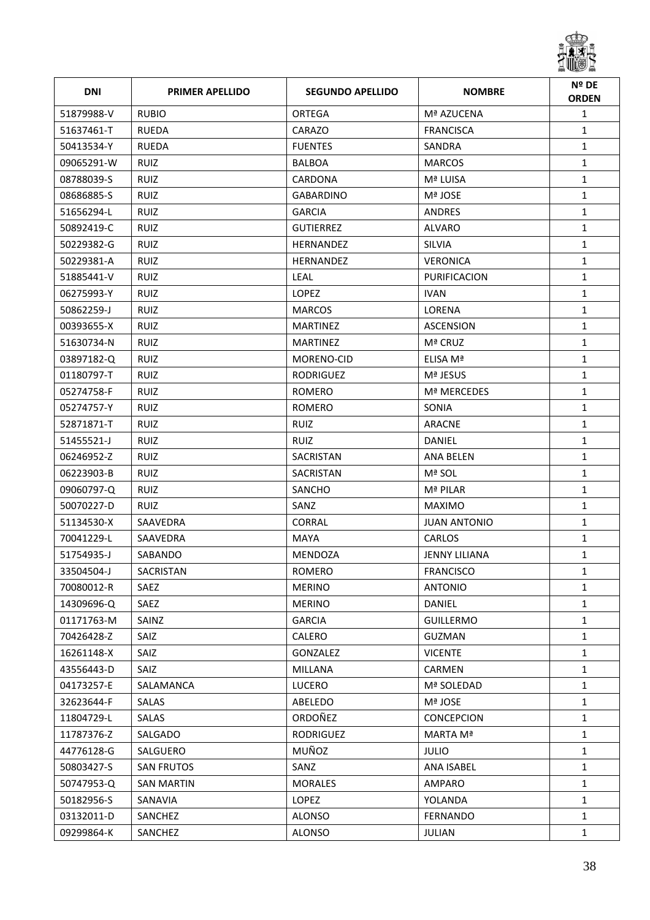| DNI | PRIMER APELLIDO | SEGUNDO APELLIDO | NOMBRE | Nº DE ORDEN |
|---|---|---|---|---|
| 51879988-V | RUBIO | ORTEGA | Mª AZUCENA | 1 |
| 51637461-T | RUEDA | CARAZO | FRANCISCA | 1 |
| 50413534-Y | RUEDA | FUENTES | SANDRA | 1 |
| 09065291-W | RUIZ | BALBOA | MARCOS | 1 |
| 08788039-S | RUIZ | CARDONA | Mª LUISA | 1 |
| 08686885-S | RUIZ | GABARDINO | Mª JOSE | 1 |
| 51656294-L | RUIZ | GARCIA | ANDRES | 1 |
| 50892419-C | RUIZ | GUTIERREZ | ALVARO | 1 |
| 50229382-G | RUIZ | HERNANDEZ | SILVIA | 1 |
| 50229381-A | RUIZ | HERNANDEZ | VERONICA | 1 |
| 51885441-V | RUIZ | LEAL | PURIFICACION | 1 |
| 06275993-Y | RUIZ | LOPEZ | IVAN | 1 |
| 50862259-J | RUIZ | MARCOS | LORENA | 1 |
| 00393655-X | RUIZ | MARTINEZ | ASCENSION | 1 |
| 51630734-N | RUIZ | MARTINEZ | Mª CRUZ | 1 |
| 03897182-Q | RUIZ | MORENO-CID | ELISA Mª | 1 |
| 01180797-T | RUIZ | RODRIGUEZ | Mª JESUS | 1 |
| 05274758-F | RUIZ | ROMERO | Mª MERCEDES | 1 |
| 05274757-Y | RUIZ | ROMERO | SONIA | 1 |
| 52871871-T | RUIZ | RUIZ | ARACNE | 1 |
| 51455521-J | RUIZ | RUIZ | DANIEL | 1 |
| 06246952-Z | RUIZ | SACRISTAN | ANA BELEN | 1 |
| 06223903-B | RUIZ | SACRISTAN | Mª SOL | 1 |
| 09060797-Q | RUIZ | SANCHO | Mª PILAR | 1 |
| 50070227-D | RUIZ | SANZ | MAXIMO | 1 |
| 51134530-X | SAAVEDRA | CORRAL | JUAN ANTONIO | 1 |
| 70041229-L | SAAVEDRA | MAYA | CARLOS | 1 |
| 51754935-J | SABANDO | MENDOZA | JENNY LILIANA | 1 |
| 33504504-J | SACRISTAN | ROMERO | FRANCISCO | 1 |
| 70080012-R | SAEZ | MERINO | ANTONIO | 1 |
| 14309696-Q | SAEZ | MERINO | DANIEL | 1 |
| 01171763-M | SAINZ | GARCIA | GUILLERMO | 1 |
| 70426428-Z | SAIZ | CALERO | GUZMAN | 1 |
| 16261148-X | SAIZ | GONZALEZ | VICENTE | 1 |
| 43556443-D | SAIZ | MILLANA | CARMEN | 1 |
| 04173257-E | SALAMANCA | LUCERO | Mª SOLEDAD | 1 |
| 32623644-F | SALAS | ABELEDO | Mª JOSE | 1 |
| 11804729-L | SALAS | ORDOÑEZ | CONCEPCION | 1 |
| 11787376-Z | SALGADO | RODRIGUEZ | MARTA Mª | 1 |
| 44776128-G | SALGUERO | MUÑOZ | JULIO | 1 |
| 50803427-S | SAN FRUTOS | SANZ | ANA ISABEL | 1 |
| 50747953-Q | SAN MARTIN | MORALES | AMPARO | 1 |
| 50182956-S | SANAVIA | LOPEZ | YOLANDA | 1 |
| 03132011-D | SANCHEZ | ALONSO | FERNANDO | 1 |
| 09299864-K | SANCHEZ | ALONSO | JULIAN | 1 |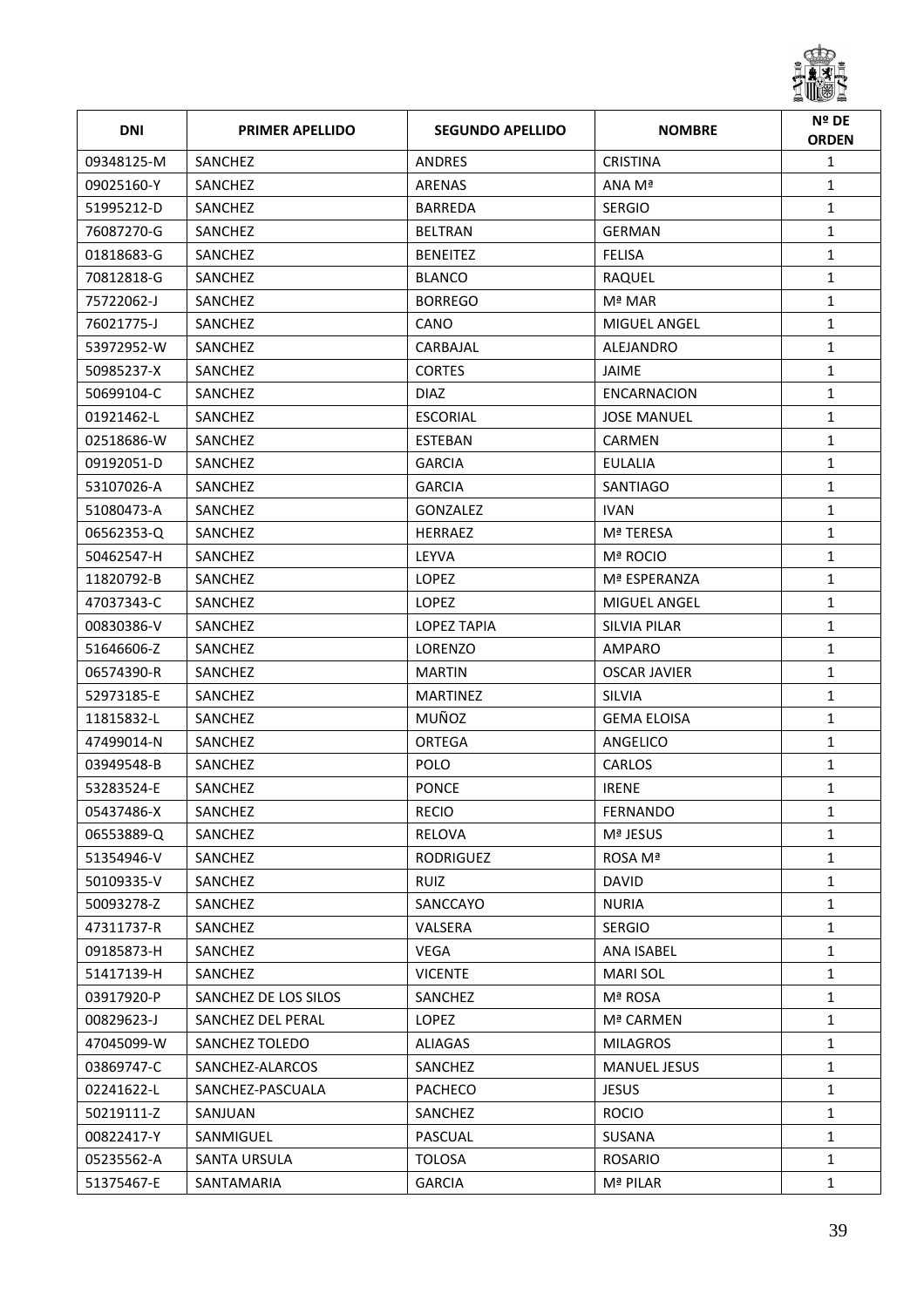| DNI | PRIMER APELLIDO | SEGUNDO APELLIDO | NOMBRE | Nº DE ORDEN |
|---|---|---|---|---|
| 09348125-M | SANCHEZ | ANDRES | CRISTINA | 1 |
| 09025160-Y | SANCHEZ | ARENAS | ANA Mª | 1 |
| 51995212-D | SANCHEZ | BARREDA | SERGIO | 1 |
| 76087270-G | SANCHEZ | BELTRAN | GERMAN | 1 |
| 01818683-G | SANCHEZ | BENEITEZ | FELISA | 1 |
| 70812818-G | SANCHEZ | BLANCO | RAQUEL | 1 |
| 75722062-J | SANCHEZ | BORREGO | Mª MAR | 1 |
| 76021775-J | SANCHEZ | CANO | MIGUEL ANGEL | 1 |
| 53972952-W | SANCHEZ | CARBAJAL | ALEJANDRO | 1 |
| 50985237-X | SANCHEZ | CORTES | JAIME | 1 |
| 50699104-C | SANCHEZ | DIAZ | ENCARNACION | 1 |
| 01921462-L | SANCHEZ | ESCORIAL | JOSE MANUEL | 1 |
| 02518686-W | SANCHEZ | ESTEBAN | CARMEN | 1 |
| 09192051-D | SANCHEZ | GARCIA | EULALIA | 1 |
| 53107026-A | SANCHEZ | GARCIA | SANTIAGO | 1 |
| 51080473-A | SANCHEZ | GONZALEZ | IVAN | 1 |
| 06562353-Q | SANCHEZ | HERRAEZ | Mª TERESA | 1 |
| 50462547-H | SANCHEZ | LEYVA | Mª ROCIO | 1 |
| 11820792-B | SANCHEZ | LOPEZ | Mª ESPERANZA | 1 |
| 47037343-C | SANCHEZ | LOPEZ | MIGUEL ANGEL | 1 |
| 00830386-V | SANCHEZ | LOPEZ TAPIA | SILVIA PILAR | 1 |
| 51646606-Z | SANCHEZ | LORENZO | AMPARO | 1 |
| 06574390-R | SANCHEZ | MARTIN | OSCAR JAVIER | 1 |
| 52973185-E | SANCHEZ | MARTINEZ | SILVIA | 1 |
| 11815832-L | SANCHEZ | MUÑOZ | GEMA ELOISA | 1 |
| 47499014-N | SANCHEZ | ORTEGA | ANGELICO | 1 |
| 03949548-B | SANCHEZ | POLO | CARLOS | 1 |
| 53283524-E | SANCHEZ | PONCE | IRENE | 1 |
| 05437486-X | SANCHEZ | RECIO | FERNANDO | 1 |
| 06553889-Q | SANCHEZ | RELOVA | Mª JESUS | 1 |
| 51354946-V | SANCHEZ | RODRIGUEZ | ROSA Mª | 1 |
| 50109335-V | SANCHEZ | RUIZ | DAVID | 1 |
| 50093278-Z | SANCHEZ | SANCCAYO | NURIA | 1 |
| 47311737-R | SANCHEZ | VALSERA | SERGIO | 1 |
| 09185873-H | SANCHEZ | VEGA | ANA ISABEL | 1 |
| 51417139-H | SANCHEZ | VICENTE | MARI SOL | 1 |
| 03917920-P | SANCHEZ DE LOS SILOS | SANCHEZ | Mª ROSA | 1 |
| 00829623-J | SANCHEZ DEL PERAL | LOPEZ | Mª CARMEN | 1 |
| 47045099-W | SANCHEZ TOLEDO | ALIAGAS | MILAGROS | 1 |
| 03869747-C | SANCHEZ-ALARCOS | SANCHEZ | MANUEL JESUS | 1 |
| 02241622-L | SANCHEZ-PASCUALA | PACHECO | JESUS | 1 |
| 50219111-Z | SANJUAN | SANCHEZ | ROCIO | 1 |
| 00822417-Y | SANMIGUEL | PASCUAL | SUSANA | 1 |
| 05235562-A | SANTA URSULA | TOLOSA | ROSARIO | 1 |
| 51375467-E | SANTAMARIA | GARCIA | Mª PILAR | 1 |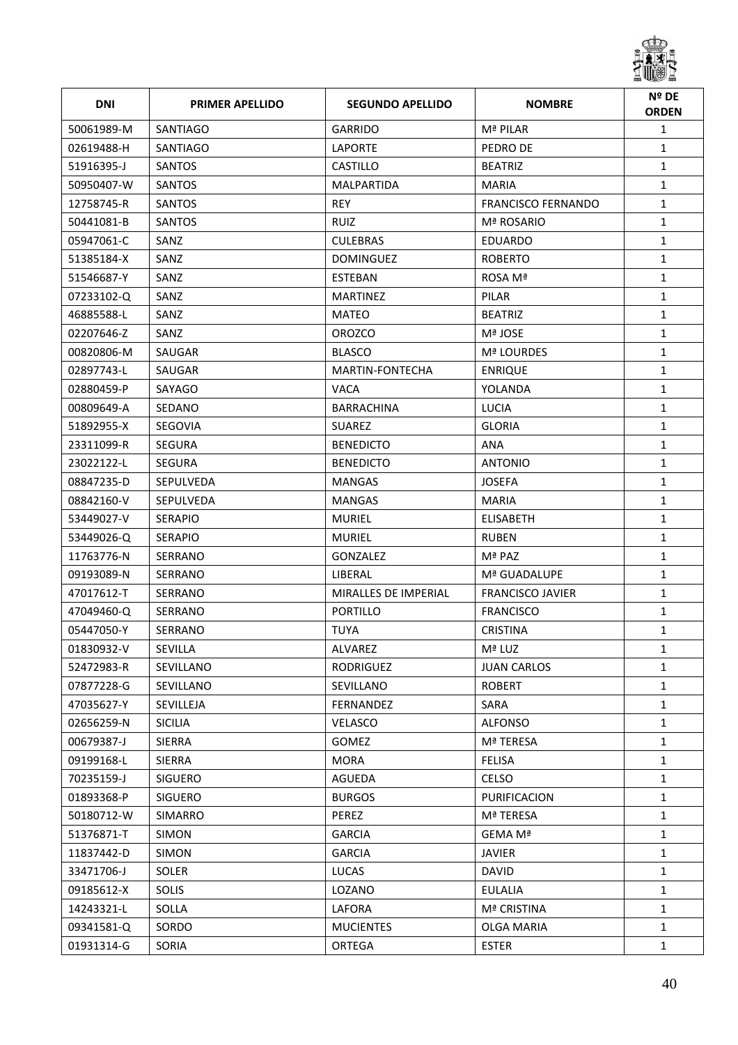| DNI | PRIMER APELLIDO | SEGUNDO APELLIDO | NOMBRE | Nº DE ORDEN |
|---|---|---|---|---|
| 50061989-M | SANTIAGO | GARRIDO | Mª PILAR | 1 |
| 02619488-H | SANTIAGO | LAPORTE | PEDRO DE | 1 |
| 51916395-J | SANTOS | CASTILLO | BEATRIZ | 1 |
| 50950407-W | SANTOS | MALPARTIDA | MARIA | 1 |
| 12758745-R | SANTOS | REY | FRANCISCO FERNANDO | 1 |
| 50441081-B | SANTOS | RUIZ | Mª ROSARIO | 1 |
| 05947061-C | SANZ | CULEBRAS | EDUARDO | 1 |
| 51385184-X | SANZ | DOMINGUEZ | ROBERTO | 1 |
| 51546687-Y | SANZ | ESTEBAN | ROSA Mª | 1 |
| 07233102-Q | SANZ | MARTINEZ | PILAR | 1 |
| 46885588-L | SANZ | MATEO | BEATRIZ | 1 |
| 02207646-Z | SANZ | OROZCO | Mª JOSE | 1 |
| 00820806-M | SAUGAR | BLASCO | Mª LOURDES | 1 |
| 02897743-L | SAUGAR | MARTIN-FONTECHA | ENRIQUE | 1 |
| 02880459-P | SAYAGO | VACA | YOLANDA | 1 |
| 00809649-A | SEDANO | BARRACHINA | LUCIA | 1 |
| 51892955-X | SEGOVIA | SUAREZ | GLORIA | 1 |
| 23311099-R | SEGURA | BENEDICTO | ANA | 1 |
| 23022122-L | SEGURA | BENEDICTO | ANTONIO | 1 |
| 08847235-D | SEPULVEDA | MANGAS | JOSEFA | 1 |
| 08842160-V | SEPULVEDA | MANGAS | MARIA | 1 |
| 53449027-V | SERAPIO | MURIEL | ELISABETH | 1 |
| 53449026-Q | SERAPIO | MURIEL | RUBEN | 1 |
| 11763776-N | SERRANO | GONZALEZ | Mª PAZ | 1 |
| 09193089-N | SERRANO | LIBERAL | Mª GUADALUPE | 1 |
| 47017612-T | SERRANO | MIRALLES DE IMPERIAL | FRANCISCO JAVIER | 1 |
| 47049460-Q | SERRANO | PORTILLO | FRANCISCO | 1 |
| 05447050-Y | SERRANO | TUYA | CRISTINA | 1 |
| 01830932-V | SEVILLA | ALVAREZ | Mª LUZ | 1 |
| 52472983-R | SEVILLANO | RODRIGUEZ | JUAN CARLOS | 1 |
| 07877228-G | SEVILLANO | SEVILLANO | ROBERT | 1 |
| 47035627-Y | SEVILLEJA | FERNANDEZ | SARA | 1 |
| 02656259-N | SICILIA | VELASCO | ALFONSO | 1 |
| 00679387-J | SIERRA | GOMEZ | Mª TERESA | 1 |
| 09199168-L | SIERRA | MORA | FELISA | 1 |
| 70235159-J | SIGUERO | AGUEDA | CELSO | 1 |
| 01893368-P | SIGUERO | BURGOS | PURIFICACION | 1 |
| 50180712-W | SIMARRO | PEREZ | Mª TERESA | 1 |
| 51376871-T | SIMON | GARCIA | GEMA Mª | 1 |
| 11837442-D | SIMON | GARCIA | JAVIER | 1 |
| 33471706-J | SOLER | LUCAS | DAVID | 1 |
| 09185612-X | SOLIS | LOZANO | EULALIA | 1 |
| 14243321-L | SOLLA | LAFORA | Mª CRISTINA | 1 |
| 09341581-Q | SORDO | MUCIENTES | OLGA MARIA | 1 |
| 01931314-G | SORIA | ORTEGA | ESTER | 1 |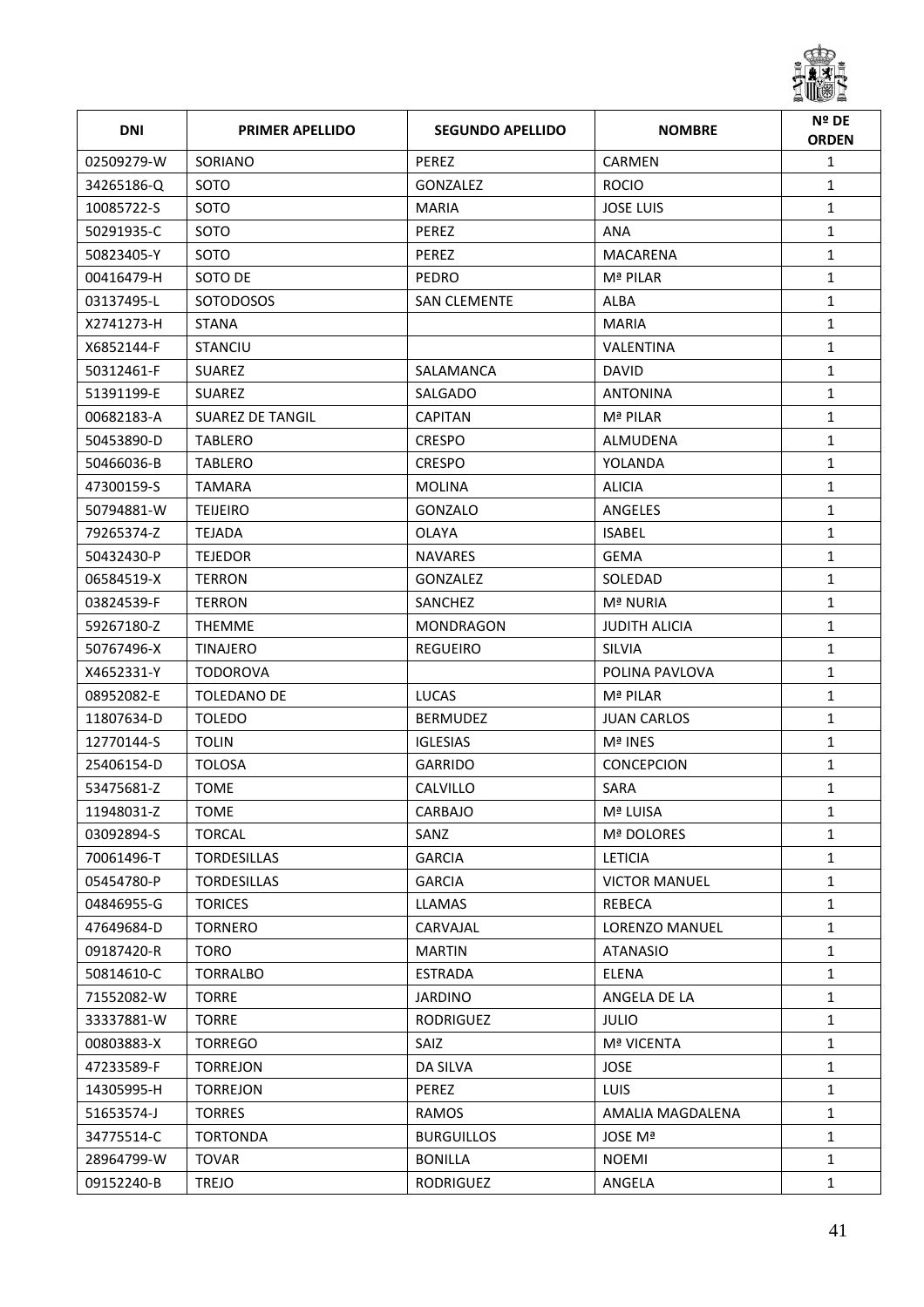| DNI | PRIMER APELLIDO | SEGUNDO APELLIDO | NOMBRE | Nº DE ORDEN |
|---|---|---|---|---|
| 02509279-W | SORIANO | PEREZ | CARMEN | 1 |
| 34265186-Q | SOTO | GONZALEZ | ROCIO | 1 |
| 10085722-S | SOTO | MARIA | JOSE LUIS | 1 |
| 50291935-C | SOTO | PEREZ | ANA | 1 |
| 50823405-Y | SOTO | PEREZ | MACARENA | 1 |
| 00416479-H | SOTO DE | PEDRO | Mª PILAR | 1 |
| 03137495-L | SOTODOSOS | SAN CLEMENTE | ALBA | 1 |
| X2741273-H | STANA | | MARIA | 1 |
| X6852144-F | STANCIU | | VALENTINA | 1 |
| 50312461-F | SUAREZ | SALAMANCA | DAVID | 1 |
| 51391199-E | SUAREZ | SALGADO | ANTONINA | 1 |
| 00682183-A | SUAREZ DE TANGIL | CAPITAN | Mª PILAR | 1 |
| 50453890-D | TABLERO | CRESPO | ALMUDENA | 1 |
| 50466036-B | TABLERO | CRESPO | YOLANDA | 1 |
| 47300159-S | TAMARA | MOLINA | ALICIA | 1 |
| 50794881-W | TEIJEIRO | GONZALO | ANGELES | 1 |
| 79265374-Z | TEJADA | OLAYA | ISABEL | 1 |
| 50432430-P | TEJEDOR | NAVARES | GEMA | 1 |
| 06584519-X | TERRON | GONZALEZ | SOLEDAD | 1 |
| 03824539-F | TERRON | SANCHEZ | Mª NURIA | 1 |
| 59267180-Z | THEMME | MONDRAGON | JUDITH ALICIA | 1 |
| 50767496-X | TINAJERO | REGUEIRO | SILVIA | 1 |
| X4652331-Y | TODOROVA | | POLINA PAVLOVA | 1 |
| 08952082-E | TOLEDANO DE | LUCAS | Mª PILAR | 1 |
| 11807634-D | TOLEDO | BERMUDEZ | JUAN CARLOS | 1 |
| 12770144-S | TOLIN | IGLESIAS | Mª INES | 1 |
| 25406154-D | TOLOSA | GARRIDO | CONCEPCION | 1 |
| 53475681-Z | TOME | CALVILLO | SARA | 1 |
| 11948031-Z | TOME | CARBAJO | Mª LUISA | 1 |
| 03092894-S | TORCAL | SANZ | Mª DOLORES | 1 |
| 70061496-T | TORDESILLAS | GARCIA | LETICIA | 1 |
| 05454780-P | TORDESILLAS | GARCIA | VICTOR MANUEL | 1 |
| 04846955-G | TORICES | LLAMAS | REBECA | 1 |
| 47649684-D | TORNERO | CARVAJAL | LORENZO MANUEL | 1 |
| 09187420-R | TORO | MARTIN | ATANASIO | 1 |
| 50814610-C | TORRALBO | ESTRADA | ELENA | 1 |
| 71552082-W | TORRE | JARDINO | ANGELA DE LA | 1 |
| 33337881-W | TORRE | RODRIGUEZ | JULIO | 1 |
| 00803883-X | TORREGO | SAIZ | Mª VICENTA | 1 |
| 47233589-F | TORREJON | DA SILVA | JOSE | 1 |
| 14305995-H | TORREJON | PEREZ | LUIS | 1 |
| 51653574-J | TORRES | RAMOS | AMALIA MAGDALENA | 1 |
| 34775514-C | TORTONDA | BURGUILLOS | JOSE Mª | 1 |
| 28964799-W | TOVAR | BONILLA | NOEMI | 1 |
| 09152240-B | TREJO | RODRIGUEZ | ANGELA | 1 |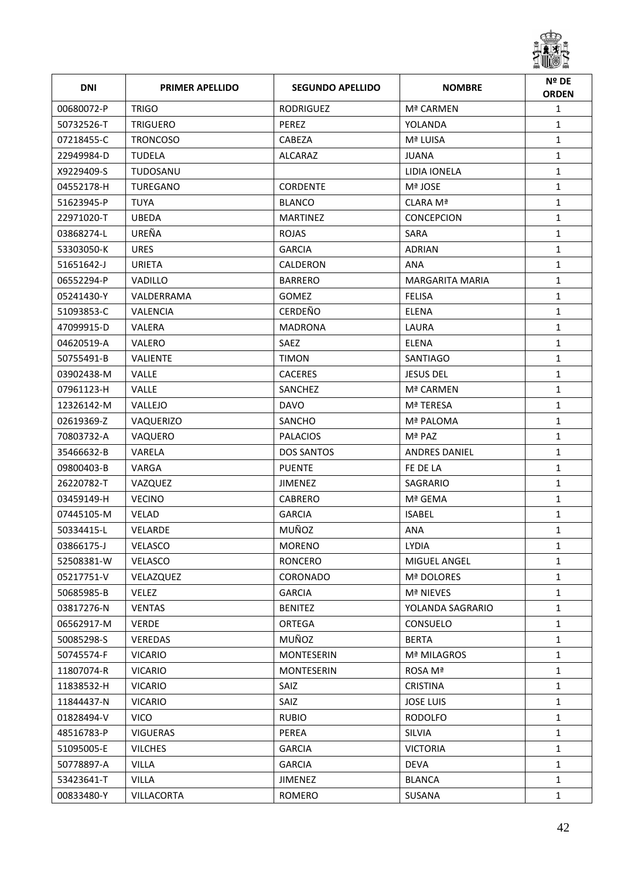| DNI | PRIMER APELLIDO | SEGUNDO APELLIDO | NOMBRE | Nº DE ORDEN |
|---|---|---|---|---|
| 00680072-P | TRIGO | RODRIGUEZ | Mª CARMEN | 1 |
| 50732526-T | TRIGUERO | PEREZ | YOLANDA | 1 |
| 07218455-C | TRONCOSO | CABEZA | Mª LUISA | 1 |
| 22949984-D | TUDELA | ALCARAZ | JUANA | 1 |
| X9229409-S | TUDOSANU | | LIDIA IONELA | 1 |
| 04552178-H | TUREGANO | CORDENTE | Mª JOSE | 1 |
| 51623945-P | TUYA | BLANCO | CLARA Mª | 1 |
| 22971020-T | UBEDA | MARTINEZ | CONCEPCION | 1 |
| 03868274-L | UREÑA | ROJAS | SARA | 1 |
| 53303050-K | URES | GARCIA | ADRIAN | 1 |
| 51651642-J | URIETA | CALDERON | ANA | 1 |
| 06552294-P | VADILLO | BARRERO | MARGARITA MARIA | 1 |
| 05241430-Y | VALDERRAMA | GOMEZ | FELISA | 1 |
| 51093853-C | VALENCIA | CERDEÑO | ELENA | 1 |
| 47099915-D | VALERA | MADRONA | LAURA | 1 |
| 04620519-A | VALERO | SAEZ | ELENA | 1 |
| 50755491-B | VALIENTE | TIMON | SANTIAGO | 1 |
| 03902438-M | VALLE | CACERES | JESUS DEL | 1 |
| 07961123-H | VALLE | SANCHEZ | Mª CARMEN | 1 |
| 12326142-M | VALLEJO | DAVO | Mª TERESA | 1 |
| 02619369-Z | VAQUERIZO | SANCHO | Mª PALOMA | 1 |
| 70803732-A | VAQUERO | PALACIOS | Mª PAZ | 1 |
| 35466632-B | VARELA | DOS SANTOS | ANDRES DANIEL | 1 |
| 09800403-B | VARGA | PUENTE | FE DE LA | 1 |
| 26220782-T | VAZQUEZ | JIMENEZ | SAGRARIO | 1 |
| 03459149-H | VECINO | CABRERO | Mª GEMA | 1 |
| 07445105-M | VELAD | GARCIA | ISABEL | 1 |
| 50334415-L | VELARDE | MUÑOZ | ANA | 1 |
| 03866175-J | VELASCO | MORENO | LYDIA | 1 |
| 52508381-W | VELASCO | RONCERO | MIGUEL ANGEL | 1 |
| 05217751-V | VELAZQUEZ | CORONADO | Mª DOLORES | 1 |
| 50685985-B | VELEZ | GARCIA | Mª NIEVES | 1 |
| 03817276-N | VENTAS | BENITEZ | YOLANDA SAGRARIO | 1 |
| 06562917-M | VERDE | ORTEGA | CONSUELO | 1 |
| 50085298-S | VEREDAS | MUÑOZ | BERTA | 1 |
| 50745574-F | VICARIO | MONTESERIN | Mª MILAGROS | 1 |
| 11807074-R | VICARIO | MONTESERIN | ROSA Mª | 1 |
| 11838532-H | VICARIO | SAIZ | CRISTINA | 1 |
| 11844437-N | VICARIO | SAIZ | JOSE LUIS | 1 |
| 01828494-V | VICO | RUBIO | RODOLFO | 1 |
| 48516783-P | VIGUERAS | PEREA | SILVIA | 1 |
| 51095005-E | VILCHES | GARCIA | VICTORIA | 1 |
| 50778897-A | VILLA | GARCIA | DEVA | 1 |
| 53423641-T | VILLA | JIMENEZ | BLANCA | 1 |
| 00833480-Y | VILLACORTA | ROMERO | SUSANA | 1 |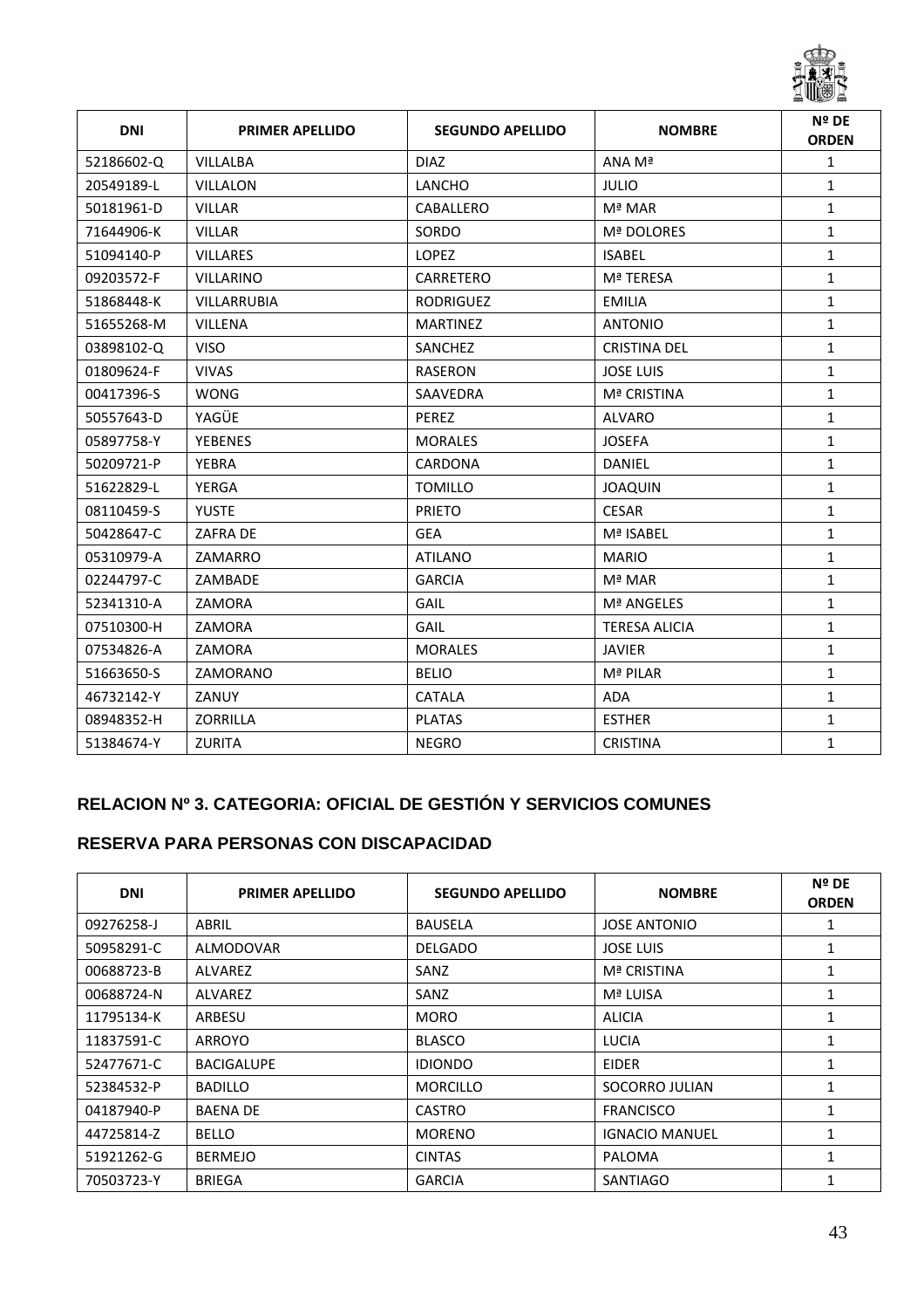| DNI | PRIMER APELLIDO | SEGUNDO APELLIDO | NOMBRE | Nº DE ORDEN |
|---|---|---|---|---|
| 52186602-Q | VILLALBA | DIAZ | ANA Mª | 1 |
| 20549189-L | VILLALON | LANCHO | JULIO | 1 |
| 50181961-D | VILLAR | CABALLERO | Mª MAR | 1 |
| 71644906-K | VILLAR | SORDO | Mª DOLORES | 1 |
| 51094140-P | VILLARES | LOPEZ | ISABEL | 1 |
| 09203572-F | VILLARINO | CARRETERO | Mª TERESA | 1 |
| 51868448-K | VILLARRUBIA | RODRIGUEZ | EMILIA | 1 |
| 51655268-M | VILLENA | MARTINEZ | ANTONIO | 1 |
| 03898102-Q | VISO | SANCHEZ | CRISTINA DEL | 1 |
| 01809624-F | VIVAS | RASERON | JOSE LUIS | 1 |
| 00417396-S | WONG | SAAVEDRA | Mª CRISTINA | 1 |
| 50557643-D | YAGÜE | PEREZ | ALVARO | 1 |
| 05897758-Y | YEBENES | MORALES | JOSEFA | 1 |
| 50209721-P | YEBRA | CARDONA | DANIEL | 1 |
| 51622829-L | YERGA | TOMILLO | JOAQUIN | 1 |
| 08110459-S | YUSTE | PRIETO | CESAR | 1 |
| 50428647-C | ZAFRA DE | GEA | Mª ISABEL | 1 |
| 05310979-A | ZAMARRO | ATILANO | MARIO | 1 |
| 02244797-C | ZAMBADE | GARCIA | Mª MAR | 1 |
| 52341310-A | ZAMORA | GAIL | Mª ANGELES | 1 |
| 07510300-H | ZAMORA | GAIL | TERESA ALICIA | 1 |
| 07534826-A | ZAMORA | MORALES | JAVIER | 1 |
| 51663650-S | ZAMORANO | BELIO | Mª PILAR | 1 |
| 46732142-Y | ZANUY | CATALA | ADA | 1 |
| 08948352-H | ZORRILLA | PLATAS | ESTHER | 1 |
| 51384674-Y | ZURITA | NEGRO | CRISTINA | 1 |

## RELACION Nº 3. CATEGORIA: OFICIAL DE GESTIÓN Y SERVICIOS COMUNES

## RESERVA PARA PERSONAS CON DISCAPACIDAD

| DNI | PRIMER APELLIDO | SEGUNDO APELLIDO | NOMBRE | Nº DE ORDEN |
|---|---|---|---|---|
| 09276258-J | ABRIL | BAUSELA | JOSE ANTONIO | 1 |
| 50958291-C | ALMODOVAR | DELGADO | JOSE LUIS | 1 |
| 00688723-B | ALVAREZ | SANZ | Mª CRISTINA | 1 |
| 00688724-N | ALVAREZ | SANZ | Mª LUISA | 1 |
| 11795134-K | ARBESU | MORO | ALICIA | 1 |
| 11837591-C | ARROYO | BLASCO | LUCIA | 1 |
| 52477671-C | BACIGALUPE | IDIONDO | EIDER | 1 |
| 52384532-P | BADILLO | MORCILLO | SOCORRO JULIAN | 1 |
| 04187940-P | BAENA DE | CASTRO | FRANCISCO | 1 |
| 44725814-Z | BELLO | MORENO | IGNACIO MANUEL | 1 |
| 51921262-G | BERMEJO | CINTAS | PALOMA | 1 |
| 70503723-Y | BRIEGA | GARCIA | SANTIAGO | 1 |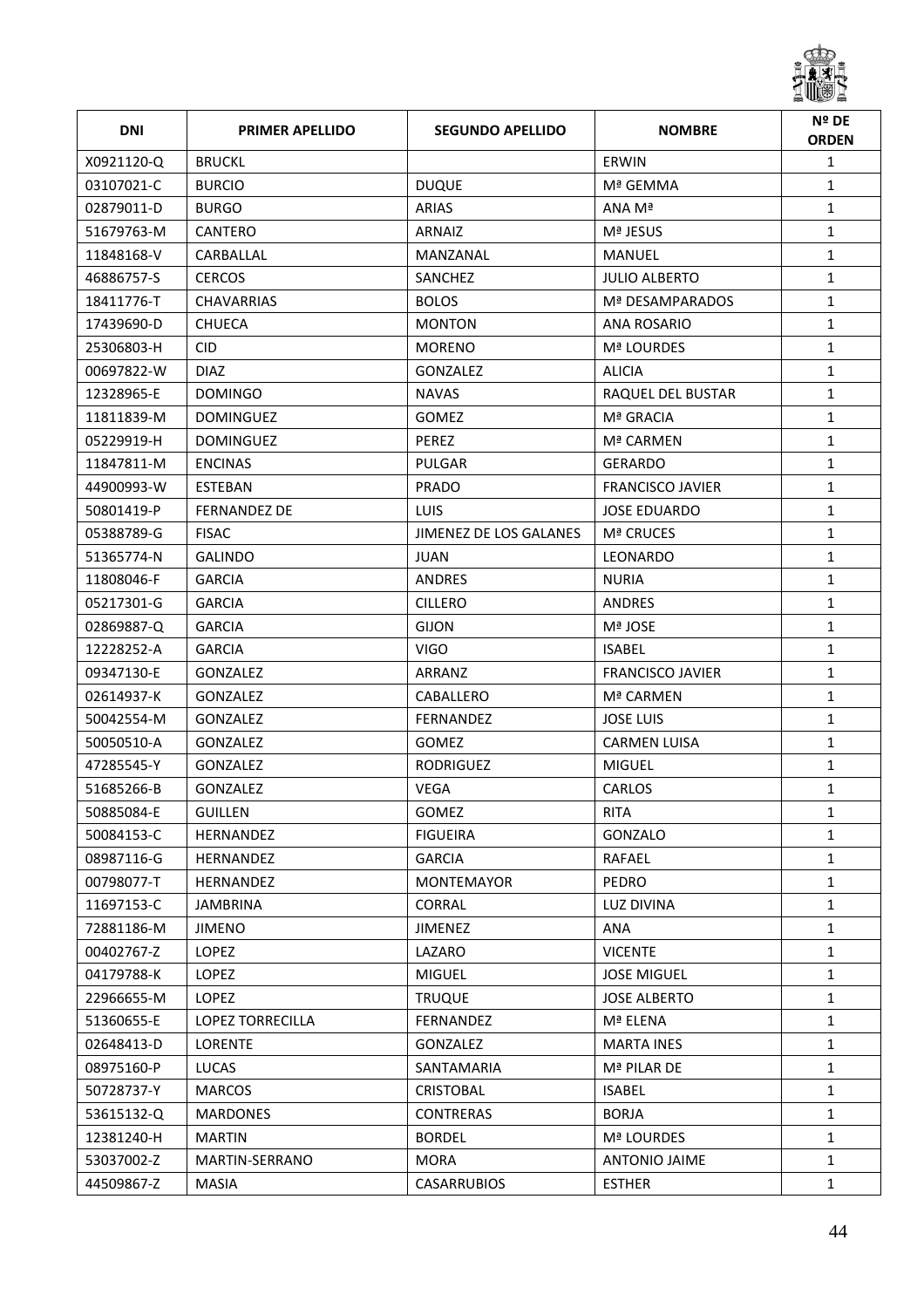| DNI | PRIMER APELLIDO | SEGUNDO APELLIDO | NOMBRE | Nº DE ORDEN |
|---|---|---|---|---|
| X0921120-Q | BRUCKL | | ERWIN | 1 |
| 03107021-C | BURCIO | DUQUE | Mª GEMMA | 1 |
| 02879011-D | BURGO | ARIAS | ANA Mª | 1 |
| 51679763-M | CANTERO | ARNAIZ | Mª JESUS | 1 |
| 11848168-V | CARBALLAL | MANZANAL | MANUEL | 1 |
| 46886757-S | CERCOS | SANCHEZ | JULIO ALBERTO | 1 |
| 18411776-T | CHAVARRIAS | BOLOS | Mª DESAMPARADOS | 1 |
| 17439690-D | CHUECA | MONTON | ANA ROSARIO | 1 |
| 25306803-H | CID | MORENO | Mª LOURDES | 1 |
| 00697822-W | DIAZ | GONZALEZ | ALICIA | 1 |
| 12328965-E | DOMINGO | NAVAS | RAQUEL DEL BUSTAR | 1 |
| 11811839-M | DOMINGUEZ | GOMEZ | Mª GRACIA | 1 |
| 05229919-H | DOMINGUEZ | PEREZ | Mª CARMEN | 1 |
| 11847811-M | ENCINAS | PULGAR | GERARDO | 1 |
| 44900993-W | ESTEBAN | PRADO | FRANCISCO JAVIER | 1 |
| 50801419-P | FERNANDEZ DE | LUIS | JOSE EDUARDO | 1 |
| 05388789-G | FISAC | JIMENEZ DE LOS GALANES | Mª CRUCES | 1 |
| 51365774-N | GALINDO | JUAN | LEONARDO | 1 |
| 11808046-F | GARCIA | ANDRES | NURIA | 1 |
| 05217301-G | GARCIA | CILLERO | ANDRES | 1 |
| 02869887-Q | GARCIA | GIJON | Mª JOSE | 1 |
| 12228252-A | GARCIA | VIGO | ISABEL | 1 |
| 09347130-E | GONZALEZ | ARRANZ | FRANCISCO JAVIER | 1 |
| 02614937-K | GONZALEZ | CABALLERO | Mª CARMEN | 1 |
| 50042554-M | GONZALEZ | FERNANDEZ | JOSE LUIS | 1 |
| 50050510-A | GONZALEZ | GOMEZ | CARMEN LUISA | 1 |
| 47285545-Y | GONZALEZ | RODRIGUEZ | MIGUEL | 1 |
| 51685266-B | GONZALEZ | VEGA | CARLOS | 1 |
| 50885084-E | GUILLEN | GOMEZ | RITA | 1 |
| 50084153-C | HERNANDEZ | FIGUEIRA | GONZALO | 1 |
| 08987116-G | HERNANDEZ | GARCIA | RAFAEL | 1 |
| 00798077-T | HERNANDEZ | MONTEMAYOR | PEDRO | 1 |
| 11697153-C | JAMBRINA | CORRAL | LUZ DIVINA | 1 |
| 72881186-M | JIMENO | JIMENEZ | ANA | 1 |
| 00402767-Z | LOPEZ | LAZARO | VICENTE | 1 |
| 04179788-K | LOPEZ | MIGUEL | JOSE MIGUEL | 1 |
| 22966655-M | LOPEZ | TRUQUE | JOSE ALBERTO | 1 |
| 51360655-E | LOPEZ TORRECILLA | FERNANDEZ | Mª ELENA | 1 |
| 02648413-D | LORENTE | GONZALEZ | MARTA INES | 1 |
| 08975160-P | LUCAS | SANTAMARIA | Mª PILAR DE | 1 |
| 50728737-Y | MARCOS | CRISTOBAL | ISABEL | 1 |
| 53615132-Q | MARDONES | CONTRERAS | BORJA | 1 |
| 12381240-H | MARTIN | BORDEL | Mª LOURDES | 1 |
| 53037002-Z | MARTIN-SERRANO | MORA | ANTONIO JAIME | 1 |
| 44509867-Z | MASIA | CASARRUBIOS | ESTHER | 1 |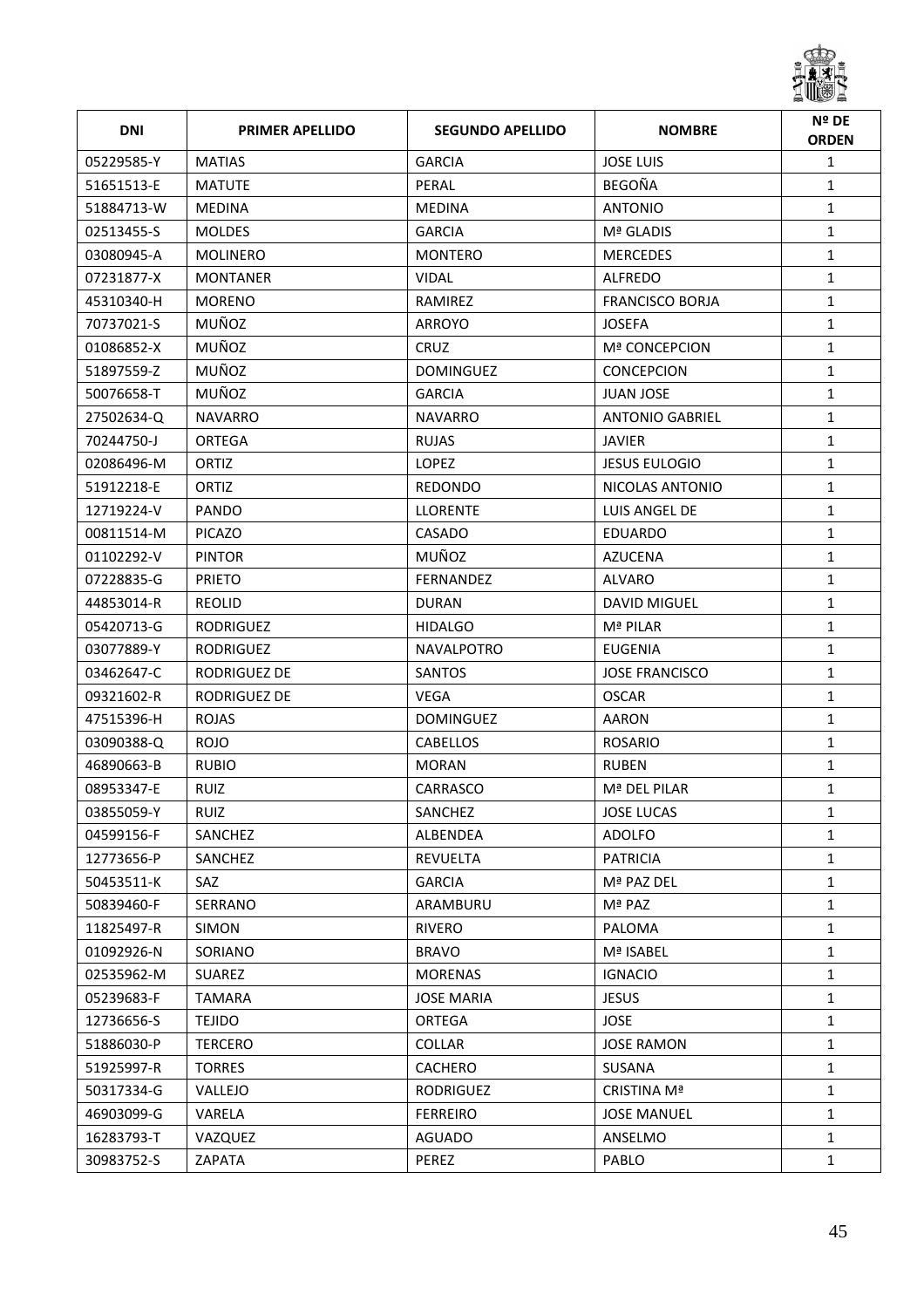| DNI | PRIMER APELLIDO | SEGUNDO APELLIDO | NOMBRE | Nº DE ORDEN |
|---|---|---|---|---|
| 05229585-Y | MATIAS | GARCIA | JOSE LUIS | 1 |
| 51651513-E | MATUTE | PERAL | BEGOÑA | 1 |
| 51884713-W | MEDINA | MEDINA | ANTONIO | 1 |
| 02513455-S | MOLDES | GARCIA | Mª GLADIS | 1 |
| 03080945-A | MOLINERO | MONTERO | MERCEDES | 1 |
| 07231877-X | MONTANER | VIDAL | ALFREDO | 1 |
| 45310340-H | MORENO | RAMIREZ | FRANCISCO BORJA | 1 |
| 70737021-S | MUÑOZ | ARROYO | JOSEFA | 1 |
| 01086852-X | MUÑOZ | CRUZ | Mª CONCEPCION | 1 |
| 51897559-Z | MUÑOZ | DOMINGUEZ | CONCEPCION | 1 |
| 50076658-T | MUÑOZ | GARCIA | JUAN JOSE | 1 |
| 27502634-Q | NAVARRO | NAVARRO | ANTONIO GABRIEL | 1 |
| 70244750-J | ORTEGA | RUJAS | JAVIER | 1 |
| 02086496-M | ORTIZ | LOPEZ | JESUS EULOGIO | 1 |
| 51912218-E | ORTIZ | REDONDO | NICOLAS ANTONIO | 1 |
| 12719224-V | PANDO | LLORENTE | LUIS ANGEL DE | 1 |
| 00811514-M | PICAZO | CASADO | EDUARDO | 1 |
| 01102292-V | PINTOR | MUÑOZ | AZUCENA | 1 |
| 07228835-G | PRIETO | FERNANDEZ | ALVARO | 1 |
| 44853014-R | REOLID | DURAN | DAVID MIGUEL | 1 |
| 05420713-G | RODRIGUEZ | HIDALGO | Mª PILAR | 1 |
| 03077889-Y | RODRIGUEZ | NAVALPOTRO | EUGENIA | 1 |
| 03462647-C | RODRIGUEZ DE | SANTOS | JOSE FRANCISCO | 1 |
| 09321602-R | RODRIGUEZ DE | VEGA | OSCAR | 1 |
| 47515396-H | ROJAS | DOMINGUEZ | AARON | 1 |
| 03090388-Q | ROJO | CABELLOS | ROSARIO | 1 |
| 46890663-B | RUBIO | MORAN | RUBEN | 1 |
| 08953347-E | RUIZ | CARRASCO | Mª DEL PILAR | 1 |
| 03855059-Y | RUIZ | SANCHEZ | JOSE LUCAS | 1 |
| 04599156-F | SANCHEZ | ALBENDEA | ADOLFO | 1 |
| 12773656-P | SANCHEZ | REVUELTA | PATRICIA | 1 |
| 50453511-K | SAZ | GARCIA | Mª PAZ DEL | 1 |
| 50839460-F | SERRANO | ARAMBURU | Mª PAZ | 1 |
| 11825497-R | SIMON | RIVERO | PALOMA | 1 |
| 01092926-N | SORIANO | BRAVO | Mª ISABEL | 1 |
| 02535962-M | SUAREZ | MORENAS | IGNACIO | 1 |
| 05239683-F | TAMARA | JOSE MARIA | JESUS | 1 |
| 12736656-S | TEJIDO | ORTEGA | JOSE | 1 |
| 51886030-P | TERCERO | COLLAR | JOSE RAMON | 1 |
| 51925997-R | TORRES | CACHERO | SUSANA | 1 |
| 50317334-G | VALLEJO | RODRIGUEZ | CRISTINA Mª | 1 |
| 46903099-G | VARELA | FERREIRO | JOSE MANUEL | 1 |
| 16283793-T | VAZQUEZ | AGUADO | ANSELMO | 1 |
| 30983752-S | ZAPATA | PEREZ | PABLO | 1 |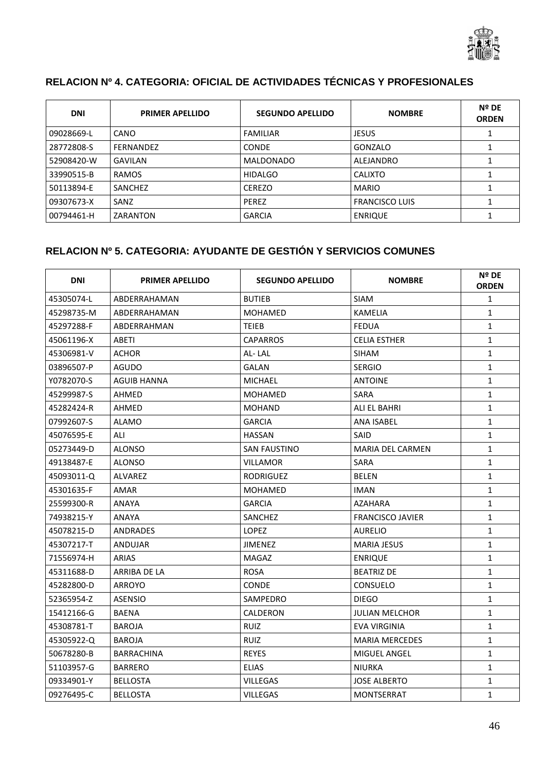## RELACION Nº 4. CATEGORIA: OFICIAL DE ACTIVIDADES TÉCNICAS Y PROFESIONALES

| DNI | PRIMER APELLIDO | SEGUNDO APELLIDO | NOMBRE | Nº DE ORDEN |
|---|---|---|---|---|
| 09028669-L | CANO | FAMILIAR | JESUS | 1 |
| 28772808-S | FERNANDEZ | CONDE | GONZALO | 1 |
| 52908420-W | GAVILAN | MALDONADO | ALEJANDRO | 1 |
| 33990515-B | RAMOS | HIDALGO | CALIXTO | 1 |
| 50113894-E | SANCHEZ | CEREZO | MARIO | 1 |
| 09307673-X | SANZ | PEREZ | FRANCISCO LUIS | 1 |
| 00794461-H | ZARANTON | GARCIA | ENRIQUE | 1 |

## RELACION Nº 5. CATEGORIA: AYUDANTE DE GESTIÓN Y SERVICIOS COMUNES

| DNI | PRIMER APELLIDO | SEGUNDO APELLIDO | NOMBRE | Nº DE ORDEN |
|---|---|---|---|---|
| 45305074-L | ABDERRAHAMAN | BUTIEB | SIAM | 1 |
| 45298735-M | ABDERRAHAMAN | MOHAMED | KAMELIA | 1 |
| 45297288-F | ABDERRAHMAN | TEIEB | FEDUA | 1 |
| 45061196-X | ABETI | CAPARROS | CELIA ESTHER | 1 |
| 45306981-V | ACHOR | AL- LAL | SIHAM | 1 |
| 03896507-P | AGUDO | GALAN | SERGIO | 1 |
| Y0782070-S | AGUIB HANNA | MICHAEL | ANTOINE | 1 |
| 45299987-S | AHMED | MOHAMED | SARA | 1 |
| 45282424-R | AHMED | MOHAND | ALI EL BAHRI | 1 |
| 07992607-S | ALAMO | GARCIA | ANA ISABEL | 1 |
| 45076595-E | ALI | HASSAN | SAID | 1 |
| 05273449-D | ALONSO | SAN FAUSTINO | MARIA DEL CARMEN | 1 |
| 49138487-E | ALONSO | VILLAMOR | SARA | 1 |
| 45093011-Q | ALVAREZ | RODRIGUEZ | BELEN | 1 |
| 45301635-F | AMAR | MOHAMED | IMAN | 1 |
| 25599300-R | ANAYA | GARCIA | AZAHARA | 1 |
| 74938215-Y | ANAYA | SANCHEZ | FRANCISCO JAVIER | 1 |
| 45078215-D | ANDRADES | LOPEZ | AURELIO | 1 |
| 45307217-T | ANDUJAR | JIMENEZ | MARIA JESUS | 1 |
| 71556974-H | ARIAS | MAGAZ | ENRIQUE | 1 |
| 45311688-D | ARRIBA DE LA | ROSA | BEATRIZ DE | 1 |
| 45282800-D | ARROYO | CONDE | CONSUELO | 1 |
| 52365954-Z | ASENSIO | SAMPEDRO | DIEGO | 1 |
| 15412166-G | BAENA | CALDERON | JULIAN MELCHOR | 1 |
| 45308781-T | BAROJA | RUIZ | EVA VIRGINIA | 1 |
| 45305922-Q | BAROJA | RUIZ | MARIA MERCEDES | 1 |
| 50678280-B | BARRACHINA | REYES | MIGUEL ANGEL | 1 |
| 51103957-G | BARRERO | ELIAS | NIURKA | 1 |
| 09334901-Y | BELLOSTA | VILLEGAS | JOSE ALBERTO | 1 |
| 09276495-C | BELLOSTA | VILLEGAS | MONTSERRAT | 1 |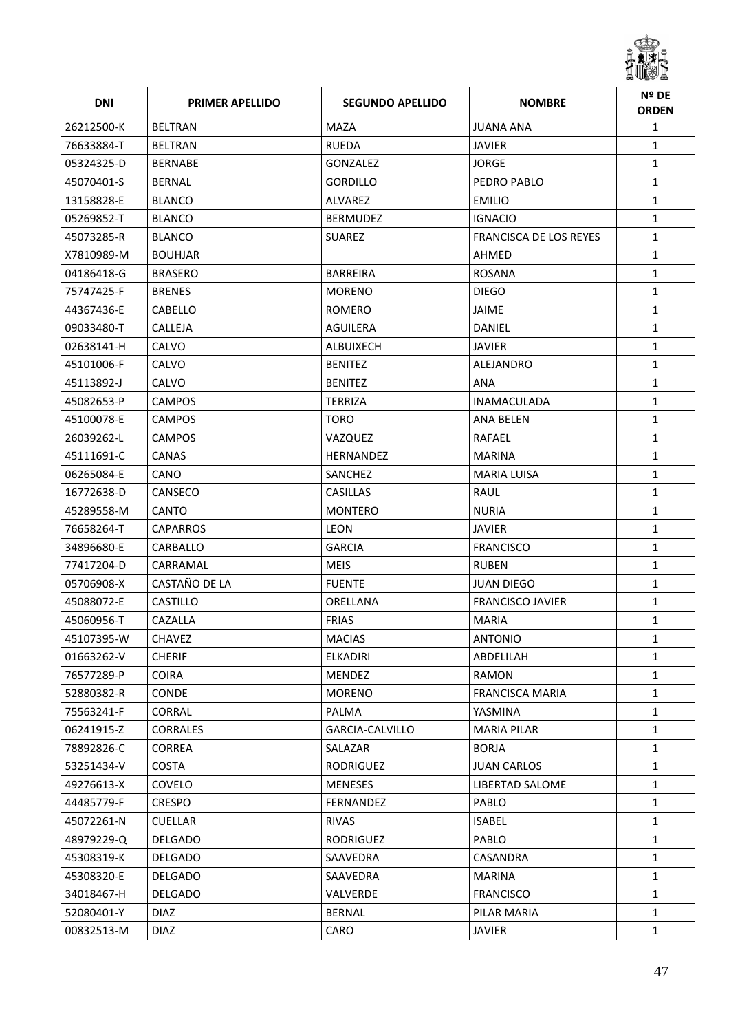| DNI | PRIMER APELLIDO | SEGUNDO APELLIDO | NOMBRE | Nº DE ORDEN |
|---|---|---|---|---|
| 26212500-K | BELTRAN | MAZA | JUANA ANA | 1 |
| 76633884-T | BELTRAN | RUEDA | JAVIER | 1 |
| 05324325-D | BERNABE | GONZALEZ | JORGE | 1 |
| 45070401-S | BERNAL | GORDILLO | PEDRO PABLO | 1 |
| 13158828-E | BLANCO | ALVAREZ | EMILIO | 1 |
| 05269852-T | BLANCO | BERMUDEZ | IGNACIO | 1 |
| 45073285-R | BLANCO | SUAREZ | FRANCISCA DE LOS REYES | 1 |
| X7810989-M | BOUHJAR | | AHMED | 1 |
| 04186418-G | BRASERO | BARREIRA | ROSANA | 1 |
| 75747425-F | BRENES | MORENO | DIEGO | 1 |
| 44367436-E | CABELLO | ROMERO | JAIME | 1 |
| 09033480-T | CALLEJA | AGUILERA | DANIEL | 1 |
| 02638141-H | CALVO | ALBUIXECH | JAVIER | 1 |
| 45101006-F | CALVO | BENITEZ | ALEJANDRO | 1 |
| 45113892-J | CALVO | BENITEZ | ANA | 1 |
| 45082653-P | CAMPOS | TERRIZA | INAMACULADA | 1 |
| 45100078-E | CAMPOS | TORO | ANA BELEN | 1 |
| 26039262-L | CAMPOS | VAZQUEZ | RAFAEL | 1 |
| 45111691-C | CANAS | HERNANDEZ | MARINA | 1 |
| 06265084-E | CANO | SANCHEZ | MARIA LUISA | 1 |
| 16772638-D | CANSECO | CASILLAS | RAUL | 1 |
| 45289558-M | CANTO | MONTERO | NURIA | 1 |
| 76658264-T | CAPARROS | LEON | JAVIER | 1 |
| 34896680-E | CARBALLO | GARCIA | FRANCISCO | 1 |
| 77417204-D | CARRAMAL | MEIS | RUBEN | 1 |
| 05706908-X | CASTAÑO DE LA | FUENTE | JUAN DIEGO | 1 |
| 45088072-E | CASTILLO | ORELLANA | FRANCISCO JAVIER | 1 |
| 45060956-T | CAZALLA | FRIAS | MARIA | 1 |
| 45107395-W | CHAVEZ | MACIAS | ANTONIO | 1 |
| 01663262-V | CHERIF | ELKADIRI | ABDELILAH | 1 |
| 76577289-P | COIRA | MENDEZ | RAMON | 1 |
| 52880382-R | CONDE | MORENO | FRANCISCA MARIA | 1 |
| 75563241-F | CORRAL | PALMA | YASMINA | 1 |
| 06241915-Z | CORRALES | GARCIA-CALVILLO | MARIA PILAR | 1 |
| 78892826-C | CORREA | SALAZAR | BORJA | 1 |
| 53251434-V | COSTA | RODRIGUEZ | JUAN CARLOS | 1 |
| 49276613-X | COVELO | MENESES | LIBERTAD SALOME | 1 |
| 44485779-F | CRESPO | FERNANDEZ | PABLO | 1 |
| 45072261-N | CUELLAR | RIVAS | ISABEL | 1 |
| 48979229-Q | DELGADO | RODRIGUEZ | PABLO | 1 |
| 45308319-K | DELGADO | SAAVEDRA | CASANDRA | 1 |
| 45308320-E | DELGADO | SAAVEDRA | MARINA | 1 |
| 34018467-H | DELGADO | VALVERDE | FRANCISCO | 1 |
| 52080401-Y | DIAZ | BERNAL | PILAR MARIA | 1 |
| 00832513-M | DIAZ | CARO | JAVIER | 1 |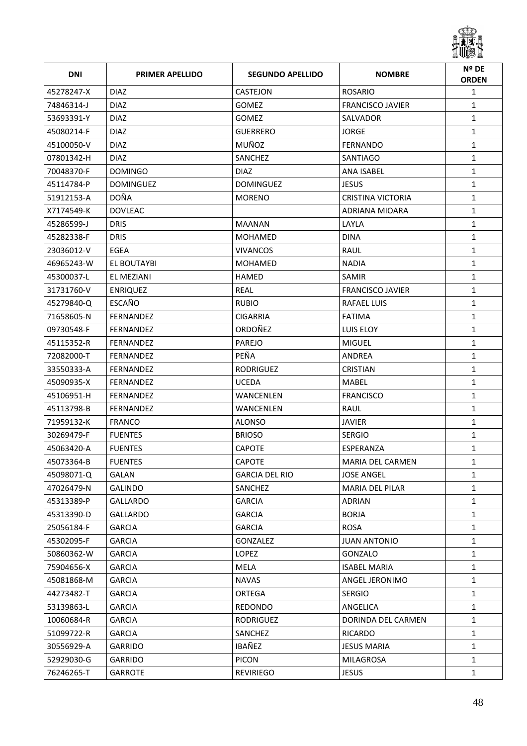| DNI | PRIMER APELLIDO | SEGUNDO APELLIDO | NOMBRE | Nº DE ORDEN |
|---|---|---|---|---|
| 45278247-X | DIAZ | CASTEJON | ROSARIO | 1 |
| 74846314-J | DIAZ | GOMEZ | FRANCISCO JAVIER | 1 |
| 53693391-Y | DIAZ | GOMEZ | SALVADOR | 1 |
| 45080214-F | DIAZ | GUERRERO | JORGE | 1 |
| 45100050-V | DIAZ | MUÑOZ | FERNANDO | 1 |
| 07801342-H | DIAZ | SANCHEZ | SANTIAGO | 1 |
| 70048370-F | DOMINGO | DIAZ | ANA ISABEL | 1 |
| 45114784-P | DOMINGUEZ | DOMINGUEZ | JESUS | 1 |
| 51912153-A | DOÑA | MORENO | CRISTINA VICTORIA | 1 |
| X7174549-K | DOVLEAC | | ADRIANA MIOARA | 1 |
| 45286599-J | DRIS | MAANAN | LAYLA | 1 |
| 45282338-F | DRIS | MOHAMED | DINA | 1 |
| 23036012-V | EGEA | VIVANCOS | RAUL | 1 |
| 46965243-W | EL BOUTAYBI | MOHAMED | NADIA | 1 |
| 45300037-L | EL MEZIANI | HAMED | SAMIR | 1 |
| 31731760-V | ENRIQUEZ | REAL | FRANCISCO JAVIER | 1 |
| 45279840-Q | ESCAÑO | RUBIO | RAFAEL LUIS | 1 |
| 71658605-N | FERNANDEZ | CIGARRIA | FATIMA | 1 |
| 09730548-F | FERNANDEZ | ORDOÑEZ | LUIS ELOY | 1 |
| 45115352-R | FERNANDEZ | PAREJO | MIGUEL | 1 |
| 72082000-T | FERNANDEZ | PEÑA | ANDREA | 1 |
| 33550333-A | FERNANDEZ | RODRIGUEZ | CRISTIAN | 1 |
| 45090935-X | FERNANDEZ | UCEDA | MABEL | 1 |
| 45106951-H | FERNANDEZ | WANCENLEN | FRANCISCO | 1 |
| 45113798-B | FERNANDEZ | WANCENLEN | RAUL | 1 |
| 71959132-K | FRANCO | ALONSO | JAVIER | 1 |
| 30269479-F | FUENTES | BRIOSO | SERGIO | 1 |
| 45063420-A | FUENTES | CAPOTE | ESPERANZA | 1 |
| 45073364-B | FUENTES | CAPOTE | MARIA DEL CARMEN | 1 |
| 45098071-Q | GALAN | GARCIA DEL RIO | JOSE ANGEL | 1 |
| 47026479-N | GALINDO | SANCHEZ | MARIA DEL PILAR | 1 |
| 45313389-P | GALLARDO | GARCIA | ADRIAN | 1 |
| 45313390-D | GALLARDO | GARCIA | BORJA | 1 |
| 25056184-F | GARCIA | GARCIA | ROSA | 1 |
| 45302095-F | GARCIA | GONZALEZ | JUAN ANTONIO | 1 |
| 50860362-W | GARCIA | LOPEZ | GONZALO | 1 |
| 75904656-X | GARCIA | MELA | ISABEL MARIA | 1 |
| 45081868-M | GARCIA | NAVAS | ANGEL JERONIMO | 1 |
| 44273482-T | GARCIA | ORTEGA | SERGIO | 1 |
| 53139863-L | GARCIA | REDONDO | ANGELICA | 1 |
| 10060684-R | GARCIA | RODRIGUEZ | DORINDA DEL CARMEN | 1 |
| 51099722-R | GARCIA | SANCHEZ | RICARDO | 1 |
| 30556929-A | GARRIDO | IBAÑEZ | JESUS MARIA | 1 |
| 52929030-G | GARRIDO | PICON | MILAGROSA | 1 |
| 76246265-T | GARROTE | REVIRIEGO | JESUS | 1 |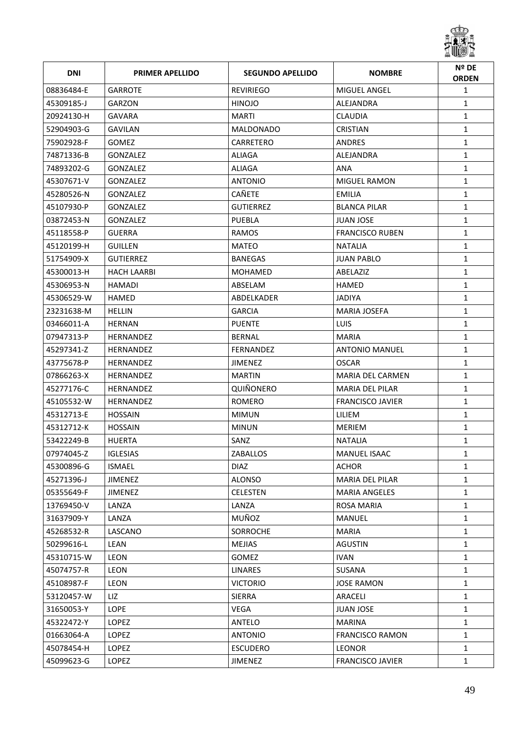| DNI | PRIMER APELLIDO | SEGUNDO APELLIDO | NOMBRE | Nº DE ORDEN |
|---|---|---|---|---|
| 08836484-E | GARROTE | REVIRIEGO | MIGUEL ANGEL | 1 |
| 45309185-J | GARZON | HINOJO | ALEJANDRA | 1 |
| 20924130-H | GAVARA | MARTI | CLAUDIA | 1 |
| 52904903-G | GAVILAN | MALDONADO | CRISTIAN | 1 |
| 75902928-F | GOMEZ | CARRETERO | ANDRES | 1 |
| 74871336-B | GONZALEZ | ALIAGA | ALEJANDRA | 1 |
| 74893202-G | GONZALEZ | ALIAGA | ANA | 1 |
| 45307671-V | GONZALEZ | ANTONIO | MIGUEL RAMON | 1 |
| 45280526-N | GONZALEZ | CAÑETE | EMILIA | 1 |
| 45107930-P | GONZALEZ | GUTIERREZ | BLANCA PILAR | 1 |
| 03872453-N | GONZALEZ | PUEBLA | JUAN JOSE | 1 |
| 45118558-P | GUERRA | RAMOS | FRANCISCO RUBEN | 1 |
| 45120199-H | GUILLEN | MATEO | NATALIA | 1 |
| 51754909-X | GUTIERREZ | BANEGAS | JUAN PABLO | 1 |
| 45300013-H | HACH LAARBI | MOHAMED | ABELAZIZ | 1 |
| 45306953-N | HAMADI | ABSELAM | HAMED | 1 |
| 45306529-W | HAMED | ABDELKADER | JADIYA | 1 |
| 23231638-M | HELLIN | GARCIA | MARIA JOSEFA | 1 |
| 03466011-A | HERNAN | PUENTE | LUIS | 1 |
| 07947313-P | HERNANDEZ | BERNAL | MARIA | 1 |
| 45297341-Z | HERNANDEZ | FERNANDEZ | ANTONIO MANUEL | 1 |
| 43775678-P | HERNANDEZ | JIMENEZ | OSCAR | 1 |
| 07866263-X | HERNANDEZ | MARTIN | MARIA DEL CARMEN | 1 |
| 45277176-C | HERNANDEZ | QUIÑONERO | MARIA DEL PILAR | 1 |
| 45105532-W | HERNANDEZ | ROMERO | FRANCISCO JAVIER | 1 |
| 45312713-E | HOSSAIN | MIMUN | LILIEM | 1 |
| 45312712-K | HOSSAIN | MINUN | MERIEM | 1 |
| 53422249-B | HUERTA | SANZ | NATALIA | 1 |
| 07974045-Z | IGLESIAS | ZABALLOS | MANUEL ISAAC | 1 |
| 45300896-G | ISMAEL | DIAZ | ACHOR | 1 |
| 45271396-J | JIMENEZ | ALONSO | MARIA DEL PILAR | 1 |
| 05355649-F | JIMENEZ | CELESTEN | MARIA ANGELES | 1 |
| 13769450-V | LANZA | LANZA | ROSA MARIA | 1 |
| 31637909-Y | LANZA | MUÑOZ | MANUEL | 1 |
| 45268532-R | LASCANO | SORROCHE | MARIA | 1 |
| 50299616-L | LEAN | MEJIAS | AGUSTIN | 1 |
| 45310715-W | LEON | GOMEZ | IVAN | 1 |
| 45074757-R | LEON | LINARES | SUSANA | 1 |
| 45108987-F | LEON | VICTORIO | JOSE RAMON | 1 |
| 53120457-W | LIZ | SIERRA | ARACELI | 1 |
| 31650053-Y | LOPE | VEGA | JUAN JOSE | 1 |
| 45322472-Y | LOPEZ | ANTELO | MARINA | 1 |
| 01663064-A | LOPEZ | ANTONIO | FRANCISCO RAMON | 1 |
| 45078454-H | LOPEZ | ESCUDERO | LEONOR | 1 |
| 45099623-G | LOPEZ | JIMENEZ | FRANCISCO JAVIER | 1 |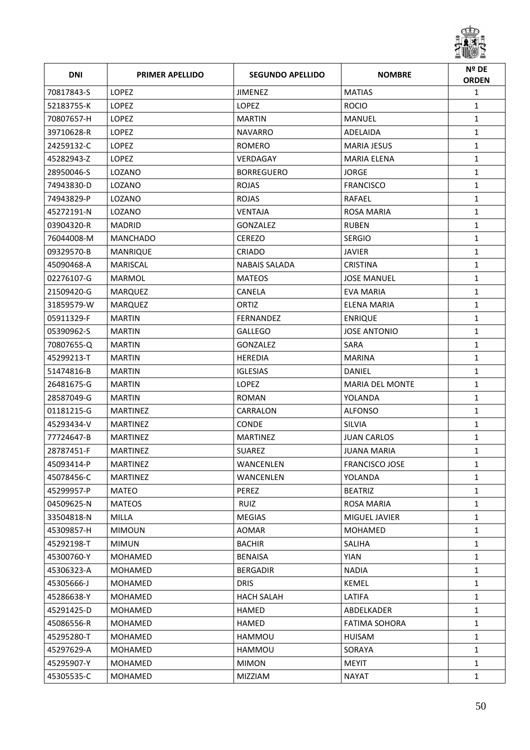| DNI | PRIMER APELLIDO | SEGUNDO APELLIDO | NOMBRE | Nº DE ORDEN |
|---|---|---|---|---|
| 70817843-S | LOPEZ | JIMENEZ | MATIAS | 1 |
| 52183755-K | LOPEZ | LOPEZ | ROCIO | 1 |
| 70807657-H | LOPEZ | MARTIN | MANUEL | 1 |
| 39710628-R | LOPEZ | NAVARRO | ADELAIDA | 1 |
| 24259132-C | LOPEZ | ROMERO | MARIA JESUS | 1 |
| 45282943-Z | LOPEZ | VERDAGAY | MARIA ELENA | 1 |
| 28950046-S | LOZANO | BORREGUERO | JORGE | 1 |
| 74943830-D | LOZANO | ROJAS | FRANCISCO | 1 |
| 74943829-P | LOZANO | ROJAS | RAFAEL | 1 |
| 45272191-N | LOZANO | VENTAJA | ROSA MARIA | 1 |
| 03904320-R | MADRID | GONZALEZ | RUBEN | 1 |
| 76044008-M | MANCHADO | CEREZO | SERGIO | 1 |
| 09329570-B | MANRIQUE | CRIADO | JAVIER | 1 |
| 45090468-A | MARISCAL | NABAIS SALADA | CRISTINA | 1 |
| 02276107-G | MARMOL | MATEOS | JOSE MANUEL | 1 |
| 21509420-G | MARQUEZ | CANELA | EVA MARIA | 1 |
| 31859579-W | MARQUEZ | ORTIZ | ELENA MARIA | 1 |
| 05911329-F | MARTIN | FERNANDEZ | ENRIQUE | 1 |
| 05390962-S | MARTIN | GALLEGO | JOSE ANTONIO | 1 |
| 70807655-Q | MARTIN | GONZALEZ | SARA | 1 |
| 45299213-T | MARTIN | HEREDIA | MARINA | 1 |
| 51474816-B | MARTIN | IGLESIAS | DANIEL | 1 |
| 26481675-G | MARTIN | LOPEZ | MARIA DEL MONTE | 1 |
| 28587049-G | MARTIN | ROMAN | YOLANDA | 1 |
| 01181215-G | MARTINEZ | CARRALON | ALFONSO | 1 |
| 45293434-V | MARTINEZ | CONDE | SILVIA | 1 |
| 77724647-B | MARTINEZ | MARTINEZ | JUAN CARLOS | 1 |
| 28787451-F | MARTINEZ | SUAREZ | JUANA MARIA | 1 |
| 45093414-P | MARTINEZ | WANCENLEN | FRANCISCO JOSE | 1 |
| 45078456-C | MARTINEZ | WANCENLEN | YOLANDA | 1 |
| 45299957-P | MATEO | PEREZ | BEATRIZ | 1 |
| 04509625-N | MATEOS | RUIZ | ROSA MARIA | 1 |
| 33504818-N | MILLA | MEGIAS | MIGUEL JAVIER | 1 |
| 45309857-H | MIMOUN | AOMAR | MOHAMED | 1 |
| 45292198-T | MIMUN | BACHIR | SALIHA | 1 |
| 45300760-Y | MOHAMED | BENAISA | YIAN | 1 |
| 45306323-A | MOHAMED | BERGADIR | NADIA | 1 |
| 45305666-J | MOHAMED | DRIS | KEMEL | 1 |
| 45286638-Y | MOHAMED | HACH SALAH | LATIFA | 1 |
| 45291425-D | MOHAMED | HAMED | ABDELKADER | 1 |
| 45086556-R | MOHAMED | HAMED | FATIMA SOHORA | 1 |
| 45295280-T | MOHAMED | HAMMOU | HUISAM | 1 |
| 45297629-A | MOHAMED | HAMMOU | SORAYA | 1 |
| 45295907-Y | MOHAMED | MIMON | MEYIT | 1 |
| 45305535-C | MOHAMED | MIZZIAM | NAYAT | 1 |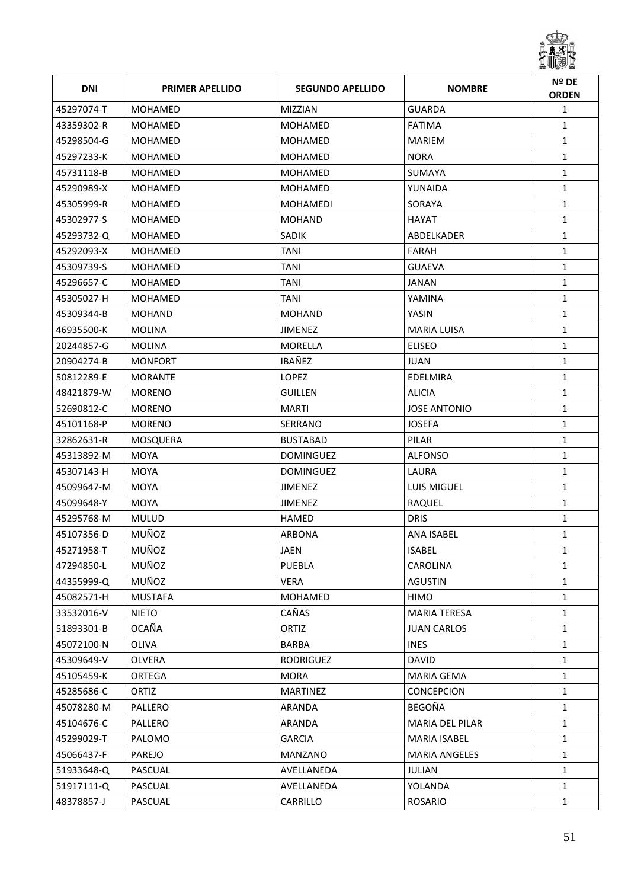| DNI | PRIMER APELLIDO | SEGUNDO APELLIDO | NOMBRE | Nº DE ORDEN |
|---|---|---|---|---|
| 45297074-T | MOHAMED | MIZZIAN | GUARDA | 1 |
| 43359302-R | MOHAMED | MOHAMED | FATIMA | 1 |
| 45298504-G | MOHAMED | MOHAMED | MARIEM | 1 |
| 45297233-K | MOHAMED | MOHAMED | NORA | 1 |
| 45731118-B | MOHAMED | MOHAMED | SUMAYA | 1 |
| 45290989-X | MOHAMED | MOHAMED | YUNAIDA | 1 |
| 45305999-R | MOHAMED | MOHAMEDI | SORAYA | 1 |
| 45302977-S | MOHAMED | MOHAND | HAYAT | 1 |
| 45293732-Q | MOHAMED | SADIK | ABDELKADER | 1 |
| 45292093-X | MOHAMED | TANI | FARAH | 1 |
| 45309739-S | MOHAMED | TANI | GUAEVA | 1 |
| 45296657-C | MOHAMED | TANI | JANAN | 1 |
| 45305027-H | MOHAMED | TANI | YAMINA | 1 |
| 45309344-B | MOHAND | MOHAND | YASIN | 1 |
| 46935500-K | MOLINA | JIMENEZ | MARIA LUISA | 1 |
| 20244857-G | MOLINA | MORELLA | ELISEO | 1 |
| 20904274-B | MONFORT | IBAÑEZ | JUAN | 1 |
| 50812289-E | MORANTE | LOPEZ | EDELMIRA | 1 |
| 48421879-W | MORENO | GUILLEN | ALICIA | 1 |
| 52690812-C | MORENO | MARTI | JOSE ANTONIO | 1 |
| 45101168-P | MORENO | SERRANO | JOSEFA | 1 |
| 32862631-R | MOSQUERA | BUSTABAD | PILAR | 1 |
| 45313892-M | MOYA | DOMINGUEZ | ALFONSO | 1 |
| 45307143-H | MOYA | DOMINGUEZ | LAURA | 1 |
| 45099647-M | MOYA | JIMENEZ | LUIS MIGUEL | 1 |
| 45099648-Y | MOYA | JIMENEZ | RAQUEL | 1 |
| 45295768-M | MULUD | HAMED | DRIS | 1 |
| 45107356-D | MUÑOZ | ARBONA | ANA ISABEL | 1 |
| 45271958-T | MUÑOZ | JAEN | ISABEL | 1 |
| 47294850-L | MUÑOZ | PUEBLA | CAROLINA | 1 |
| 44355999-Q | MUÑOZ | VERA | AGUSTIN | 1 |
| 45082571-H | MUSTAFA | MOHAMED | HIMO | 1 |
| 33532016-V | NIETO | CAÑAS | MARIA TERESA | 1 |
| 51893301-B | OCAÑA | ORTIZ | JUAN CARLOS | 1 |
| 45072100-N | OLIVA | BARBA | INES | 1 |
| 45309649-V | OLVERA | RODRIGUEZ | DAVID | 1 |
| 45105459-K | ORTEGA | MORA | MARIA GEMA | 1 |
| 45285686-C | ORTIZ | MARTINEZ | CONCEPCION | 1 |
| 45078280-M | PALLERO | ARANDA | BEGOÑA | 1 |
| 45104676-C | PALLERO | ARANDA | MARIA DEL PILAR | 1 |
| 45299029-T | PALOMO | GARCIA | MARIA ISABEL | 1 |
| 45066437-F | PAREJO | MANZANO | MARIA ANGELES | 1 |
| 51933648-Q | PASCUAL | AVELLANEDA | JULIAN | 1 |
| 51917111-Q | PASCUAL | AVELLANEDA | YOLANDA | 1 |
| 48378857-J | PASCUAL | CARRILLO | ROSARIO | 1 |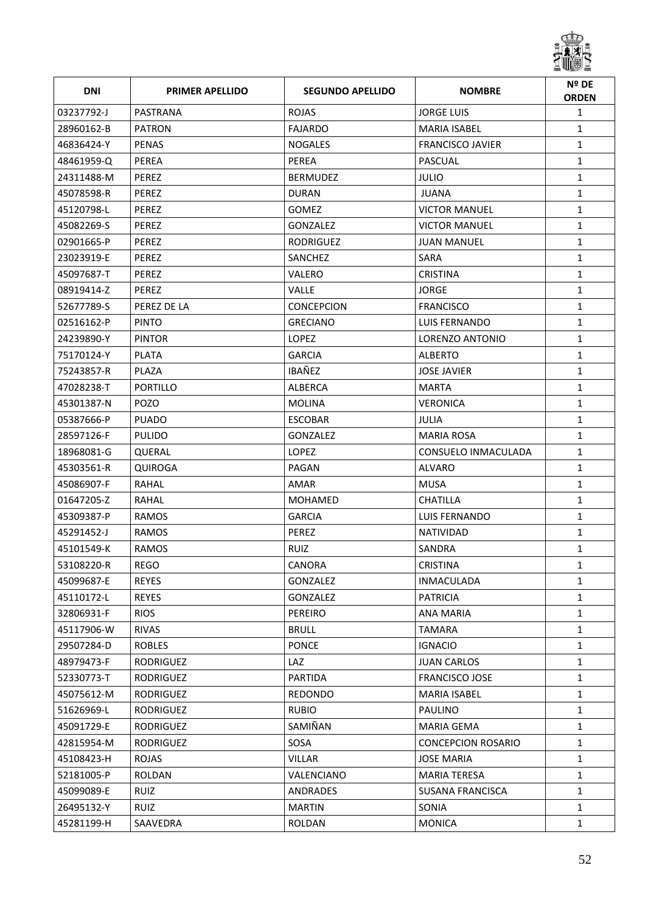| DNI | PRIMER APELLIDO | SEGUNDO APELLIDO | NOMBRE | Nº DE ORDEN |
|---|---|---|---|---|
| 03237792-J | PASTRANA | ROJAS | JORGE LUIS | 1 |
| 28960162-B | PATRON | FAJARDO | MARIA ISABEL | 1 |
| 46836424-Y | PENAS | NOGALES | FRANCISCO JAVIER | 1 |
| 48461959-Q | PEREA | PEREA | PASCUAL | 1 |
| 24311488-M | PEREZ | BERMUDEZ | JULIO | 1 |
| 45078598-R | PEREZ | DURAN | JUANA | 1 |
| 45120798-L | PEREZ | GOMEZ | VICTOR MANUEL | 1 |
| 45082269-S | PEREZ | GONZALEZ | VICTOR MANUEL | 1 |
| 02901665-P | PEREZ | RODRIGUEZ | JUAN MANUEL | 1 |
| 23023919-E | PEREZ | SANCHEZ | SARA | 1 |
| 45097687-T | PEREZ | VALERO | CRISTINA | 1 |
| 08919414-Z | PEREZ | VALLE | JORGE | 1 |
| 52677789-S | PEREZ DE LA | CONCEPCION | FRANCISCO | 1 |
| 02516162-P | PINTO | GRECIANO | LUIS FERNANDO | 1 |
| 24239890-Y | PINTOR | LOPEZ | LORENZO ANTONIO | 1 |
| 75170124-Y | PLATA | GARCIA | ALBERTO | 1 |
| 75243857-R | PLAZA | IBAÑEZ | JOSE JAVIER | 1 |
| 47028238-T | PORTILLO | ALBERCA | MARTA | 1 |
| 45301387-N | POZO | MOLINA | VERONICA | 1 |
| 05387666-P | PUADO | ESCOBAR | JULIA | 1 |
| 28597126-F | PULIDO | GONZALEZ | MARIA ROSA | 1 |
| 18968081-G | QUERAL | LOPEZ | CONSUELO INMACULADA | 1 |
| 45303561-R | QUIROGA | PAGAN | ALVARO | 1 |
| 45086907-F | RAHAL | AMAR | MUSA | 1 |
| 01647205-Z | RAHAL | MOHAMED | CHATILLA | 1 |
| 45309387-P | RAMOS | GARCIA | LUIS FERNANDO | 1 |
| 45291452-J | RAMOS | PEREZ | NATIVIDAD | 1 |
| 45101549-K | RAMOS | RUIZ | SANDRA | 1 |
| 53108220-R | REGO | CANORA | CRISTINA | 1 |
| 45099687-E | REYES | GONZALEZ | INMACULADA | 1 |
| 45110172-L | REYES | GONZALEZ | PATRICIA | 1 |
| 32806931-F | RIOS | PEREIRO | ANA MARIA | 1 |
| 45117906-W | RIVAS | BRULL | TAMARA | 1 |
| 29507284-D | ROBLES | PONCE | IGNACIO | 1 |
| 48979473-F | RODRIGUEZ | LAZ | JUAN CARLOS | 1 |
| 52330773-T | RODRIGUEZ | PARTIDA | FRANCISCO JOSE | 1 |
| 45075612-M | RODRIGUEZ | REDONDO | MARIA ISABEL | 1 |
| 51626969-L | RODRIGUEZ | RUBIO | PAULINO | 1 |
| 45091729-E | RODRIGUEZ | SAMIÑAN | MARIA GEMA | 1 |
| 42815954-M | RODRIGUEZ | SOSA | CONCEPCION ROSARIO | 1 |
| 45108423-H | ROJAS | VILLAR | JOSE MARIA | 1 |
| 52181005-P | ROLDAN | VALENCIANO | MARIA TERESA | 1 |
| 45099089-E | RUIZ | ANDRADES | SUSANA FRANCISCA | 1 |
| 26495132-Y | RUIZ | MARTIN | SONIA | 1 |
| 45281199-H | SAAVEDRA | ROLDAN | MONICA | 1 |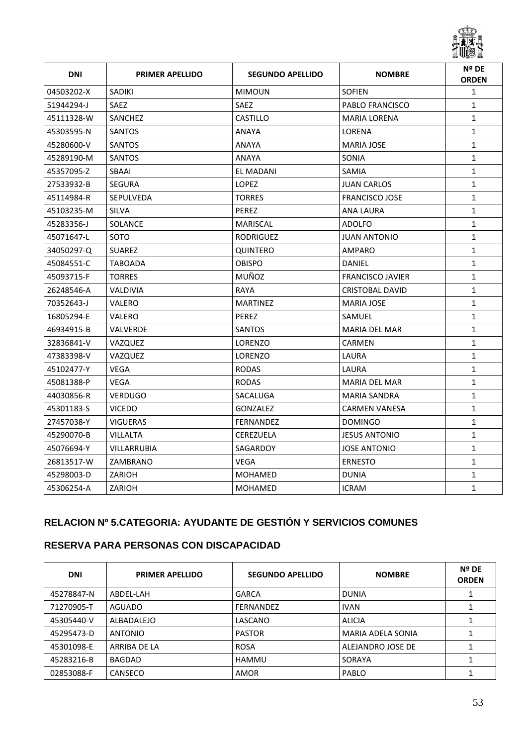| DNI | PRIMER APELLIDO | SEGUNDO APELLIDO | NOMBRE | Nº DE ORDEN |
| --- | --- | --- | --- | --- |
| 04503202-X | SADIKI | MIMOUN | SOFIEN | 1 |
| 51944294-J | SAEZ | SAEZ | PABLO FRANCISCO | 1 |
| 45111328-W | SANCHEZ | CASTILLO | MARIA LORENA | 1 |
| 45303595-N | SANTOS | ANAYA | LORENA | 1 |
| 45280600-V | SANTOS | ANAYA | MARIA JOSE | 1 |
| 45289190-M | SANTOS | ANAYA | SONIA | 1 |
| 45357095-Z | SBAAI | EL MADANI | SAMIA | 1 |
| 27533932-B | SEGURA | LOPEZ | JUAN CARLOS | 1 |
| 45114984-R | SEPULVEDA | TORRES | FRANCISCO JOSE | 1 |
| 45103235-M | SILVA | PEREZ | ANA LAURA | 1 |
| 45283356-J | SOLANCE | MARISCAL | ADOLFO | 1 |
| 45071647-L | SOTO | RODRIGUEZ | JUAN ANTONIO | 1 |
| 34050297-Q | SUAREZ | QUINTERO | AMPARO | 1 |
| 45084551-C | TABOADA | OBISPO | DANIEL | 1 |
| 45093715-F | TORRES | MUÑOZ | FRANCISCO JAVIER | 1 |
| 26248546-A | VALDIVIA | RAYA | CRISTOBAL DAVID | 1 |
| 70352643-J | VALERO | MARTINEZ | MARIA JOSE | 1 |
| 16805294-E | VALERO | PEREZ | SAMUEL | 1 |
| 46934915-B | VALVERDE | SANTOS | MARIA DEL MAR | 1 |
| 32836841-V | VAZQUEZ | LORENZO | CARMEN | 1 |
| 47383398-V | VAZQUEZ | LORENZO | LAURA | 1 |
| 45102477-Y | VEGA | RODAS | LAURA | 1 |
| 45081388-P | VEGA | RODAS | MARIA DEL MAR | 1 |
| 44030856-R | VERDUGO | SACALUGA | MARIA SANDRA | 1 |
| 45301183-S | VICEDO | GONZALEZ | CARMEN VANESA | 1 |
| 27457038-Y | VIGUERAS | FERNANDEZ | DOMINGO | 1 |
| 45290070-B | VILLALTA | CEREZUELA | JESUS ANTONIO | 1 |
| 45076694-Y | VILLARRUBIA | SAGARDOY | JOSE ANTONIO | 1 |
| 26813517-W | ZAMBRANO | VEGA | ERNESTO | 1 |
| 45298003-D | ZARIOH | MOHAMED | DUNIA | 1 |
| 45306254-A | ZARIOH | MOHAMED | ICRAM | 1 |

## RELACION Nº 5.CATEGORIA: AYUDANTE DE GESTIÓN Y SERVICIOS COMUNES

## RESERVA PARA PERSONAS CON DISCAPACIDAD

| DNI | PRIMER APELLIDO | SEGUNDO APELLIDO | NOMBRE | Nº DE ORDEN |
| --- | --- | --- | --- | --- |
| 45278847-N | ABDEL-LAH | GARCA | DUNIA | 1 |
| 71270905-T | AGUADO | FERNANDEZ | IVAN | 1 |
| 45305440-V | ALBADALEJO | LASCANO | ALICIA | 1 |
| 45295473-D | ANTONIO | PASTOR | MARIA ADELA SONIA | 1 |
| 45301098-E | ARRIBA DE LA | ROSA | ALEJANDRO JOSE DE | 1 |
| 45283216-B | BAGDAD | HAMMU | SORAYA | 1 |
| 02853088-F | CANSECO | AMOR | PABLO | 1 |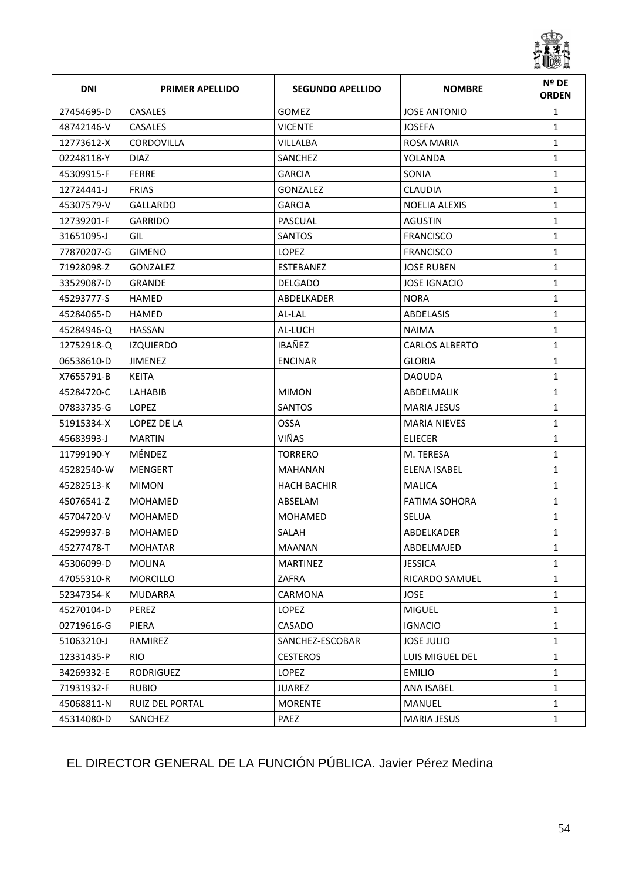| DNI | PRIMER APELLIDO | SEGUNDO APELLIDO | NOMBRE | Nº DE ORDEN |
|---|---|---|---|---|
| 27454695-D | CASALES | GOMEZ | JOSE ANTONIO | 1 |
| 48742146-V | CASALES | VICENTE | JOSEFA | 1 |
| 12773612-X | CORDOVILLA | VILLALBA | ROSA MARIA | 1 |
| 02248118-Y | DIAZ | SANCHEZ | YOLANDA | 1 |
| 45309915-F | FERRE | GARCIA | SONIA | 1 |
| 12724441-J | FRIAS | GONZALEZ | CLAUDIA | 1 |
| 45307579-V | GALLARDO | GARCIA | NOELIA ALEXIS | 1 |
| 12739201-F | GARRIDO | PASCUAL | AGUSTIN | 1 |
| 31651095-J | GIL | SANTOS | FRANCISCO | 1 |
| 77870207-G | GIMENO | LOPEZ | FRANCISCO | 1 |
| 71928098-Z | GONZALEZ | ESTEBANEZ | JOSE RUBEN | 1 |
| 33529087-D | GRANDE | DELGADO | JOSE IGNACIO | 1 |
| 45293777-S | HAMED | ABDELKADER | NORA | 1 |
| 45284065-D | HAMED | AL-LAL | ABDELASIS | 1 |
| 45284946-Q | HASSAN | AL-LUCH | NAIMA | 1 |
| 12752918-Q | IZQUIERDO | IBAÑEZ | CARLOS ALBERTO | 1 |
| 06538610-D | JIMENEZ | ENCINAR | GLORIA | 1 |
| X7655791-B | KEITA | | DAOUDA | 1 |
| 45284720-C | LAHABIB | MIMON | ABDELMALIK | 1 |
| 07833735-G | LOPEZ | SANTOS | MARIA JESUS | 1 |
| 51915334-X | LOPEZ DE LA | OSSA | MARIA NIEVES | 1 |
| 45683993-J | MARTIN | VIÑAS | ELIECER | 1 |
| 11799190-Y | MÉNDEZ | TORRERO | M. TERESA | 1 |
| 45282540-W | MENGERT | MAHANAN | ELENA ISABEL | 1 |
| 45282513-K | MIMON | HACH BACHIR | MALICA | 1 |
| 45076541-Z | MOHAMED | ABSELAM | FATIMA SOHORA | 1 |
| 45704720-V | MOHAMED | MOHAMED | SELUA | 1 |
| 45299937-B | MOHAMED | SALAH | ABDELKADER | 1 |
| 45277478-T | MOHATAR | MAANAN | ABDELMAJED | 1 |
| 45306099-D | MOLINA | MARTINEZ | JESSICA | 1 |
| 47055310-R | MORCILLO | ZAFRA | RICARDO SAMUEL | 1 |
| 52347354-K | MUDARRA | CARMONA | JOSE | 1 |
| 45270104-D | PEREZ | LOPEZ | MIGUEL | 1 |
| 02719616-G | PIERA | CASADO | IGNACIO | 1 |
| 51063210-J | RAMIREZ | SANCHEZ-ESCOBAR | JOSE JULIO | 1 |
| 12331435-P | RIO | CESTEROS | LUIS MIGUEL DEL | 1 |
| 34269332-E | RODRIGUEZ | LOPEZ | EMILIO | 1 |
| 71931932-F | RUBIO | JUAREZ | ANA ISABEL | 1 |
| 45068811-N | RUIZ DEL PORTAL | MORENTE | MANUEL | 1 |
| 45314080-D | SANCHEZ | PAEZ | MARIA JESUS | 1 |

EL DIRECTOR GENERAL DE LA FUNCIÓN PÚBLICA. Javier Pérez Medina